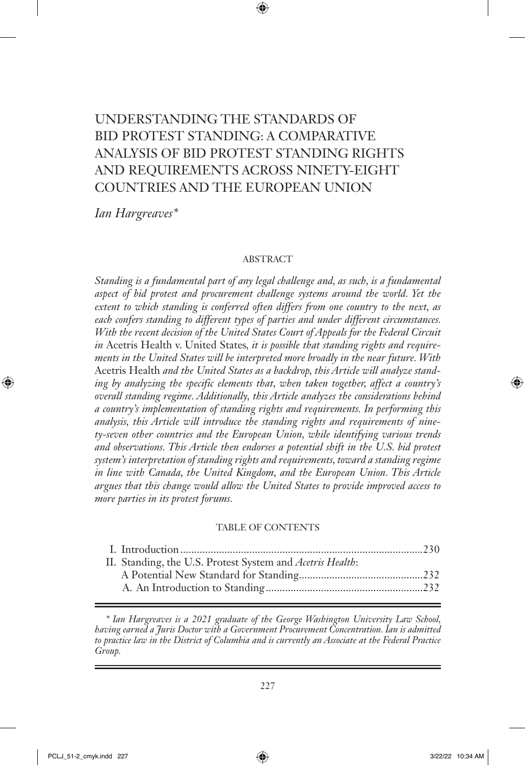# UNDERSTANDING THE STANDARDS OF BID PROTEST STANDING: A COMPARATIVE ANALYSIS OF BID PROTEST STANDING RIGHTS AND REQUIREMENTS ACROSS NINETY-EIGHT COUNTRIES AND THE EUROPEAN UNION

*Ian Hargreaves\**

## ABSTRACT

*Standing is a fundamental part of any legal challenge and, as such, is a fundamental aspect of bid protest and procurement challenge systems around the world. Yet the extent to which standing is conferred often differs from one country to the next, as each confers standing to different types of parties and under different circumstances. With the recent decision of the United States Court of Appeals for the Federal Circuit in* Acetris Health v. United States*, it is possible that standing rights and requirements in the United States will be interpreted more broadly in the near future. With* Acetris Health *and the United States as a backdrop, this Article will analyze standing by analyzing the specific elements that, when taken together, affect a country's overall standing regime. Additionally, this Article analyzes the considerations behind a country's implementation of standing rights and requirements. In performing this analysis, this Article will introduce the standing rights and requirements of ninety-seven other countries and the European Union, while identifying various trends and observations. This Article then endorses a potential shift in the U.S. bid protest system's interpretation of standing rights and requirements, toward a standing regime in line with Canada, the United Kingdom, and the European Union. This Article argues that this change would allow the United States to provide improved access to more parties in its protest forums.*

## TABLE OF CONTENTS

I. Introduction ........................................................................................230

II. Standing, the U.S. Protest System and *Acetris Health*: A Potential New Standard for Standing............................................232

A. An Introduction to Standing.........................................................232

---

\* *Ian Hargreaves is a 2021 graduate of the George Washington University Law School, having earned a Juris Doctor with a Government Procurement Concentration. Ian is admitted to practice law in the District of Columbia and is currently an Associate at the Federal Practice Group.*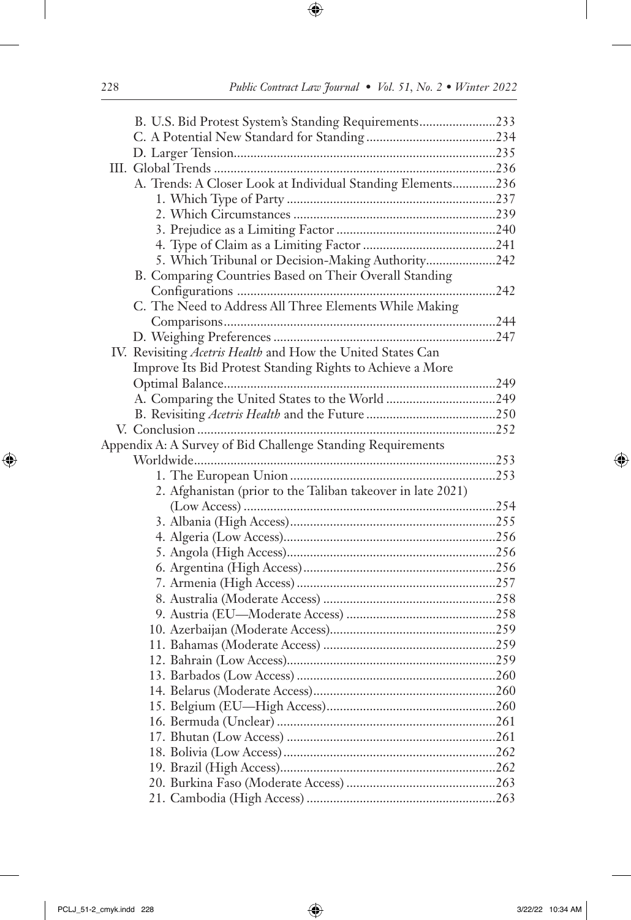B. U.S. Bid Protest System's Standing Requirements .......................233
C. A Potential New Standard for Standing .......................................234
D. Larger Tension..............................................................................235

III. Global Trends .....................................................................................236

A. Trends: A Closer Look at Individual Standing Elements.............236
1. Which Type of Party ...............................................................237
2. Which Circumstances .............................................................239
3. Prejudice as a Limiting Factor ................................................240
4. Type of Claim as a Limiting Factor ........................................241
5. Which Tribunal or Decision-Making Authority.....................242

B. Comparing Countries Based on Their Overall Standing Configurations ..............................................................................242
C. The Need to Address All Three Elements While Making Comparisons.................................................................................244
D. Weighing Preferences ...................................................................247

IV. Revisiting *Acetris Health* and How the United States Can Improve Its Bid Protest Standing Rights to Achieve a More Optimal Balance.................................................................................249

A. Comparing the United States to the World .................................249
B. Revisiting *Acetris Health* and the Future .......................................250

V. Conclusion .........................................................................................252

Appendix A: A Survey of Bid Challenge Standing Requirements Worldwide...........................................................................................253

1. The European Union ..............................................................253
2. Afghanistan (prior to the Taliban takeover in late 2021) (Low Access) ............................................................................254
3. Albania (High Access)..............................................................255
4. Algeria (Low Access)................................................................256
5. Angola (High Access)...............................................................256
6. Argentina (High Access)..........................................................256
7. Armenia (High Access) ............................................................257
8. Australia (Moderate Access) ....................................................258
9. Austria (EU—Moderate Access) .............................................258
10. Azerbaijan (Moderate Access)..................................................259
11. Bahamas (Moderate Access) ....................................................259
12. Bahrain (Low Access)...............................................................259
13. Barbados (Low Access) ............................................................260
14. Belarus (Moderate Access).......................................................260
15. Belgium (EU—High Access)...................................................260
16. Bermuda (Unclear) ..................................................................261
17. Bhutan (Low Access) ...............................................................261
18. Bolivia (Low Access)................................................................262
19. Brazil (High Access).................................................................262
20. Burkina Faso (Moderate Access) .............................................263
21. Cambodia (High Access) .........................................................263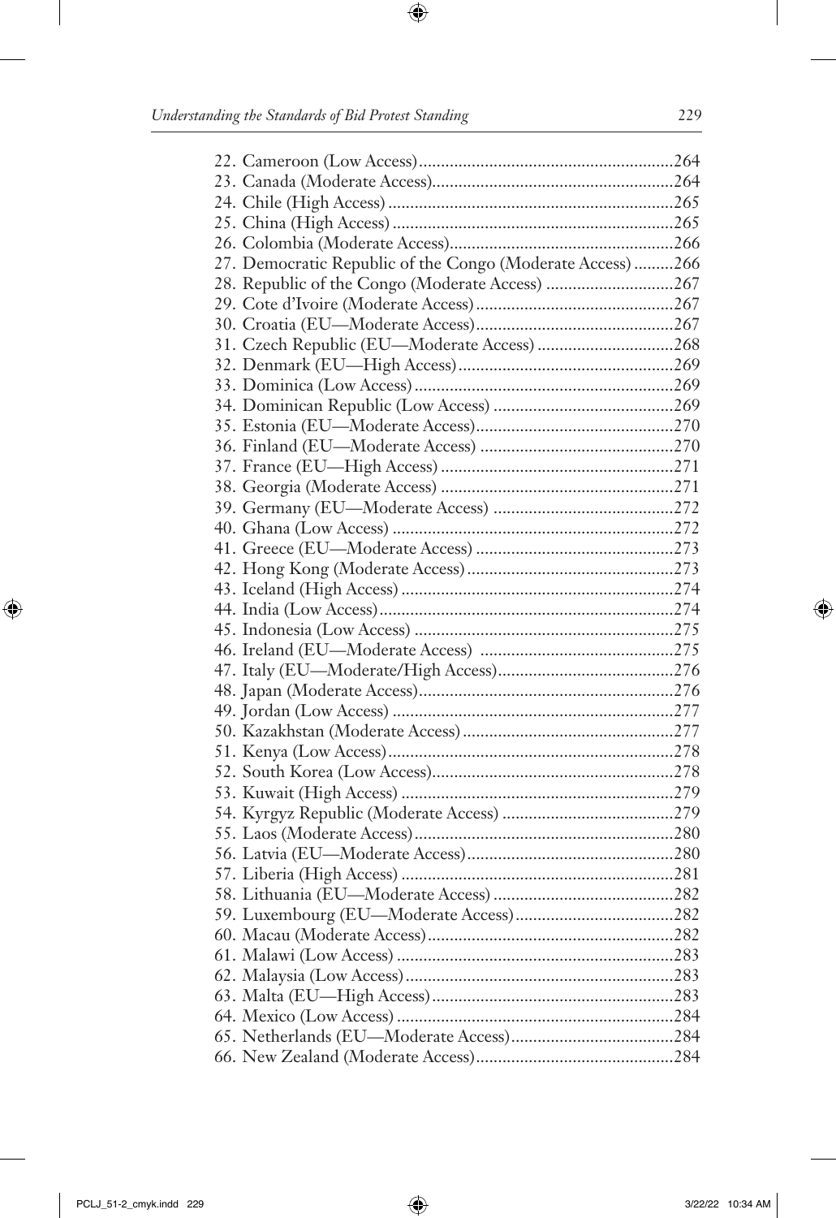22. Cameroon (Low Access)..........................................................264
23. Canada (Moderate Access).......................................................264
24. Chile (High Access)................................................................265
25. China (High Access)................................................................265
26. Colombia (Moderate Access)...................................................266
27. Democratic Republic of the Congo (Moderate Access).........266
28. Republic of the Congo (Moderate Access) ............................267
29. Cote d'Ivoire (Moderate Access)............................................267
30. Croatia (EU—Moderate Access)............................................267
31. Czech Republic (EU—Moderate Access)..............................268
32. Denmark (EU—High Access)................................................269
33. Dominica (Low Access)..........................................................269
34. Dominican Republic (Low Access).........................................269
35. Estonia (EU—Moderate Access)............................................270
36. Finland (EU—Moderate Access)...........................................270
37. France (EU—High Access).....................................................271
38. Georgia (Moderate Access).....................................................271
39. Germany (EU—Moderate Access).........................................272
40. Ghana (Low Access)...............................................................272
41. Greece (EU—Moderate Access)............................................273
42. Hong Kong (Moderate Access)..............................................273
43. Iceland (High Access).............................................................274
44. India (Low Access)..................................................................274
45. Indonesia (Low Access)..........................................................275
46. Ireland (EU—Moderate Access)...........................................275
47. Italy (EU—Moderate/High Access)........................................276
48. Japan (Moderate Access).........................................................276
49. Jordan (Low Access)...............................................................277
50. Kazakhstan (Moderate Access)...............................................277
51. Kenya (Low Access)................................................................278
52. South Korea (Low Access).......................................................278
53. Kuwait (High Access).............................................................279
54. Kyrgyz Republic (Moderate Access).......................................279
55. Laos (Moderate Access)..........................................................280
56. Latvia (EU—Moderate Access)..............................................280
57. Liberia (High Access).............................................................281
58. Lithuania (EU—Moderate Access).........................................282
59. Luxembourg (EU—Moderate Access)....................................282
60. Macau (Moderate Access).......................................................282
61. Malawi (Low Access)..............................................................283
62. Malaysia (Low Access)............................................................283
63. Malta (EU—High Access).......................................................283
64. Mexico (Low Access)..............................................................284
65. Netherlands (EU—Moderate Access).....................................284
66. New Zealand (Moderate Access)............................................284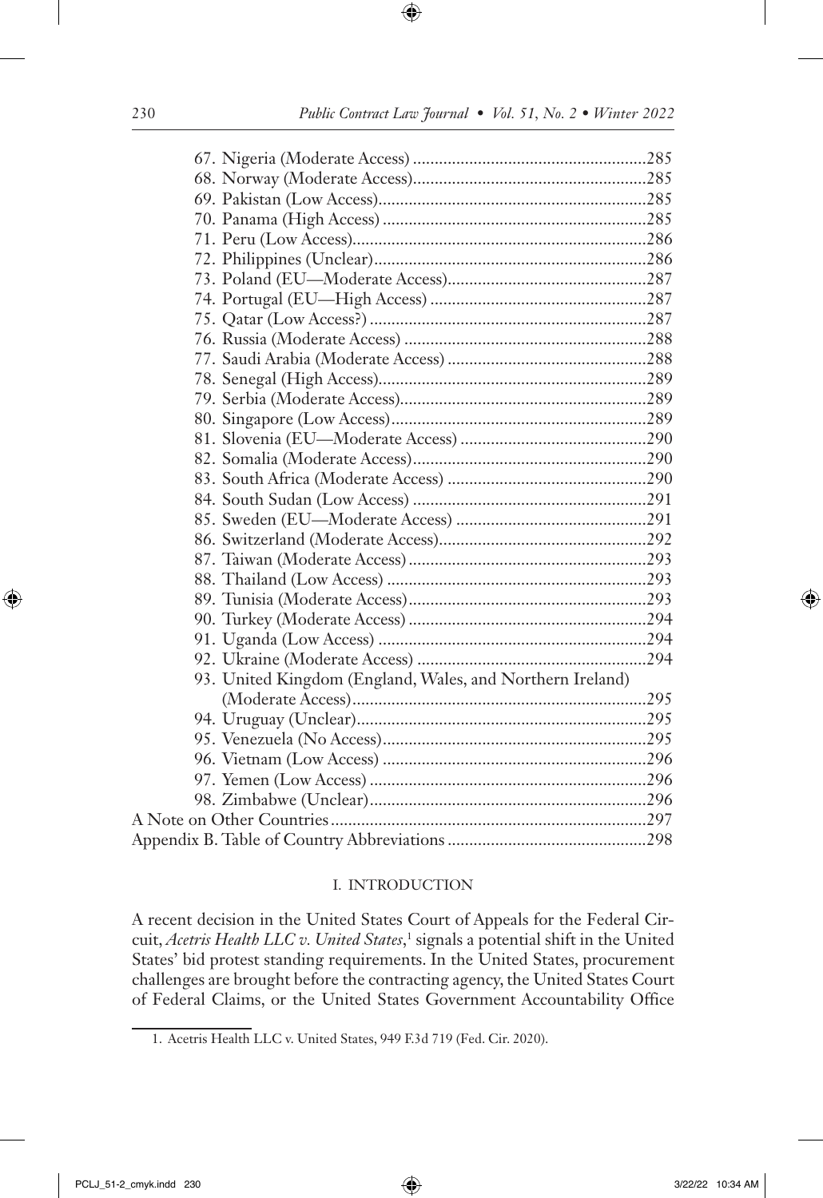67. Nigeria (Moderate Access) ....................................................285
68. Norway (Moderate Access)......................................................285
69. Pakistan (Low Access)...............................................................285
70. Panama (High Access) .............................................................285
71. Peru (Low Access).....................................................................286
72. Philippines (Unclear)................................................................286
73. Poland (EU—Moderate Access)...............................................287
74. Portugal (EU—High Access) ...................................................287
75. Qatar (Low Access?) .................................................................287
76. Russia (Moderate Access) ........................................................288
77. Saudi Arabia (Moderate Access) ..............................................288
78. Senegal (High Access)...............................................................289
79. Serbia (Moderate Access)..........................................................289
80. Singapore (Low Access)............................................................289
81. Slovenia (EU—Moderate Access) ............................................290
82. Somalia (Moderate Access)......................................................290
83. South Africa (Moderate Access) ..............................................290
84. South Sudan (Low Access) ......................................................291
85. Sweden (EU—Moderate Access) ............................................291
86. Switzerland (Moderate Access)................................................292
87. Taiwan (Moderate Access).......................................................293
88. Thailand (Low Access) ............................................................293
89. Tunisia (Moderate Access).......................................................293
90. Turkey (Moderate Access) .......................................................294
91. Uganda (Low Access) ..............................................................294
92. Ukraine (Moderate Access) .....................................................294
93. United Kingdom (England, Wales, and Northern Ireland) (Moderate Access)....................................................................295
94. Uruguay (Unclear)....................................................................295
95. Venezuela (No Access)..............................................................295
96. Vietnam (Low Access) .............................................................296
97. Yemen (Low Access) ................................................................296
98. Zimbabwe (Unclear).................................................................296

A Note on Other Countries.........................................................................297

Appendix B. Table of Country Abbreviations ..............................................298

## I. INTRODUCTION

A recent decision in the United States Court of Appeals for the Federal Circuit, *Acetris Health LLC v. United States*,[1] signals a potential shift in the United States' bid protest standing requirements. In the United States, procurement challenges are brought before the contracting agency, the United States Court of Federal Claims, or the United States Government Accountability Office

1. Acetris Health LLC v. United States, 949 F.3d 719 (Fed. Cir. 2020).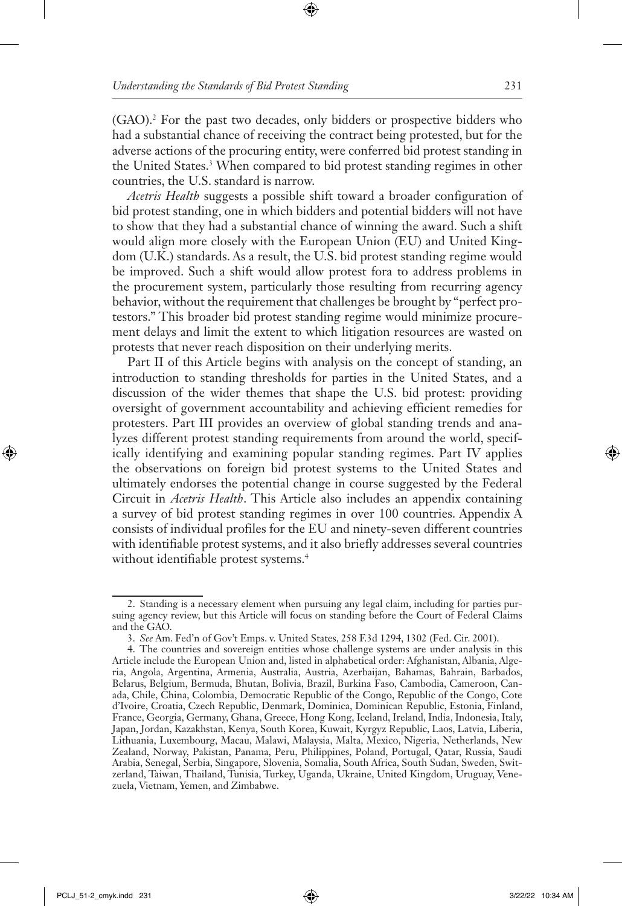(GAO).[2] For the past two decades, only bidders or prospective bidders who had a substantial chance of receiving the contract being protested, but for the adverse actions of the procuring entity, were conferred bid protest standing in the United States.[3] When compared to bid protest standing regimes in other countries, the U.S. standard is narrow.

*Acetris Health* suggests a possible shift toward a broader configuration of bid protest standing, one in which bidders and potential bidders will not have to show that they had a substantial chance of winning the award. Such a shift would align more closely with the European Union (EU) and United Kingdom (U.K.) standards. As a result, the U.S. bid protest standing regime would be improved. Such a shift would allow protest fora to address problems in the procurement system, particularly those resulting from recurring agency behavior, without the requirement that challenges be brought by "perfect protestors." This broader bid protest standing regime would minimize procurement delays and limit the extent to which litigation resources are wasted on protests that never reach disposition on their underlying merits.

Part II of this Article begins with analysis on the concept of standing, an introduction to standing thresholds for parties in the United States, and a discussion of the wider themes that shape the U.S. bid protest: providing oversight of government accountability and achieving efficient remedies for protesters. Part III provides an overview of global standing trends and analyzes different protest standing requirements from around the world, specifically identifying and examining popular standing regimes. Part IV applies the observations on foreign bid protest systems to the United States and ultimately endorses the potential change in course suggested by the Federal Circuit in *Acetris Health*. This Article also includes an appendix containing a survey of bid protest standing regimes in over 100 countries. Appendix A consists of individual profiles for the EU and ninety-seven different countries with identifiable protest systems, and it also briefly addresses several countries without identifiable protest systems.[4]

---

2. Standing is a necessary element when pursuing any legal claim, including for parties pursuing agency review, but this Article will focus on standing before the Court of Federal Claims and the GAO.

3. *See* Am. Fed'n of Gov't Emps. v. United States, 258 F.3d 1294, 1302 (Fed. Cir. 2001).

4. The countries and sovereign entities whose challenge systems are under analysis in this Article include the European Union and, listed in alphabetical order: Afghanistan, Albania, Algeria, Angola, Argentina, Armenia, Australia, Austria, Azerbaijan, Bahamas, Bahrain, Barbados, Belarus, Belgium, Bermuda, Bhutan, Bolivia, Brazil, Burkina Faso, Cambodia, Cameroon, Canada, Chile, China, Colombia, Democratic Republic of the Congo, Republic of the Congo, Cote d'Ivoire, Croatia, Czech Republic, Denmark, Dominica, Dominican Republic, Estonia, Finland, France, Georgia, Germany, Ghana, Greece, Hong Kong, Iceland, Ireland, India, Indonesia, Italy, Japan, Jordan, Kazakhstan, Kenya, South Korea, Kuwait, Kyrgyz Republic, Laos, Latvia, Liberia, Lithuania, Luxembourg, Macau, Malawi, Malaysia, Malta, Mexico, Nigeria, Netherlands, New Zealand, Norway, Pakistan, Panama, Peru, Philippines, Poland, Portugal, Qatar, Russia, Saudi Arabia, Senegal, Serbia, Singapore, Slovenia, Somalia, South Africa, South Sudan, Sweden, Switzerland, Taiwan, Thailand, Tunisia, Turkey, Uganda, Ukraine, United Kingdom, Uruguay, Venezuela, Vietnam, Yemen, and Zimbabwe.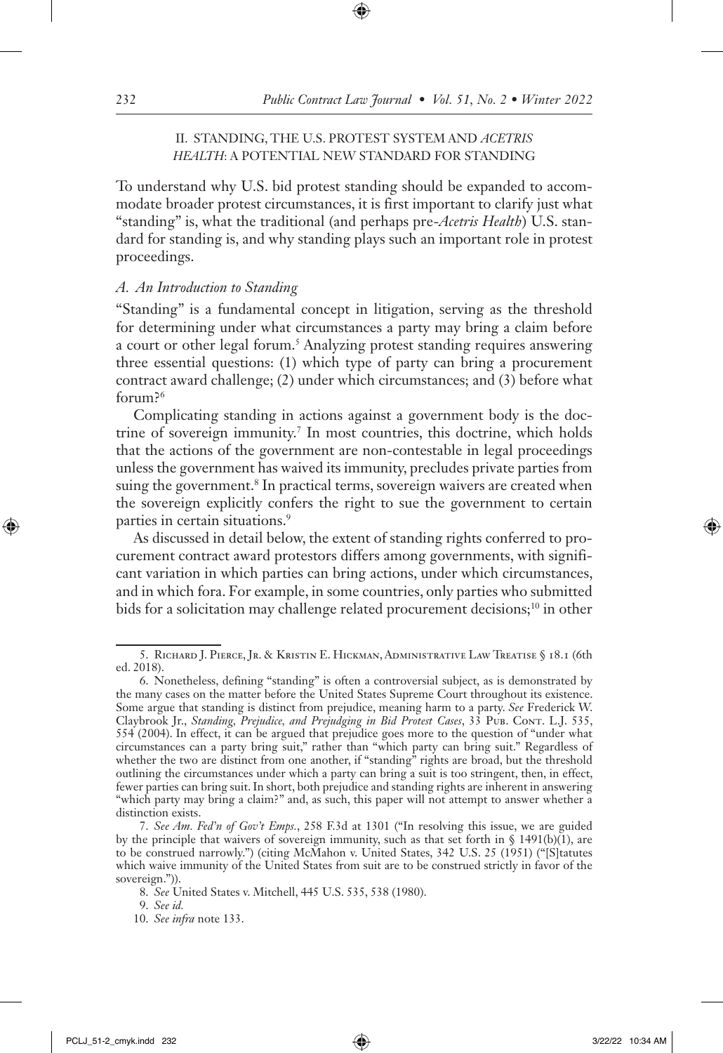## II. STANDING, THE U.S. PROTEST SYSTEM AND *ACETRIS HEALTH*: A POTENTIAL NEW STANDARD FOR STANDING

To understand why U.S. bid protest standing should be expanded to accommodate broader protest circumstances, it is first important to clarify just what "standing" is, what the traditional (and perhaps pre-*Acetris Health*) U.S. standard for standing is, and why standing plays such an important role in protest proceedings.

### *A. An Introduction to Standing*

"Standing" is a fundamental concept in litigation, serving as the threshold for determining under what circumstances a party may bring a claim before a court or other legal forum.[5] Analyzing protest standing requires answering three essential questions: (1) which type of party can bring a procurement contract award challenge; (2) under which circumstances; and (3) before what forum?[6]

Complicating standing in actions against a government body is the doctrine of sovereign immunity.[7] In most countries, this doctrine, which holds that the actions of the government are non-contestable in legal proceedings unless the government has waived its immunity, precludes private parties from suing the government.[8] In practical terms, sovereign waivers are created when the sovereign explicitly confers the right to sue the government to certain parties in certain situations.[9]

As discussed in detail below, the extent of standing rights conferred to procurement contract award protestors differs among governments, with significant variation in which parties can bring actions, under which circumstances, and in which fora. For example, in some countries, only parties who submitted bids for a solicitation may challenge related procurement decisions;[10] in other

---

5. Richard J. Pierce, Jr. & Kristin E. Hickman, Administrative Law Treatise § 18.1 (6th ed. 2018).

6. Nonetheless, defining "standing" is often a controversial subject, as is demonstrated by the many cases on the matter before the United States Supreme Court throughout its existence. Some argue that standing is distinct from prejudice, meaning harm to a party. *See* Frederick W. Claybrook Jr., *Standing, Prejudice, and Prejudging in Bid Protest Cases*, 33 Pub. Cont. L.J. 535, 554 (2004). In effect, it can be argued that prejudice goes more to the question of "under what circumstances can a party bring suit," rather than "which party can bring suit." Regardless of whether the two are distinct from one another, if "standing" rights are broad, but the threshold outlining the circumstances under which a party can bring a suit is too stringent, then, in effect, fewer parties can bring suit. In short, both prejudice and standing rights are inherent in answering "which party may bring a claim?" and, as such, this paper will not attempt to answer whether a distinction exists.

7. *See Am. Fed'n of Gov't Emps.*, 258 F.3d at 1301 ("In resolving this issue, we are guided by the principle that waivers of sovereign immunity, such as that set forth in § 1491(b)(1), are to be construed narrowly.") (citing McMahon v. United States, 342 U.S. 25 (1951) ("[S]tatutes which waive immunity of the United States from suit are to be construed strictly in favor of the sovereign.")).

8. *See* United States v. Mitchell, 445 U.S. 535, 538 (1980).

9. *See id.*

10. *See infra* note 133.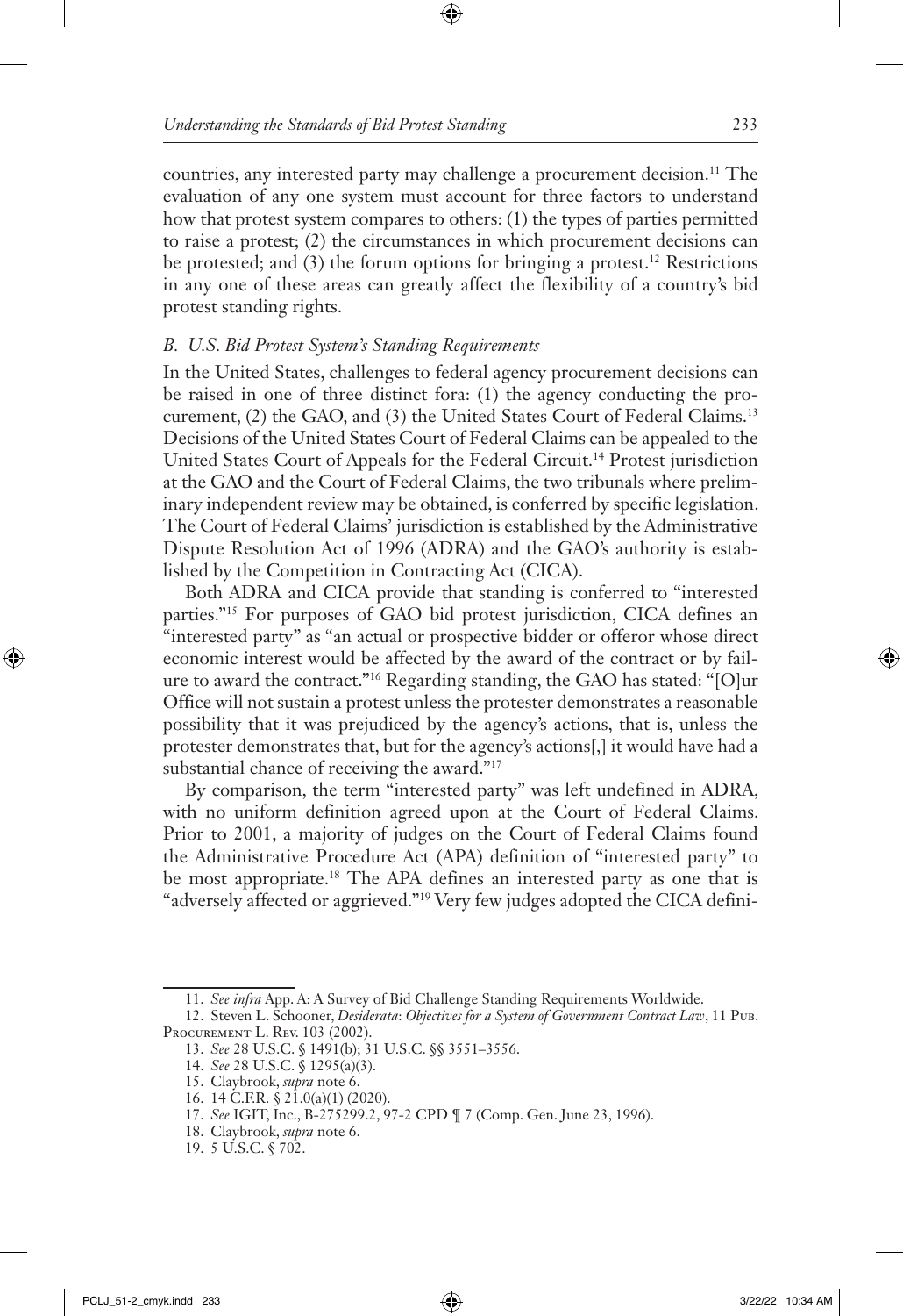countries, any interested party may challenge a procurement decision.[11] The evaluation of any one system must account for three factors to understand how that protest system compares to others: (1) the types of parties permitted to raise a protest; (2) the circumstances in which procurement decisions can be protested; and (3) the forum options for bringing a protest.[12] Restrictions in any one of these areas can greatly affect the flexibility of a country's bid protest standing rights.

### *B. U.S. Bid Protest System's Standing Requirements*

In the United States, challenges to federal agency procurement decisions can be raised in one of three distinct fora: (1) the agency conducting the procurement, (2) the GAO, and (3) the United States Court of Federal Claims.[13] Decisions of the United States Court of Federal Claims can be appealed to the United States Court of Appeals for the Federal Circuit.[14] Protest jurisdiction at the GAO and the Court of Federal Claims, the two tribunals where preliminary independent review may be obtained, is conferred by specific legislation. The Court of Federal Claims' jurisdiction is established by the Administrative Dispute Resolution Act of 1996 (ADRA) and the GAO's authority is established by the Competition in Contracting Act (CICA).

Both ADRA and CICA provide that standing is conferred to "interested parties."[15] For purposes of GAO bid protest jurisdiction, CICA defines an "interested party" as "an actual or prospective bidder or offeror whose direct economic interest would be affected by the award of the contract or by failure to award the contract."[16] Regarding standing, the GAO has stated: "[O]ur Office will not sustain a protest unless the protester demonstrates a reasonable possibility that it was prejudiced by the agency's actions, that is, unless the protester demonstrates that, but for the agency's actions[,] it would have had a substantial chance of receiving the award."[17]

By comparison, the term "interested party" was left undefined in ADRA, with no uniform definition agreed upon at the Court of Federal Claims. Prior to 2001, a majority of judges on the Court of Federal Claims found the Administrative Procedure Act (APA) definition of "interested party" to be most appropriate.[18] The APA defines an interested party as one that is "adversely affected or aggrieved."[19] Very few judges adopted the CICA defini-

---

11. *See infra* App. A: A Survey of Bid Challenge Standing Requirements Worldwide.

12. Steven L. Schooner, *Desiderata*: *Objectives for a System of Government Contract Law*, 11 Pub. Procurement L. Rev. 103 (2002).

13. *See* 28 U.S.C. § 1491(b); 31 U.S.C. §§ 3551–3556.

14. *See* 28 U.S.C. § 1295(a)(3).

15. Claybrook, *supra* note 6.

16. 14 C.F.R. § 21.0(a)(1) (2020).

17. *See* IGIT, Inc., B-275299.2, 97-2 CPD ¶ 7 (Comp. Gen. June 23, 1996).

18. Claybrook, *supra* note 6.

19. 5 U.S.C. § 702.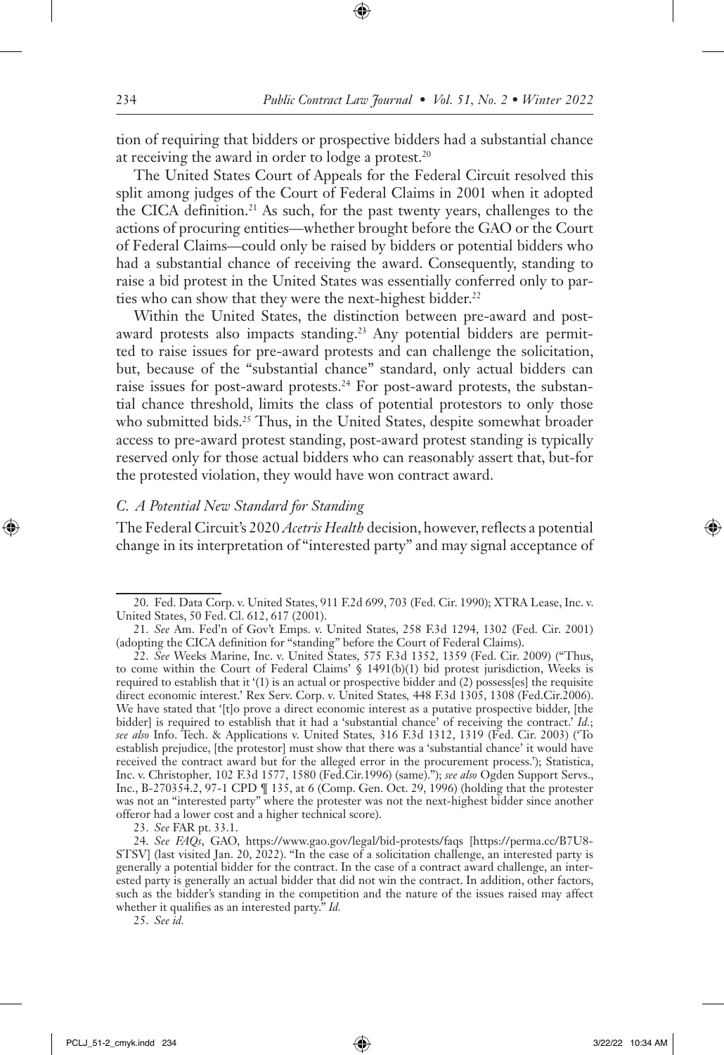tion of requiring that bidders or prospective bidders had a substantial chance at receiving the award in order to lodge a protest.[20]

The United States Court of Appeals for the Federal Circuit resolved this split among judges of the Court of Federal Claims in 2001 when it adopted the CICA definition.[21] As such, for the past twenty years, challenges to the actions of procuring entities—whether brought before the GAO or the Court of Federal Claims—could only be raised by bidders or potential bidders who had a substantial chance of receiving the award. Consequently, standing to raise a bid protest in the United States was essentially conferred only to parties who can show that they were the next-highest bidder.[22]

Within the United States, the distinction between pre-award and post-award protests also impacts standing.[23] Any potential bidders are permitted to raise issues for pre-award protests and can challenge the solicitation, but, because of the "substantial chance" standard, only actual bidders can raise issues for post-award protests.[24] For post-award protests, the substantial chance threshold, limits the class of potential protestors to only those who submitted bids.[25] Thus, in the United States, despite somewhat broader access to pre-award protest standing, post-award protest standing is typically reserved only for those actual bidders who can reasonably assert that, but-for the protested violation, they would have won contract award.

### *C. A Potential New Standard for Standing*

The Federal Circuit's 2020 *Acetris Health* decision, however, reflects a potential change in its interpretation of "interested party" and may signal acceptance of

---

20. Fed. Data Corp. v. United States, 911 F.2d 699, 703 (Fed. Cir. 1990); XTRA Lease, Inc. v. United States, 50 Fed. Cl. 612, 617 (2001).

21. *See* Am. Fed'n of Gov't Emps. v. United States, 258 F.3d 1294, 1302 (Fed. Cir. 2001) (adopting the CICA definition for "standing" before the Court of Federal Claims).

22. *See* Weeks Marine, Inc. v. United States, 575 F.3d 1352, 1359 (Fed. Cir. 2009) ("Thus, to come within the Court of Federal Claims' § 1491(b)(1) bid protest jurisdiction, Weeks is required to establish that it '(1) is an actual or prospective bidder and (2) possess[es] the requisite direct economic interest.' Rex Serv. Corp. v. United States, 448 F.3d 1305, 1308 (Fed.Cir.2006). We have stated that '[t]o prove a direct economic interest as a putative prospective bidder, [the bidder] is required to establish that it had a 'substantial chance' of receiving the contract.' *Id.*; *see also* Info. Tech. & Applications v. United States, 316 F.3d 1312, 1319 (Fed. Cir. 2003) ('To establish prejudice, [the protestor] must show that there was a 'substantial chance' it would have received the contract award but for the alleged error in the procurement process.'); Statistica, Inc. v. Christopher, 102 F.3d 1577, 1580 (Fed.Cir.1996) (same)."); *see also* Ogden Support Servs., Inc., B-270354.2, 97-1 CPD ¶ 135, at 6 (Comp. Gen. Oct. 29, 1996) (holding that the protester was not an "interested party" where the protester was not the next-highest bidder since another offeror had a lower cost and a higher technical score).

23. *See* FAR pt. 33.1.

24. *See FAQs*, GAO, https://www.gao.gov/legal/bid-protests/faqs [https://perma.cc/B7U8-STSV] (last visited Jan. 20, 2022). "In the case of a solicitation challenge, an interested party is generally a potential bidder for the contract. In the case of a contract award challenge, an interested party is generally an actual bidder that did not win the contract. In addition, other factors, such as the bidder's standing in the competition and the nature of the issues raised may affect whether it qualifies as an interested party." *Id.*

25. *See id.*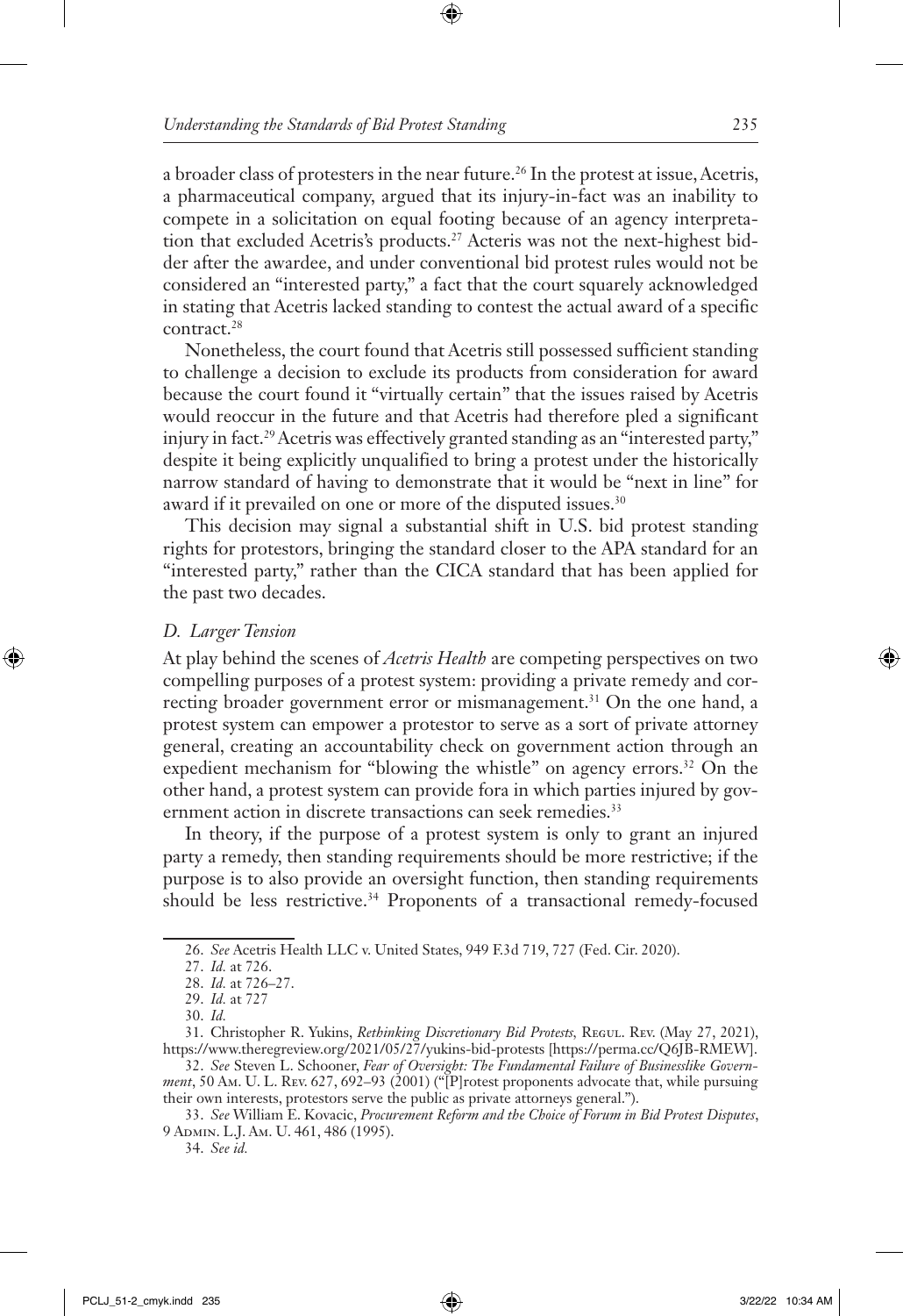a broader class of protesters in the near future.[26] In the protest at issue, Acetris, a pharmaceutical company, argued that its injury-in-fact was an inability to compete in a solicitation on equal footing because of an agency interpretation that excluded Acetris's products.[27] Acteris was not the next-highest bidder after the awardee, and under conventional bid protest rules would not be considered an "interested party," a fact that the court squarely acknowledged in stating that Acetris lacked standing to contest the actual award of a specific contract.[28]

Nonetheless, the court found that Acetris still possessed sufficient standing to challenge a decision to exclude its products from consideration for award because the court found it "virtually certain" that the issues raised by Acetris would reoccur in the future and that Acetris had therefore pled a significant injury in fact.[29] Acetris was effectively granted standing as an "interested party," despite it being explicitly unqualified to bring a protest under the historically narrow standard of having to demonstrate that it would be "next in line" for award if it prevailed on one or more of the disputed issues.[30]

This decision may signal a substantial shift in U.S. bid protest standing rights for protestors, bringing the standard closer to the APA standard for an "interested party," rather than the CICA standard that has been applied for the past two decades.

### *D. Larger Tension*

At play behind the scenes of *Acetris Health* are competing perspectives on two compelling purposes of a protest system: providing a private remedy and correcting broader government error or mismanagement.[31] On the one hand, a protest system can empower a protestor to serve as a sort of private attorney general, creating an accountability check on government action through an expedient mechanism for "blowing the whistle" on agency errors.[32] On the other hand, a protest system can provide fora in which parties injured by government action in discrete transactions can seek remedies.[33]

In theory, if the purpose of a protest system is only to grant an injured party a remedy, then standing requirements should be more restrictive; if the purpose is to also provide an oversight function, then standing requirements should be less restrictive.[34] Proponents of a transactional remedy-focused

---

26. *See* Acetris Health LLC v. United States, 949 F.3d 719, 727 (Fed. Cir. 2020).

27. *Id.* at 726.

28. *Id.* at 726–27.

29. *Id.* at 727

30. *Id.*

31. Christopher R. Yukins, *Rethinking Discretionary Bid Protests*, Regul. Rev. (May 27, 2021), https://www.theregreview.org/2021/05/27/yukins-bid-protests [https://perma.cc/Q6JB-RMEW].

32. *See* Steven L. Schooner, *Fear of Oversight: The Fundamental Failure of Businesslike Government*, 50 Am. U. L. Rev. 627, 692–93 (2001) ("[P]rotest proponents advocate that, while pursuing their own interests, protestors serve the public as private attorneys general.").

33. *See* William E. Kovacic, *Procurement Reform and the Choice of Forum in Bid Protest Disputes*, 9 Admin. L.J. Am. U. 461, 486 (1995).

34. *See id.*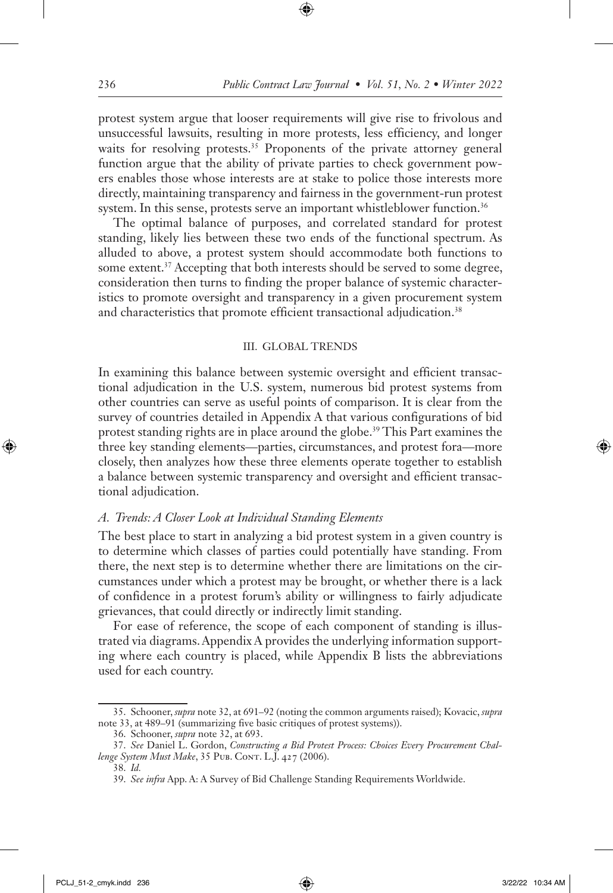protest system argue that looser requirements will give rise to frivolous and unsuccessful lawsuits, resulting in more protests, less efficiency, and longer waits for resolving protests.[35] Proponents of the private attorney general function argue that the ability of private parties to check government powers enables those whose interests are at stake to police those interests more directly, maintaining transparency and fairness in the government-run protest system. In this sense, protests serve an important whistleblower function.[36]

The optimal balance of purposes, and correlated standard for protest standing, likely lies between these two ends of the functional spectrum. As alluded to above, a protest system should accommodate both functions to some extent.[37] Accepting that both interests should be served to some degree, consideration then turns to finding the proper balance of systemic characteristics to promote oversight and transparency in a given procurement system and characteristics that promote efficient transactional adjudication.[38]

## III. GLOBAL TRENDS

In examining this balance between systemic oversight and efficient transactional adjudication in the U.S. system, numerous bid protest systems from other countries can serve as useful points of comparison. It is clear from the survey of countries detailed in Appendix A that various configurations of bid protest standing rights are in place around the globe.[39] This Part examines the three key standing elements—parties, circumstances, and protest fora—more closely, then analyzes how these three elements operate together to establish a balance between systemic transparency and oversight and efficient transactional adjudication.

### *A. Trends: A Closer Look at Individual Standing Elements*

The best place to start in analyzing a bid protest system in a given country is to determine which classes of parties could potentially have standing. From there, the next step is to determine whether there are limitations on the circumstances under which a protest may be brought, or whether there is a lack of confidence in a protest forum's ability or willingness to fairly adjudicate grievances, that could directly or indirectly limit standing.

For ease of reference, the scope of each component of standing is illustrated via diagrams. Appendix A provides the underlying information supporting where each country is placed, while Appendix B lists the abbreviations used for each country.

---

35. Schooner, *supra* note 32, at 691–92 (noting the common arguments raised); Kovacic, *supra* note 33, at 489–91 (summarizing five basic critiques of protest systems)).

36. Schooner, *supra* note 32, at 693.

37. *See* Daniel L. Gordon, *Constructing a Bid Protest Process: Choices Every Procurement Challenge System Must Make*, 35 Pub. Cont. L.J. 427 (2006).

38. *Id.*

39. *See infra* App. A: A Survey of Bid Challenge Standing Requirements Worldwide.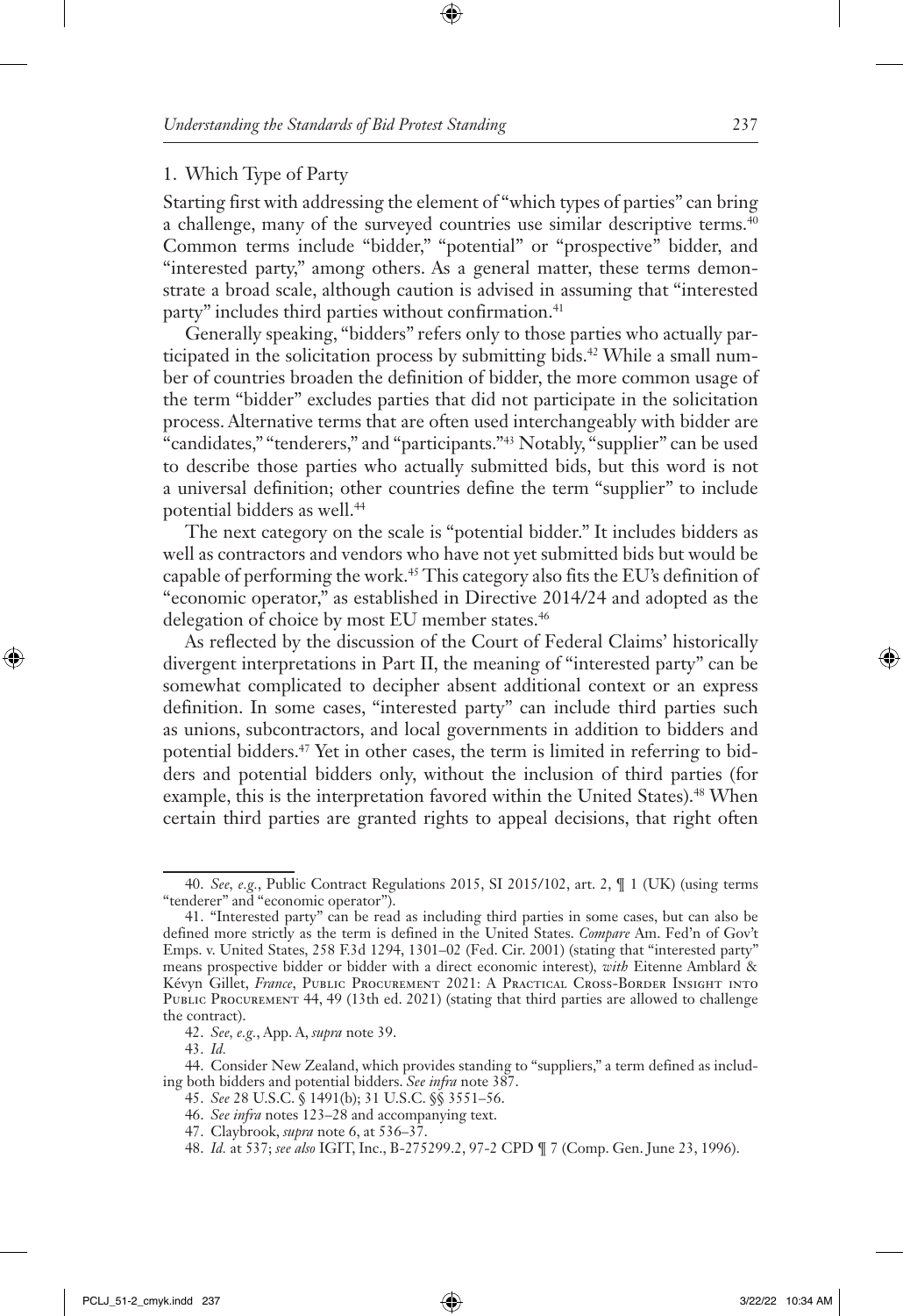### 1. Which Type of Party

Starting first with addressing the element of "which types of parties" can bring a challenge, many of the surveyed countries use similar descriptive terms.[40] Common terms include "bidder," "potential" or "prospective" bidder, and "interested party," among others. As a general matter, these terms demonstrate a broad scale, although caution is advised in assuming that "interested party" includes third parties without confirmation.[41]

Generally speaking, "bidders" refers only to those parties who actually participated in the solicitation process by submitting bids.[42] While a small number of countries broaden the definition of bidder, the more common usage of the term "bidder" excludes parties that did not participate in the solicitation process. Alternative terms that are often used interchangeably with bidder are "candidates," "tenderers," and "participants."[43] Notably, "supplier" can be used to describe those parties who actually submitted bids, but this word is not a universal definition; other countries define the term "supplier" to include potential bidders as well.[44]

The next category on the scale is "potential bidder." It includes bidders as well as contractors and vendors who have not yet submitted bids but would be capable of performing the work.[45] This category also fits the EU's definition of "economic operator," as established in Directive 2014/24 and adopted as the delegation of choice by most EU member states.[46]

As reflected by the discussion of the Court of Federal Claims' historically divergent interpretations in Part II, the meaning of "interested party" can be somewhat complicated to decipher absent additional context or an express definition. In some cases, "interested party" can include third parties such as unions, subcontractors, and local governments in addition to bidders and potential bidders.[47] Yet in other cases, the term is limited in referring to bidders and potential bidders only, without the inclusion of third parties (for example, this is the interpretation favored within the United States).[48] When certain third parties are granted rights to appeal decisions, that right often

---

40. *See, e.g.*, Public Contract Regulations 2015, SI 2015/102, art. 2, ¶ 1 (UK) (using terms "tenderer" and "economic operator").

41. "Interested party" can be read as including third parties in some cases, but can also be defined more strictly as the term is defined in the United States. *Compare* Am. Fed'n of Gov't Emps. v. United States, 258 F.3d 1294, 1301–02 (Fed. Cir. 2001) (stating that "interested party" means prospective bidder or bidder with a direct economic interest), *with* Eitenne Amblard & Kévyn Gillet, *France*, Public Procurement 2021: A Practical Cross-Border Insight into Public Procurement 44, 49 (13th ed. 2021) (stating that third parties are allowed to challenge the contract).

42. *See, e.g.*, App. A, *supra* note 39.

43. *Id.*

44. Consider New Zealand, which provides standing to "suppliers," a term defined as including both bidders and potential bidders. *See infra* note 387.

45. *See* 28 U.S.C. § 1491(b); 31 U.S.C. §§ 3551–56.

46. *See infra* notes 123–28 and accompanying text.

47. Claybrook, *supra* note 6, at 536–37.

48. *Id.* at 537; *see also* IGIT, Inc., B-275299.2, 97-2 CPD ¶ 7 (Comp. Gen. June 23, 1996).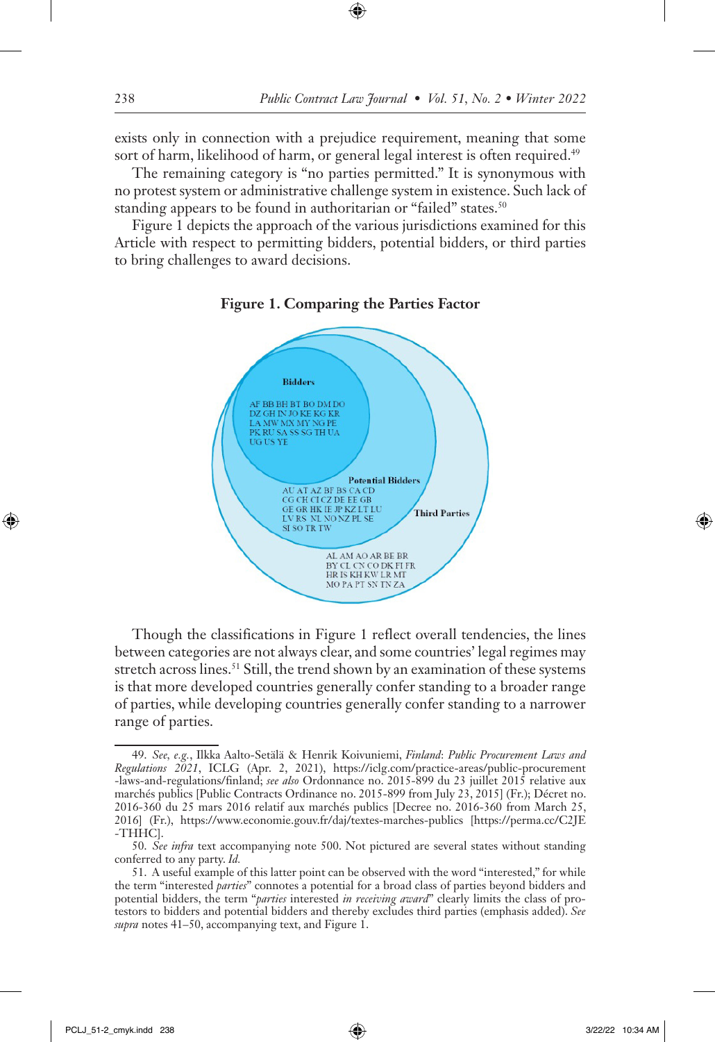exists only in connection with a prejudice requirement, meaning that some sort of harm, likelihood of harm, or general legal interest is often required.[49]

The remaining category is "no parties permitted." It is synonymous with no protest system or administrative challenge system in existence. Such lack of standing appears to be found in authoritarian or "failed" states.[50]

Figure 1 depicts the approach of the various jurisdictions examined for this Article with respect to permitting bidders, potential bidders, or third parties to bring challenges to award decisions.

**Figure 1. Comparing the Parties Factor**

**Bidders**

AF BB BH BT BO DM DO DZ GH IN JO KE KG KR LA MW MX MY NG PE PK RU SA SS SG TH UA UG US YE

**Potential Bidders**

AU AT AZ BF BS CA CD CG CH CI CZ DE EE GB GE GR HK IE JP KZ LT LU LV RS NL NO NZ PL SE SI SO TR TW

**Third Parties**

AL AM AO AR BE BR BY CL CN CO DK FI FR HR IS KH KW LR MT MO PA PT SN TN ZA

Though the classifications in Figure 1 reflect overall tendencies, the lines between categories are not always clear, and some countries' legal regimes may stretch across lines.[51] Still, the trend shown by an examination of these systems is that more developed countries generally confer standing to a broader range of parties, while developing countries generally confer standing to a narrower range of parties.

---

49. *See, e.g.*, Ilkka Aalto-Setälä & Henrik Koivuniemi, *Finland*: *Public Procurement Laws and Regulations 2021*, ICLG (Apr. 2, 2021), https://iclg.com/practice-areas/public-procurement-laws-and-regulations/finland; *see also* Ordonnance no. 2015-899 du 23 juillet 2015 relative aux marchés publics [Public Contracts Ordinance no. 2015-899 from July 23, 2015] (Fr.); Décret no. 2016-360 du 25 mars 2016 relatif aux marchés publics [Decree no. 2016-360 from March 25, 2016] (Fr.), https://www.economie.gouv.fr/daj/textes-marches-publics [https://perma.cc/C2JE-THHC].

50. *See infra* text accompanying note 500. Not pictured are several states without standing conferred to any party. *Id.*

51. A useful example of this latter point can be observed with the word "interested," for while the term "interested *parties*" connotes a potential for a broad class of parties beyond bidders and potential bidders, the term "*parties* interested *in receiving award*" clearly limits the class of protestors to bidders and potential bidders and thereby excludes third parties (emphasis added). *See supra* notes 41–50, accompanying text, and Figure 1.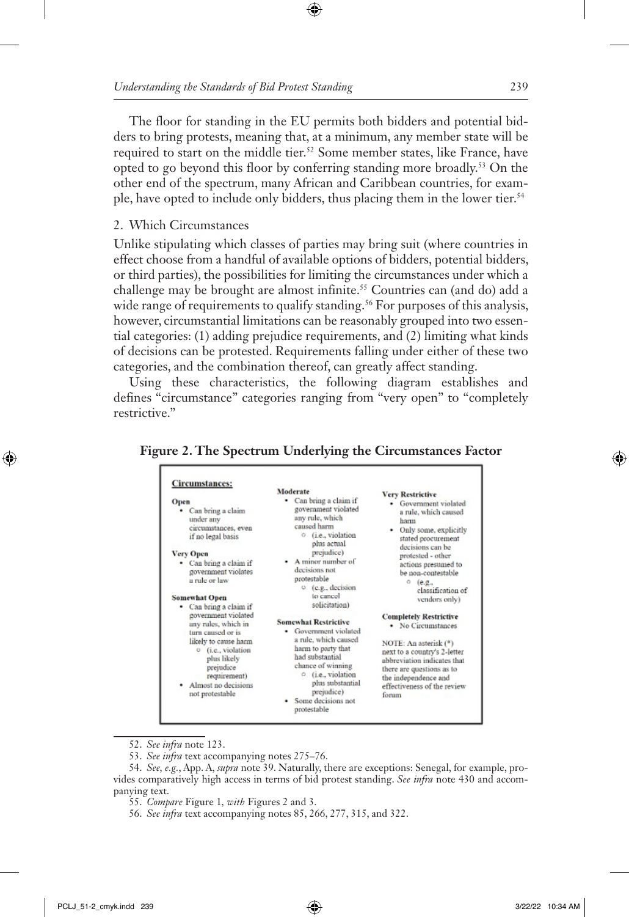The floor for standing in the EU permits both bidders and potential bidders to bring protests, meaning that, at a minimum, any member state will be required to start on the middle tier.[52] Some member states, like France, have opted to go beyond this floor by conferring standing more broadly.[53] On the other end of the spectrum, many African and Caribbean countries, for example, have opted to include only bidders, thus placing them in the lower tier.[54]

### 2. Which Circumstances

Unlike stipulating which classes of parties may bring suit (where countries in effect choose from a handful of available options of bidders, potential bidders, or third parties), the possibilities for limiting the circumstances under which a challenge may be brought are almost infinite.[55] Countries can (and do) add a wide range of requirements to qualify standing.[56] For purposes of this analysis, however, circumstantial limitations can be reasonably grouped into two essential categories: (1) adding prejudice requirements, and (2) limiting what kinds of decisions can be protested. Requirements falling under either of these two categories, and the combination thereof, can greatly affect standing.

Using these characteristics, the following diagram establishes and defines "circumstance" categories ranging from "very open" to "completely restrictive."

**Figure 2. The Spectrum Underlying the Circumstances Factor**

**Circumstances:**

**Open**
- Can bring a claim under any circumstances, even if no legal basis

**Very Open**
- Can bring a claim if government violates a rule or law

**Somewhat Open**
- Can bring a claim if government violated any rules, which in turn caused or is likely to cause harm
  - (i.e., violation plus likely prejudice requirement)
- Almost no decisions not protestable

**Moderate**
- Can bring a claim if government violated any rule, which caused harm
  - (i.e., violation plus actual prejudice)
- A minor number of decisions not protestable
  - (e.g., decision to cancel solicitation)

**Somewhat Restrictive**
- Government violated a rule, which caused harm to party that had substantial chance of winning
  - (i.e., violation plus substantial prejudice)
- Some decisions not protestable

**Very Restrictive**
- Government violated a rule, which caused harm
- Only some, explicitly stated procurement decisions can be protested - other actions presumed to be non-contestable
  - (e.g., classification of vendors only)

**Completely Restrictive**
- No Circumstances

NOTE: An asterisk (*) next to a country's 2-letter abbreviation indicates that there are questions as to the independence and effectiveness of the review forum

---

52. *See infra* note 123.

53. *See infra* text accompanying notes 275–76.

54. *See, e.g.*, App. A, *supra* note 39. Naturally, there are exceptions: Senegal, for example, provides comparatively high access in terms of bid protest standing. *See infra* note 430 and accompanying text.

55. *Compare* Figure 1, *with* Figures 2 and 3.

56. *See infra* text accompanying notes 85, 266, 277, 315, and 322.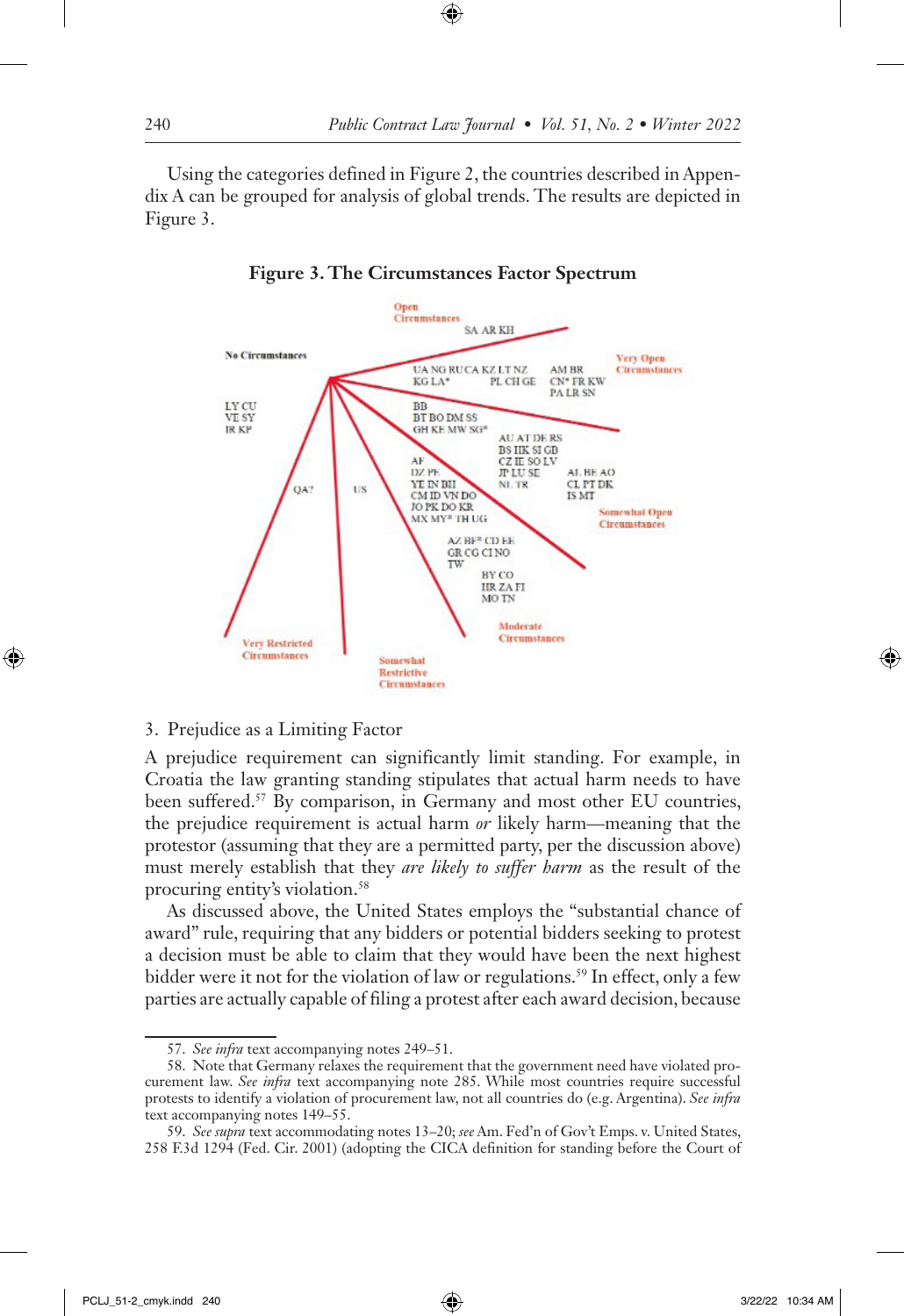Using the categories defined in Figure 2, the countries described in Appendix A can be grouped for analysis of global trends. The results are depicted in Figure 3.

**Figure 3. The Circumstances Factor Spectrum**

No Circumstances

Open Circumstances
SA AR KH

UA NG RU CA KZ LT NZ
KG LA*

PL CH GE

AM BR
CN* FR KW
PA LR SN

Very Open Circumstances

LY CU
VE SY
IR KP

BB
BT BO DM SS
GH KE MW SG*

AU AT DE RS
BS HK SI GB
CZ IE SO LV
JP LU SE
NL TR

AL BE AO
CL PT DK
IS MT

Somewhat Open Circumstances

AF
DZ PE
YE IN BH
CM ID VN DO
JO PK DO KR
MX MY* TH UG

QA?

US

AZ BF* CD EE
GR CG CI NO
TW

BY CO
HR ZA FI
MO TN

Moderate Circumstances

Very Restricted Circumstances

Somewhat Restrictive Circumstances

3. Prejudice as a Limiting Factor

A prejudice requirement can significantly limit standing. For example, in Croatia the law granting standing stipulates that actual harm needs to have been suffered.[57] By comparison, in Germany and most other EU countries, the prejudice requirement is actual harm *or* likely harm—meaning that the protestor (assuming that they are a permitted party, per the discussion above) must merely establish that they *are likely to suffer harm* as the result of the procuring entity's violation.[58]

As discussed above, the United States employs the "substantial chance of award" rule, requiring that any bidders or potential bidders seeking to protest a decision must be able to claim that they would have been the next highest bidder were it not for the violation of law or regulations.[59] In effect, only a few parties are actually capable of filing a protest after each award decision, because

---

57. *See infra* text accompanying notes 249–51.

58. Note that Germany relaxes the requirement that the government need have violated procurement law. *See infra* text accompanying note 285. While most countries require successful protests to identify a violation of procurement law, not all countries do (e.g. Argentina). *See infra* text accompanying notes 149–55.

59. *See supra* text accommodating notes 13–20; *see* Am. Fed'n of Gov't Emps. v. United States, 258 F.3d 1294 (Fed. Cir. 2001) (adopting the CICA definition for standing before the Court of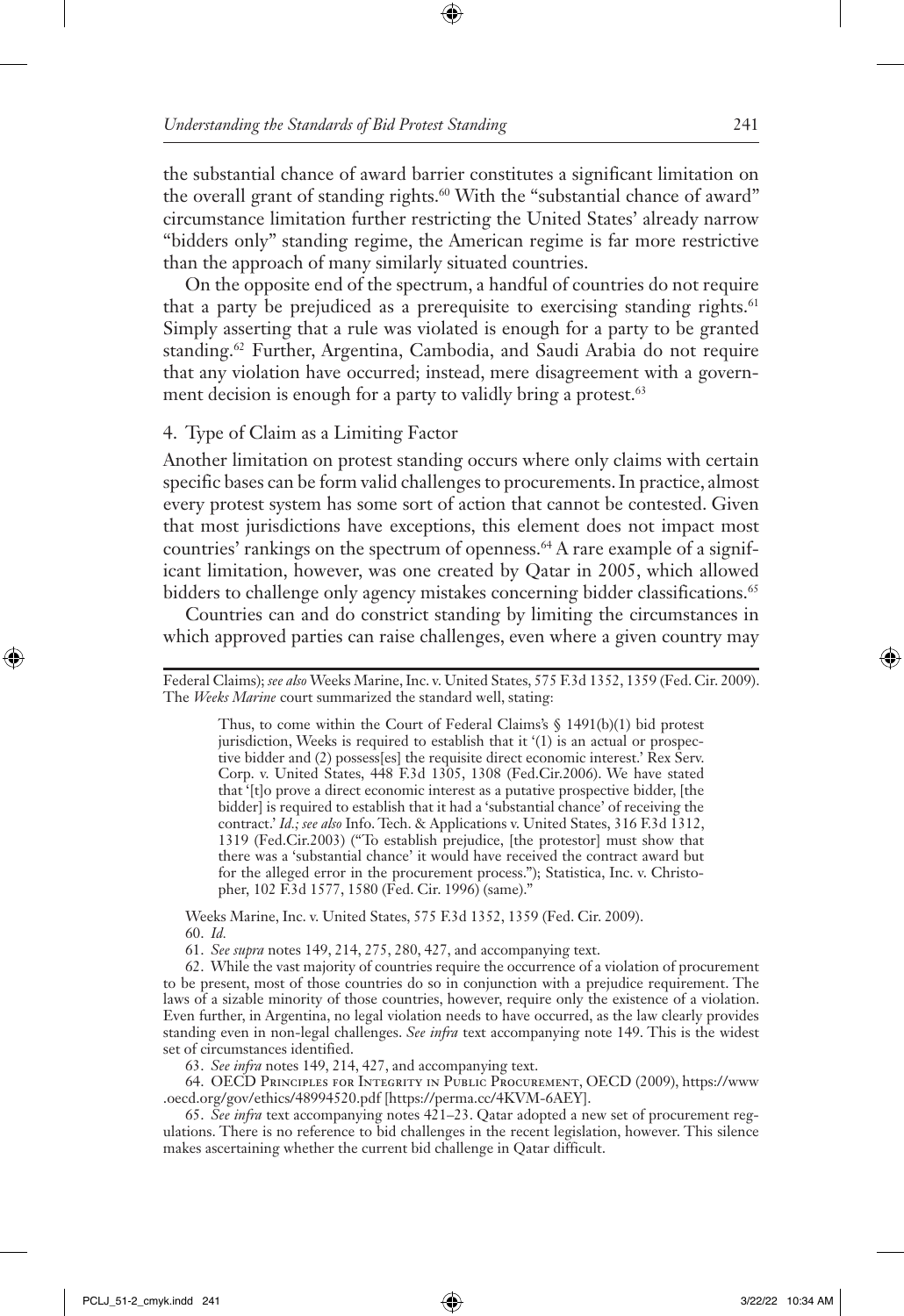the substantial chance of award barrier constitutes a significant limitation on the overall grant of standing rights.[60] With the "substantial chance of award" circumstance limitation further restricting the United States' already narrow "bidders only" standing regime, the American regime is far more restrictive than the approach of many similarly situated countries.

On the opposite end of the spectrum, a handful of countries do not require that a party be prejudiced as a prerequisite to exercising standing rights.[61] Simply asserting that a rule was violated is enough for a party to be granted standing.[62] Further, Argentina, Cambodia, and Saudi Arabia do not require that any violation have occurred; instead, mere disagreement with a government decision is enough for a party to validly bring a protest.[63]

### 4. Type of Claim as a Limiting Factor

Another limitation on protest standing occurs where only claims with certain specific bases can be form valid challenges to procurements. In practice, almost every protest system has some sort of action that cannot be contested. Given that most jurisdictions have exceptions, this element does not impact most countries' rankings on the spectrum of openness.[64] A rare example of a significant limitation, however, was one created by Qatar in 2005, which allowed bidders to challenge only agency mistakes concerning bidder classifications.[65]

Countries can and do constrict standing by limiting the circumstances in which approved parties can raise challenges, even where a given country may

---

Federal Claims); *see also* Weeks Marine, Inc. v. United States, 575 F.3d 1352, 1359 (Fed. Cir. 2009). The *Weeks Marine* court summarized the standard well, stating:

> Thus, to come within the Court of Federal Claims's § 1491(b)(1) bid protest jurisdiction, Weeks is required to establish that it '(1) is an actual or prospective bidder and (2) possess[es] the requisite direct economic interest.' Rex Serv. Corp. v. United States, 448 F.3d 1305, 1308 (Fed.Cir.2006). We have stated that '[t]o prove a direct economic interest as a putative prospective bidder, [the bidder] is required to establish that it had a 'substantial chance' of receiving the contract.' *Id.; see also* Info. Tech. & Applications v. United States, 316 F.3d 1312, 1319 (Fed.Cir.2003) ("To establish prejudice, [the protestor] must show that there was a 'substantial chance' it would have received the contract award but for the alleged error in the procurement process."); Statistica, Inc. v. Christopher, 102 F.3d 1577, 1580 (Fed. Cir. 1996) (same)."

Weeks Marine, Inc. v. United States, 575 F.3d 1352, 1359 (Fed. Cir. 2009).

60. *Id.*

61. *See supra* notes 149, 214, 275, 280, 427, and accompanying text.

62. While the vast majority of countries require the occurrence of a violation of procurement to be present, most of those countries do so in conjunction with a prejudice requirement. The laws of a sizable minority of those countries, however, require only the existence of a violation. Even further, in Argentina, no legal violation needs to have occurred, as the law clearly provides standing even in non-legal challenges. *See infra* text accompanying note 149. This is the widest set of circumstances identified.

63. *See infra* notes 149, 214, 427, and accompanying text.

64. OECD Principles for Integrity in Public Procurement, OECD (2009), https://www.oecd.org/gov/ethics/48994520.pdf [https://perma.cc/4KVM-6AEY].

65. *See infra* text accompanying notes 421–23. Qatar adopted a new set of procurement regulations. There is no reference to bid challenges in the recent legislation, however. This silence makes ascertaining whether the current bid challenge in Qatar difficult.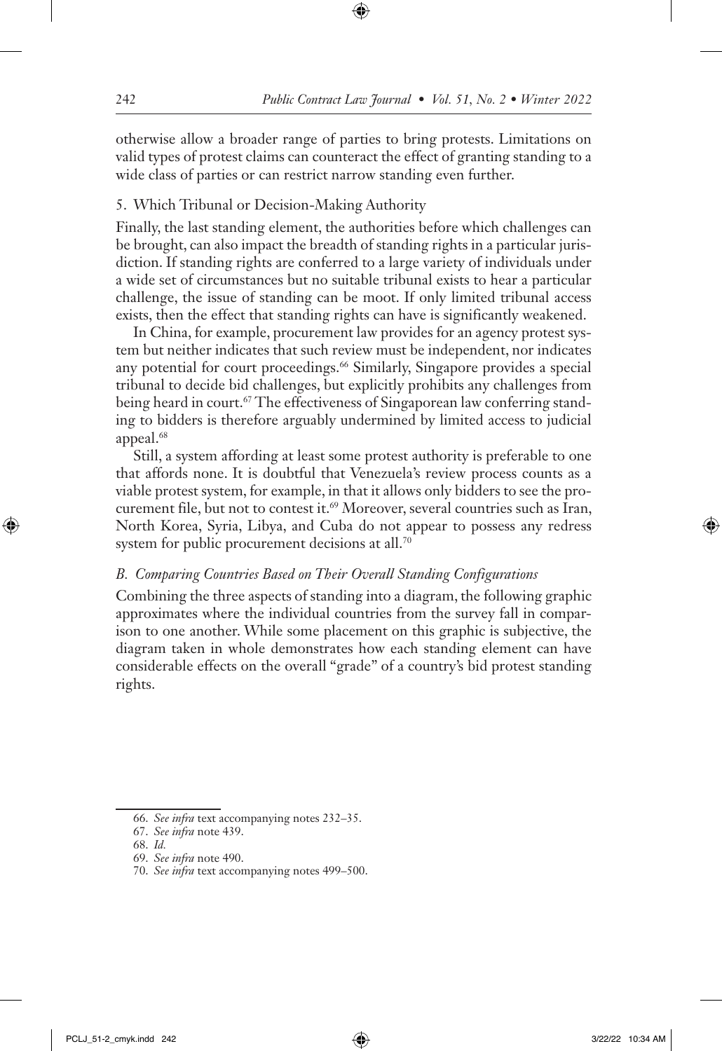otherwise allow a broader range of parties to bring protests. Limitations on valid types of protest claims can counteract the effect of granting standing to a wide class of parties or can restrict narrow standing even further.

5. Which Tribunal or Decision-Making Authority

Finally, the last standing element, the authorities before which challenges can be brought, can also impact the breadth of standing rights in a particular jurisdiction. If standing rights are conferred to a large variety of individuals under a wide set of circumstances but no suitable tribunal exists to hear a particular challenge, the issue of standing can be moot. If only limited tribunal access exists, then the effect that standing rights can have is significantly weakened.

In China, for example, procurement law provides for an agency protest system but neither indicates that such review must be independent, nor indicates any potential for court proceedings.[66] Similarly, Singapore provides a special tribunal to decide bid challenges, but explicitly prohibits any challenges from being heard in court.[67] The effectiveness of Singaporean law conferring standing to bidders is therefore arguably undermined by limited access to judicial appeal.[68]

Still, a system affording at least some protest authority is preferable to one that affords none. It is doubtful that Venezuela's review process counts as a viable protest system, for example, in that it allows only bidders to see the procurement file, but not to contest it.[69] Moreover, several countries such as Iran, North Korea, Syria, Libya, and Cuba do not appear to possess any redress system for public procurement decisions at all.[70]

### *B. Comparing Countries Based on Their Overall Standing Configurations*

Combining the three aspects of standing into a diagram, the following graphic approximates where the individual countries from the survey fall in comparison to one another. While some placement on this graphic is subjective, the diagram taken in whole demonstrates how each standing element can have considerable effects on the overall "grade" of a country's bid protest standing rights.

---

66. *See infra* text accompanying notes 232–35.
67. *See infra* note 439.
68. *Id.*
69. *See infra* note 490.
70. *See infra* text accompanying notes 499–500.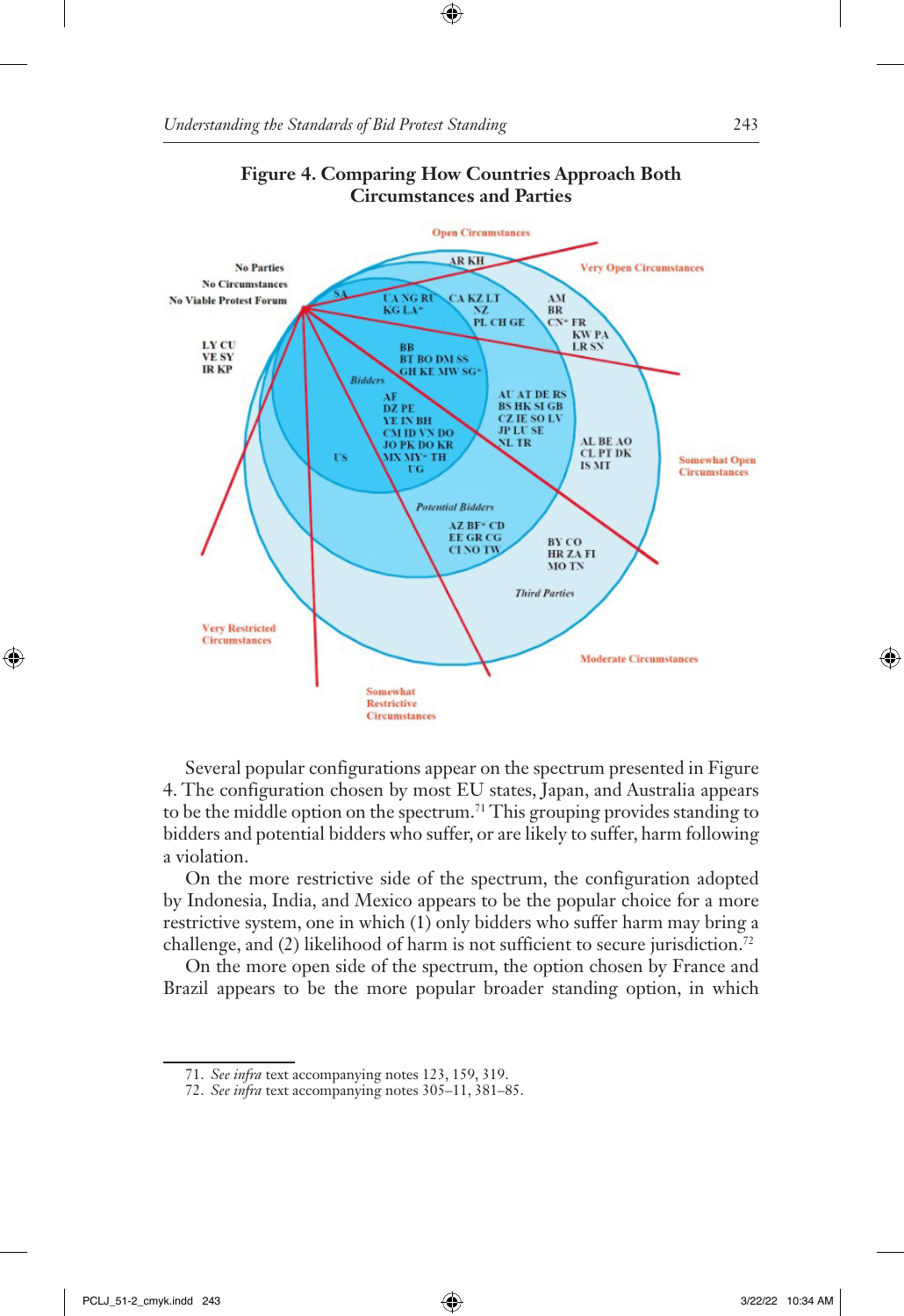**Figure 4. Comparing How Countries Approach Both Circumstances and Parties**

Open Circumstances

Very Open Circumstances

No Parties
No Circumstances
No Viable Protest Forum

LY CU
VE SY
IR KP

AR KH

SA

UA NG RU
KG LA*

CA KZ LT
NZ
PL CH GE

AM
BR
CN* FR
KW PA
LR SN

BB
BT BO DM SS
GH KE MW SG*

Bidders

AF
DZ PE
YE IN BH
CM ID VN DO
JO PK DO KR
MX MY* TH
UG

US

AU AT DE RS
BS HK SI GB
CZ IE SO LV
JP LU SE
NL TR

AL BE AO
CL PT DK
IS MT

Somewhat Open Circumstances

Potential Bidders

AZ BF* CD
EE GR CG
CI NO TW

BY CO
HR ZA FI
MO TN

Third Parties

Very Restricted Circumstances

Somewhat Restrictive Circumstances

Moderate Circumstances

Several popular configurations appear on the spectrum presented in Figure 4. The configuration chosen by most EU states, Japan, and Australia appears to be the middle option on the spectrum.[71] This grouping provides standing to bidders and potential bidders who suffer, or are likely to suffer, harm following a violation.

On the more restrictive side of the spectrum, the configuration adopted by Indonesia, India, and Mexico appears to be the popular choice for a more restrictive system, one in which (1) only bidders who suffer harm may bring a challenge, and (2) likelihood of harm is not sufficient to secure jurisdiction.[72]

On the more open side of the spectrum, the option chosen by France and Brazil appears to be the more popular broader standing option, in which

---

71. *See infra* text accompanying notes 123, 159, 319.

72. *See infra* text accompanying notes 305–11, 381–85.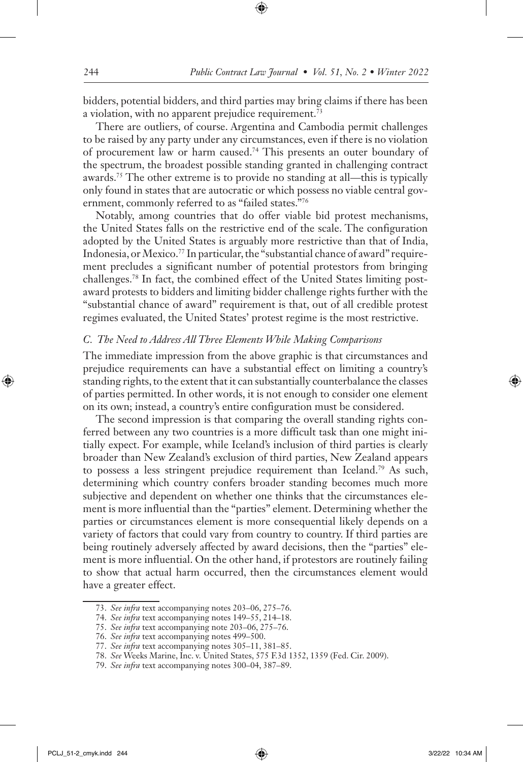bidders, potential bidders, and third parties may bring claims if there has been a violation, with no apparent prejudice requirement.[73]

There are outliers, of course. Argentina and Cambodia permit challenges to be raised by any party under any circumstances, even if there is no violation of procurement law or harm caused.[74] This presents an outer boundary of the spectrum, the broadest possible standing granted in challenging contract awards.[75] The other extreme is to provide no standing at all—this is typically only found in states that are autocratic or which possess no viable central government, commonly referred to as "failed states."[76]

Notably, among countries that do offer viable bid protest mechanisms, the United States falls on the restrictive end of the scale. The configuration adopted by the United States is arguably more restrictive than that of India, Indonesia, or Mexico.[77] In particular, the "substantial chance of award" requirement precludes a significant number of potential protestors from bringing challenges.[78] In fact, the combined effect of the United States limiting post-award protests to bidders and limiting bidder challenge rights further with the "substantial chance of award" requirement is that, out of all credible protest regimes evaluated, the United States' protest regime is the most restrictive.

### *C. The Need to Address All Three Elements While Making Comparisons*

The immediate impression from the above graphic is that circumstances and prejudice requirements can have a substantial effect on limiting a country's standing rights, to the extent that it can substantially counterbalance the classes of parties permitted. In other words, it is not enough to consider one element on its own; instead, a country's entire configuration must be considered.

The second impression is that comparing the overall standing rights conferred between any two countries is a more difficult task than one might initially expect. For example, while Iceland's inclusion of third parties is clearly broader than New Zealand's exclusion of third parties, New Zealand appears to possess a less stringent prejudice requirement than Iceland.[79] As such, determining which country confers broader standing becomes much more subjective and dependent on whether one thinks that the circumstances element is more influential than the "parties" element. Determining whether the parties or circumstances element is more consequential likely depends on a variety of factors that could vary from country to country. If third parties are being routinely adversely affected by award decisions, then the "parties" element is more influential. On the other hand, if protestors are routinely failing to show that actual harm occurred, then the circumstances element would have a greater effect.

---

73. *See infra* text accompanying notes 203–06, 275–76.
74. *See infra* text accompanying notes 149–55, 214–18.
75. *See infra* text accompanying note 203–06, 275–76.
76. *See infra* text accompanying notes 499–500.
77. *See infra* text accompanying notes 305–11, 381–85.
78. *See* Weeks Marine, Inc. v. United States, 575 F.3d 1352, 1359 (Fed. Cir. 2009).
79. *See infra* text accompanying notes 300–04, 387–89.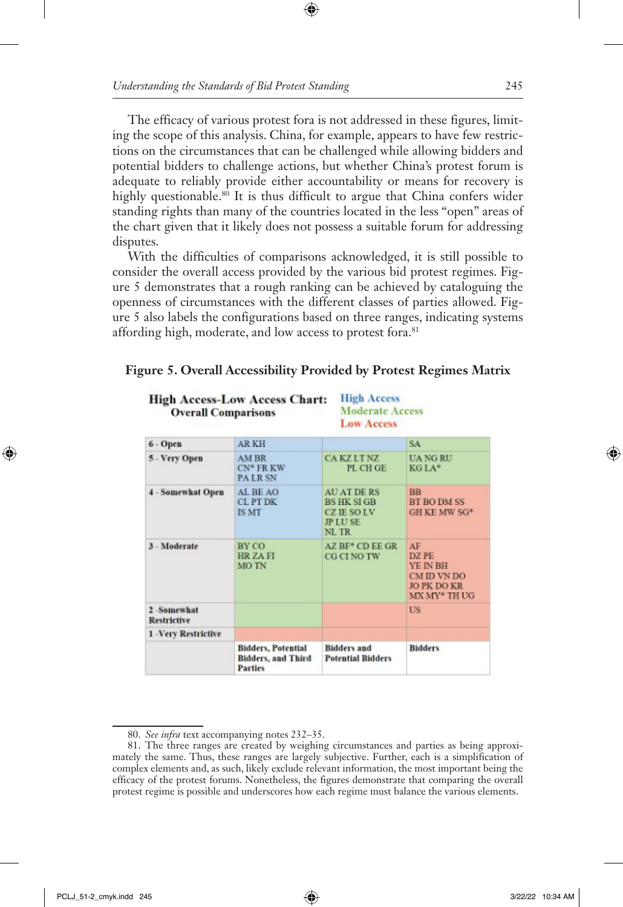The efficacy of various protest fora is not addressed in these figures, limiting the scope of this analysis. China, for example, appears to have few restrictions on the circumstances that can be challenged while allowing bidders and potential bidders to challenge actions, but whether China's protest forum is adequate to reliably provide either accountability or means for recovery is highly questionable.[80] It is thus difficult to argue that China confers wider standing rights than many of the countries located in the less "open" areas of the chart given that it likely does not possess a suitable forum for addressing disputes.

With the difficulties of comparisons acknowledged, it is still possible to consider the overall access provided by the various bid protest regimes. Figure 5 demonstrates that a rough ranking can be achieved by cataloguing the openness of circumstances with the different classes of parties allowed. Figure 5 also labels the configurations based on three ranges, indicating systems affording high, moderate, and low access to protest fora.[81]

**Figure 5. Overall Accessibility Provided by Protest Regimes Matrix**

**High Access-Low Access Chart: Overall Comparisons** — High Access / Moderate Access / Low Access

| | | | |
|---|---|---|---|
| **6 - Open** | AR KH | | SA |
| **5 - Very Open** | AM BR CN* FR KW PA LR SN | CA KZ LT NZ PL CH GE | UA NG RU KG LA* |
| **4 - Somewhat Open** | AL BE AO CL PT DK IS MT | AU AT DE RS BS HK SI GB CZ IE SO LV JP LU SE NL TR | BB BT BO DM SS GH KE MW SG* |
| **3 - Moderate** | BY CO HR ZA FI MO TN | AZ BF* CD EE GR CG CI NO TW | AF DZ PE YE IN BH CM ID VN DO JO PK DO KR MX MY* TH UG |
| **2 - Somewhat Restrictive** | | | US |
| **1 - Very Restrictive** | | | |
| | **Bidders, Potential Bidders, and Third Parties** | **Bidders and Potential Bidders** | **Bidders** |

80. *See infra* text accompanying notes 232–35.

81. The three ranges are created by weighing circumstances and parties as being approximately the same. Thus, these ranges are largely subjective. Further, each is a simplification of complex elements and, as such, likely exclude relevant information, the most important being the efficacy of the protest forums. Nonetheless, the figures demonstrate that comparing the overall protest regime is possible and underscores how each regime must balance the various elements.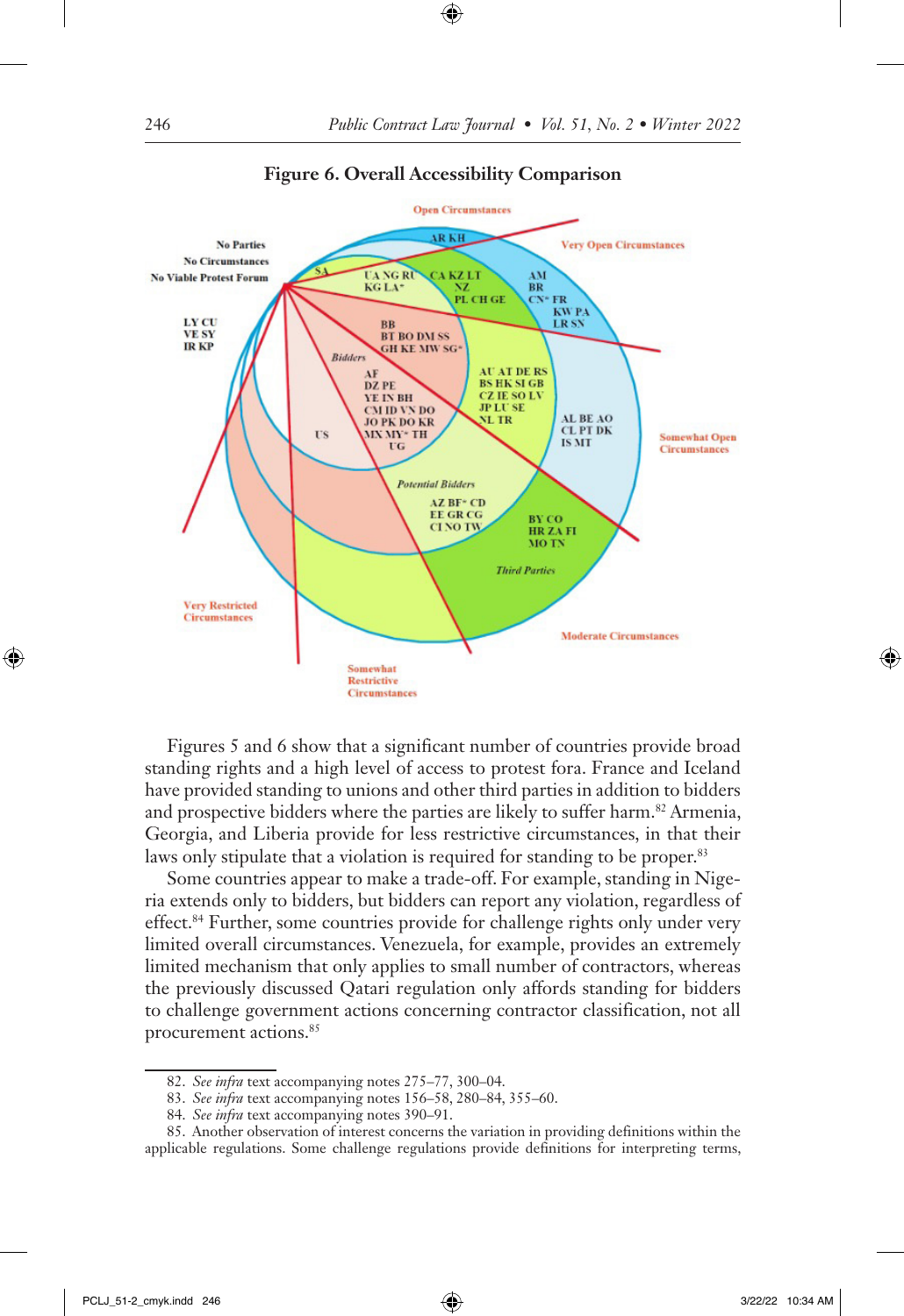**Figure 6. Overall Accessibility Comparison**

Open Circumstances

Very Open Circumstances

No Parties
No Circumstances
No Viable Protest Forum

AR KH

SA

UA NG RU
KG LA*

CA KZ LT
NZ
PL CH GE

AM
BR
CN* FR
KW PA
LR SN

LY CU
VE SY
IR KP

BB
BT BO DM SS
GH KE MW SG*

Bidders

AF
DZ PE
YE IN BH
CM ID VN DO
JO PK DO KR
MX MY* TH
UG

US

AU AT DE RS
BS HK SI GB
CZ IE SO LV
JP LU SE
NL TR

AL BE AO
CL PT DK
IS MT

Somewhat Open Circumstances

Potential Bidders

AZ BF* CD
EE GR CG
CI NO TW

BY CO
HR ZA FI
MO TN

Third Parties

Very Restricted Circumstances

Moderate Circumstances

Somewhat Restrictive Circumstances

Figures 5 and 6 show that a significant number of countries provide broad standing rights and a high level of access to protest fora. France and Iceland have provided standing to unions and other third parties in addition to bidders and prospective bidders where the parties are likely to suffer harm.[82] Armenia, Georgia, and Liberia provide for less restrictive circumstances, in that their laws only stipulate that a violation is required for standing to be proper.[83]

Some countries appear to make a trade-off. For example, standing in Nigeria extends only to bidders, but bidders can report any violation, regardless of effect.[84] Further, some countries provide for challenge rights only under very limited overall circumstances. Venezuela, for example, provides an extremely limited mechanism that only applies to small number of contractors, whereas the previously discussed Qatari regulation only affords standing for bidders to challenge government actions concerning contractor classification, not all procurement actions.[85]

---

82. *See infra* text accompanying notes 275–77, 300–04.

83. *See infra* text accompanying notes 156–58, 280–84, 355–60.

84. *See infra* text accompanying notes 390–91.

85. Another observation of interest concerns the variation in providing definitions within the applicable regulations. Some challenge regulations provide definitions for interpreting terms,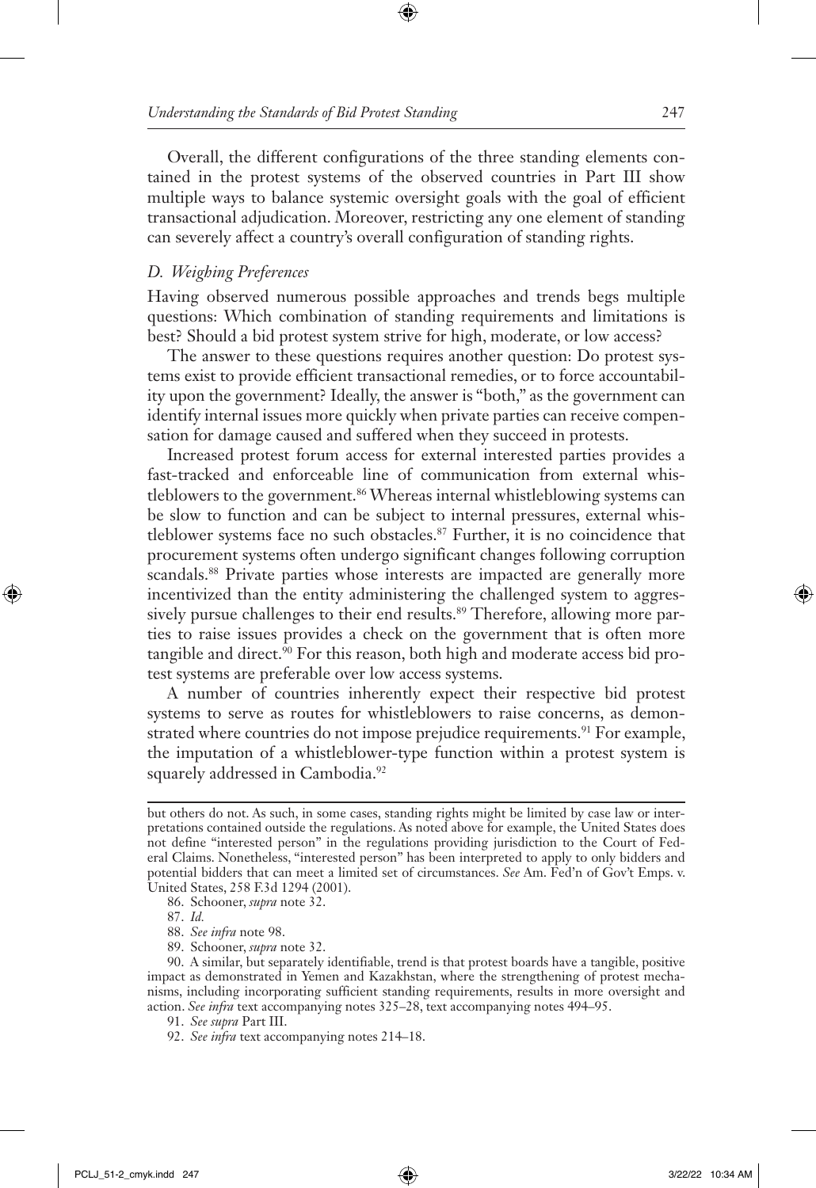Overall, the different configurations of the three standing elements contained in the protest systems of the observed countries in Part III show multiple ways to balance systemic oversight goals with the goal of efficient transactional adjudication. Moreover, restricting any one element of standing can severely affect a country's overall configuration of standing rights.

### *D. Weighing Preferences*

Having observed numerous possible approaches and trends begs multiple questions: Which combination of standing requirements and limitations is best? Should a bid protest system strive for high, moderate, or low access?

The answer to these questions requires another question: Do protest systems exist to provide efficient transactional remedies, or to force accountability upon the government? Ideally, the answer is "both," as the government can identify internal issues more quickly when private parties can receive compensation for damage caused and suffered when they succeed in protests.

Increased protest forum access for external interested parties provides a fast-tracked and enforceable line of communication from external whistleblowers to the government.[86] Whereas internal whistleblowing systems can be slow to function and can be subject to internal pressures, external whistleblower systems face no such obstacles.[87] Further, it is no coincidence that procurement systems often undergo significant changes following corruption scandals.[88] Private parties whose interests are impacted are generally more incentivized than the entity administering the challenged system to aggressively pursue challenges to their end results.[89] Therefore, allowing more parties to raise issues provides a check on the government that is often more tangible and direct.[90] For this reason, both high and moderate access bid protest systems are preferable over low access systems.

A number of countries inherently expect their respective bid protest systems to serve as routes for whistleblowers to raise concerns, as demonstrated where countries do not impose prejudice requirements.[91] For example, the imputation of a whistleblower-type function within a protest system is squarely addressed in Cambodia.[92]

---

but others do not. As such, in some cases, standing rights might be limited by case law or interpretations contained outside the regulations. As noted above for example, the United States does not define "interested person" in the regulations providing jurisdiction to the Court of Federal Claims. Nonetheless, "interested person" has been interpreted to apply to only bidders and potential bidders that can meet a limited set of circumstances. *See* Am. Fed'n of Gov't Emps. v. United States, 258 F.3d 1294 (2001).

86. Schooner, *supra* note 32.

87. *Id.*

88. *See infra* note 98.

89. Schooner, *supra* note 32.

90. A similar, but separately identifiable, trend is that protest boards have a tangible, positive impact as demonstrated in Yemen and Kazakhstan, where the strengthening of protest mechanisms, including incorporating sufficient standing requirements, results in more oversight and action. *See infra* text accompanying notes 325–28, text accompanying notes 494–95.

91. *See supra* Part III.

92. *See infra* text accompanying notes 214–18.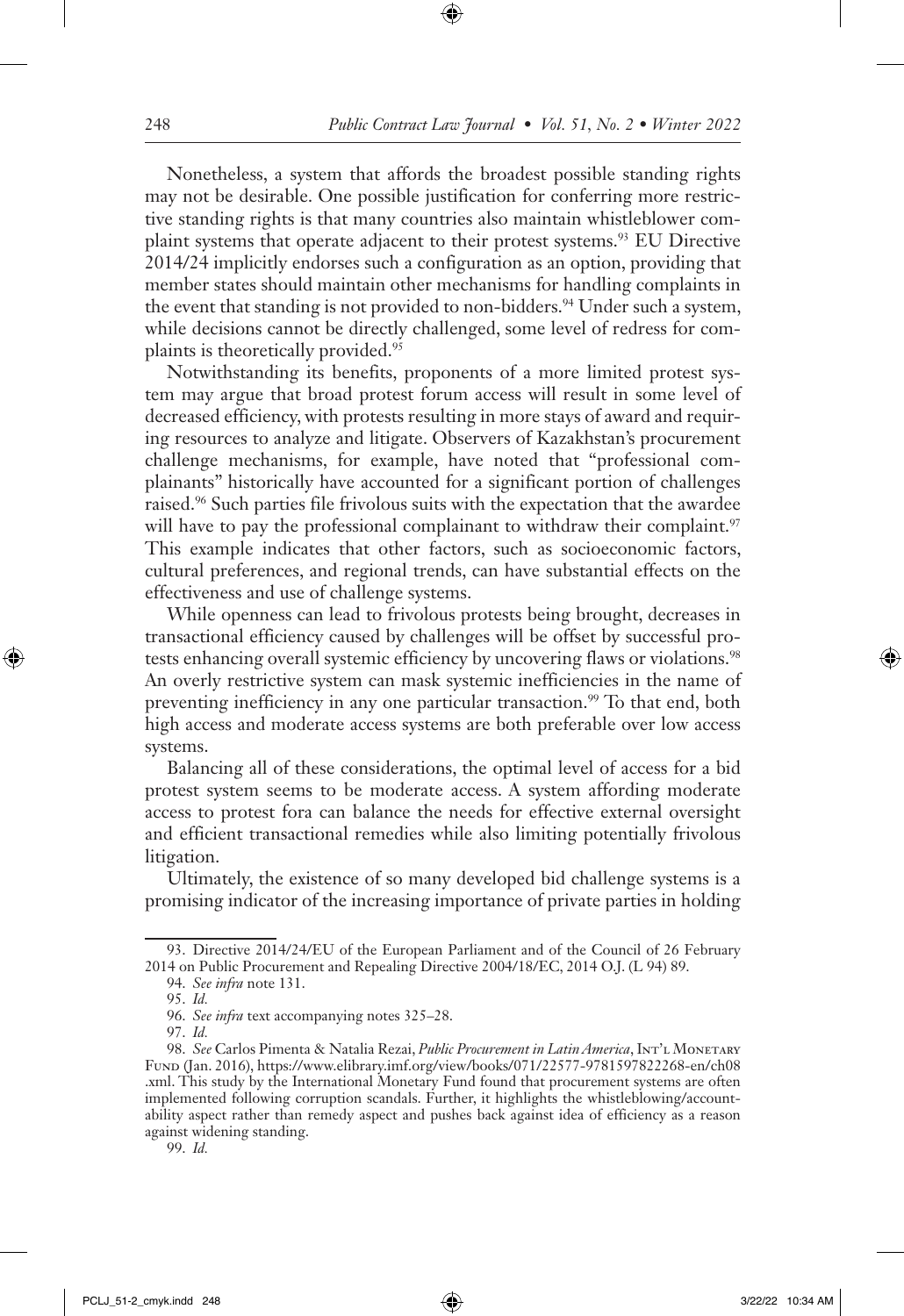Nonetheless, a system that affords the broadest possible standing rights may not be desirable. One possible justification for conferring more restrictive standing rights is that many countries also maintain whistleblower complaint systems that operate adjacent to their protest systems.[93] EU Directive 2014/24 implicitly endorses such a configuration as an option, providing that member states should maintain other mechanisms for handling complaints in the event that standing is not provided to non-bidders.[94] Under such a system, while decisions cannot be directly challenged, some level of redress for complaints is theoretically provided.[95]

Notwithstanding its benefits, proponents of a more limited protest system may argue that broad protest forum access will result in some level of decreased efficiency, with protests resulting in more stays of award and requiring resources to analyze and litigate. Observers of Kazakhstan's procurement challenge mechanisms, for example, have noted that "professional complainants" historically have accounted for a significant portion of challenges raised.[96] Such parties file frivolous suits with the expectation that the awardee will have to pay the professional complainant to withdraw their complaint.[97] This example indicates that other factors, such as socioeconomic factors, cultural preferences, and regional trends, can have substantial effects on the effectiveness and use of challenge systems.

While openness can lead to frivolous protests being brought, decreases in transactional efficiency caused by challenges will be offset by successful protests enhancing overall systemic efficiency by uncovering flaws or violations.[98] An overly restrictive system can mask systemic inefficiencies in the name of preventing inefficiency in any one particular transaction.[99] To that end, both high access and moderate access systems are both preferable over low access systems.

Balancing all of these considerations, the optimal level of access for a bid protest system seems to be moderate access. A system affording moderate access to protest fora can balance the needs for effective external oversight and efficient transactional remedies while also limiting potentially frivolous litigation.

Ultimately, the existence of so many developed bid challenge systems is a promising indicator of the increasing importance of private parties in holding

---

93. Directive 2014/24/EU of the European Parliament and of the Council of 26 February 2014 on Public Procurement and Repealing Directive 2004/18/EC, 2014 O.J. (L 94) 89.

94. *See infra* note 131.

95. *Id.*

96. *See infra* text accompanying notes 325–28.

97. *Id.*

98. *See* Carlos Pimenta & Natalia Rezai, *Public Procurement in Latin America*, Int'l Monetary Fund (Jan. 2016), https://www.elibrary.imf.org/view/books/071/22577-9781597822268-en/ch08.xml. This study by the International Monetary Fund found that procurement systems are often implemented following corruption scandals. Further, it highlights the whistleblowing/accountability aspect rather than remedy aspect and pushes back against idea of efficiency as a reason against widening standing.

99. *Id.*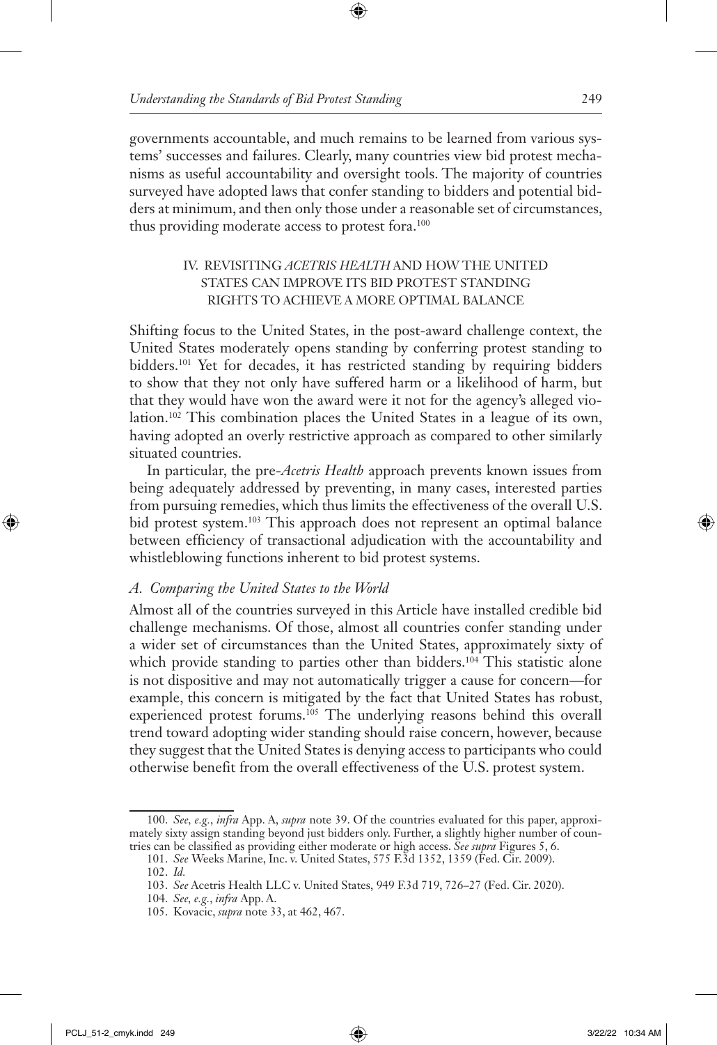governments accountable, and much remains to be learned from various systems' successes and failures. Clearly, many countries view bid protest mechanisms as useful accountability and oversight tools. The majority of countries surveyed have adopted laws that confer standing to bidders and potential bidders at minimum, and then only those under a reasonable set of circumstances, thus providing moderate access to protest fora.[100]

## IV. REVISITING *ACETRIS HEALTH* AND HOW THE UNITED STATES CAN IMPROVE ITS BID PROTEST STANDING RIGHTS TO ACHIEVE A MORE OPTIMAL BALANCE

Shifting focus to the United States, in the post-award challenge context, the United States moderately opens standing by conferring protest standing to bidders.[101] Yet for decades, it has restricted standing by requiring bidders to show that they not only have suffered harm or a likelihood of harm, but that they would have won the award were it not for the agency's alleged violation.[102] This combination places the United States in a league of its own, having adopted an overly restrictive approach as compared to other similarly situated countries.

In particular, the pre-*Acetris Health* approach prevents known issues from being adequately addressed by preventing, in many cases, interested parties from pursuing remedies, which thus limits the effectiveness of the overall U.S. bid protest system.[103] This approach does not represent an optimal balance between efficiency of transactional adjudication with the accountability and whistleblowing functions inherent to bid protest systems.

### *A. Comparing the United States to the World*

Almost all of the countries surveyed in this Article have installed credible bid challenge mechanisms. Of those, almost all countries confer standing under a wider set of circumstances than the United States, approximately sixty of which provide standing to parties other than bidders.[104] This statistic alone is not dispositive and may not automatically trigger a cause for concern—for example, this concern is mitigated by the fact that United States has robust, experienced protest forums.[105] The underlying reasons behind this overall trend toward adopting wider standing should raise concern, however, because they suggest that the United States is denying access to participants who could otherwise benefit from the overall effectiveness of the U.S. protest system.

---

100. *See, e.g.*, *infra* App. A, *supra* note 39. Of the countries evaluated for this paper, approximately sixty assign standing beyond just bidders only. Further, a slightly higher number of countries can be classified as providing either moderate or high access. *See supra* Figures 5, 6.

101. *See* Weeks Marine, Inc. v. United States, 575 F.3d 1352, 1359 (Fed. Cir. 2009).

102. *Id.*

103. *See* Acetris Health LLC v. United States, 949 F.3d 719, 726–27 (Fed. Cir. 2020).

104. *See, e.g.*, *infra* App. A.

105. Kovacic, *supra* note 33, at 462, 467.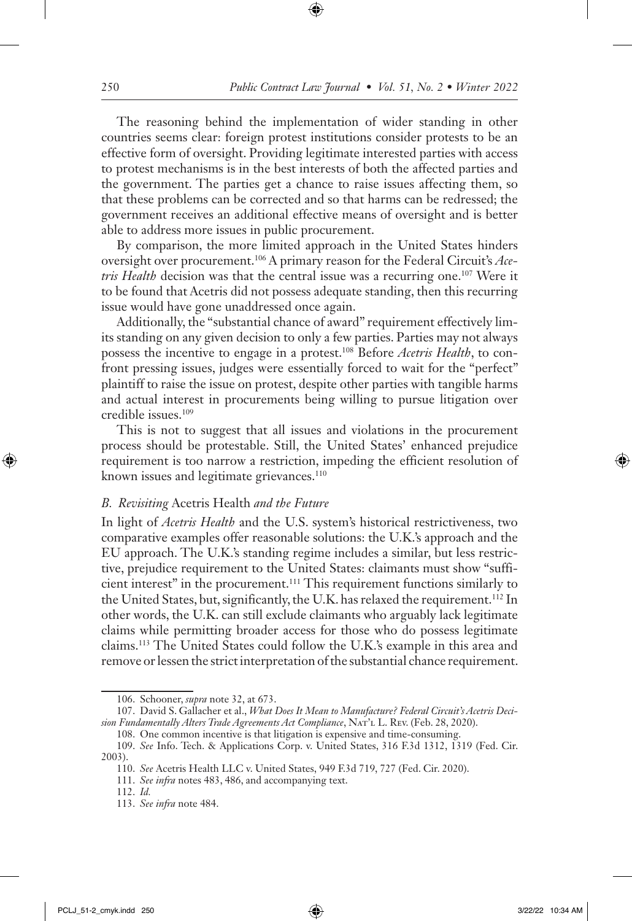The reasoning behind the implementation of wider standing in other countries seems clear: foreign protest institutions consider protests to be an effective form of oversight. Providing legitimate interested parties with access to protest mechanisms is in the best interests of both the affected parties and the government. The parties get a chance to raise issues affecting them, so that these problems can be corrected and so that harms can be redressed; the government receives an additional effective means of oversight and is better able to address more issues in public procurement.

By comparison, the more limited approach in the United States hinders oversight over procurement.[106] A primary reason for the Federal Circuit's *Acetris Health* decision was that the central issue was a recurring one.[107] Were it to be found that Acetris did not possess adequate standing, then this recurring issue would have gone unaddressed once again.

Additionally, the "substantial chance of award" requirement effectively limits standing on any given decision to only a few parties. Parties may not always possess the incentive to engage in a protest.[108] Before *Acetris Health*, to confront pressing issues, judges were essentially forced to wait for the "perfect" plaintiff to raise the issue on protest, despite other parties with tangible harms and actual interest in procurements being willing to pursue litigation over credible issues.[109]

This is not to suggest that all issues and violations in the procurement process should be protestable. Still, the United States' enhanced prejudice requirement is too narrow a restriction, impeding the efficient resolution of known issues and legitimate grievances.[110]

### *B. Revisiting* Acetris Health *and the Future*

In light of *Acetris Health* and the U.S. system's historical restrictiveness, two comparative examples offer reasonable solutions: the U.K.'s approach and the EU approach. The U.K.'s standing regime includes a similar, but less restrictive, prejudice requirement to the United States: claimants must show "sufficient interest" in the procurement.[111] This requirement functions similarly to the United States, but, significantly, the U.K. has relaxed the requirement.[112] In other words, the U.K. can still exclude claimants who arguably lack legitimate claims while permitting broader access for those who do possess legitimate claims.[113] The United States could follow the U.K.'s example in this area and remove or lessen the strict interpretation of the substantial chance requirement.

---

106. Schooner, *supra* note 32, at 673.

107. David S. Gallacher et al., *What Does It Mean to Manufacture? Federal Circuit's Acetris Decision Fundamentally Alters Trade Agreements Act Compliance*, Nat'l L. Rev. (Feb. 28, 2020).

108. One common incentive is that litigation is expensive and time-consuming.

109. *See* Info. Tech. & Applications Corp. v. United States, 316 F.3d 1312, 1319 (Fed. Cir. 2003).

110. *See* Acetris Health LLC v. United States, 949 F.3d 719, 727 (Fed. Cir. 2020).

111. *See infra* notes 483, 486, and accompanying text.

112. *Id.*

113. *See infra* note 484.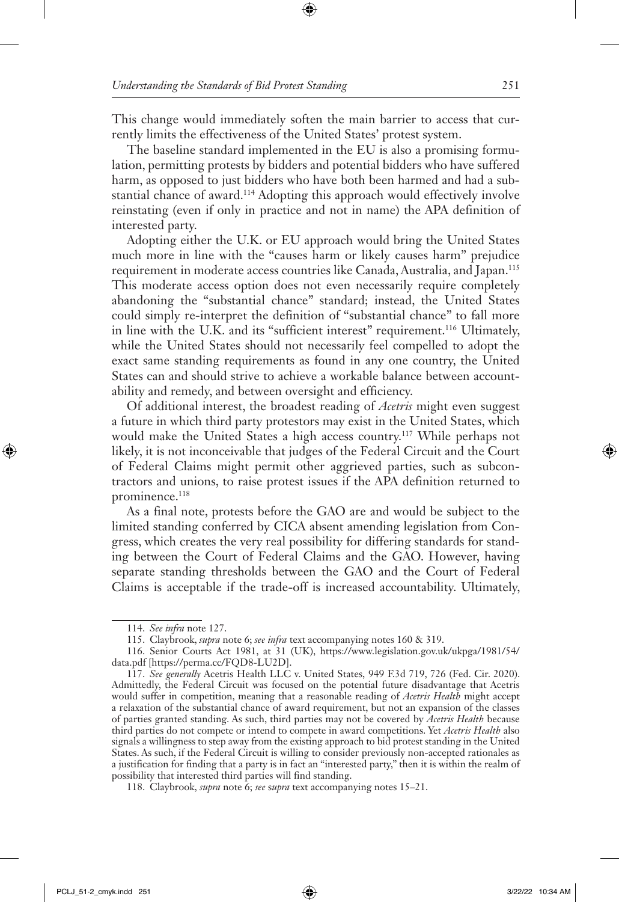This change would immediately soften the main barrier to access that currently limits the effectiveness of the United States' protest system.

The baseline standard implemented in the EU is also a promising formulation, permitting protests by bidders and potential bidders who have suffered harm, as opposed to just bidders who have both been harmed and had a substantial chance of award.[114] Adopting this approach would effectively involve reinstating (even if only in practice and not in name) the APA definition of interested party.

Adopting either the U.K. or EU approach would bring the United States much more in line with the "causes harm or likely causes harm" prejudice requirement in moderate access countries like Canada, Australia, and Japan.[115] This moderate access option does not even necessarily require completely abandoning the "substantial chance" standard; instead, the United States could simply re-interpret the definition of "substantial chance" to fall more in line with the U.K. and its "sufficient interest" requirement.[116] Ultimately, while the United States should not necessarily feel compelled to adopt the exact same standing requirements as found in any one country, the United States can and should strive to achieve a workable balance between accountability and remedy, and between oversight and efficiency.

Of additional interest, the broadest reading of *Acetris* might even suggest a future in which third party protestors may exist in the United States, which would make the United States a high access country.[117] While perhaps not likely, it is not inconceivable that judges of the Federal Circuit and the Court of Federal Claims might permit other aggrieved parties, such as subcontractors and unions, to raise protest issues if the APA definition returned to prominence.[118]

As a final note, protests before the GAO are and would be subject to the limited standing conferred by CICA absent amending legislation from Congress, which creates the very real possibility for differing standards for standing between the Court of Federal Claims and the GAO. However, having separate standing thresholds between the GAO and the Court of Federal Claims is acceptable if the trade-off is increased accountability. Ultimately,

---

114. *See infra* note 127.

115. Claybrook, *supra* note 6; *see infra* text accompanying notes 160 & 319.

116. Senior Courts Act 1981, at 31 (UK), https://www.legislation.gov.uk/ukpga/1981/54/data.pdf [https://perma.cc/FQD8-LU2D].

117. *See generally* Acetris Health LLC v. United States, 949 F.3d 719, 726 (Fed. Cir. 2020). Admittedly, the Federal Circuit was focused on the potential future disadvantage that Acetris would suffer in competition, meaning that a reasonable reading of *Acetris Health* might accept a relaxation of the substantial chance of award requirement, but not an expansion of the classes of parties granted standing. As such, third parties may not be covered by *Acetris Health* because third parties do not compete or intend to compete in award competitions. Yet *Acetris Health* also signals a willingness to step away from the existing approach to bid protest standing in the United States. As such, if the Federal Circuit is willing to consider previously non-accepted rationales as a justification for finding that a party is in fact an "interested party," then it is within the realm of possibility that interested third parties will find standing.

118. Claybrook, *supra* note 6; *see supra* text accompanying notes 15–21.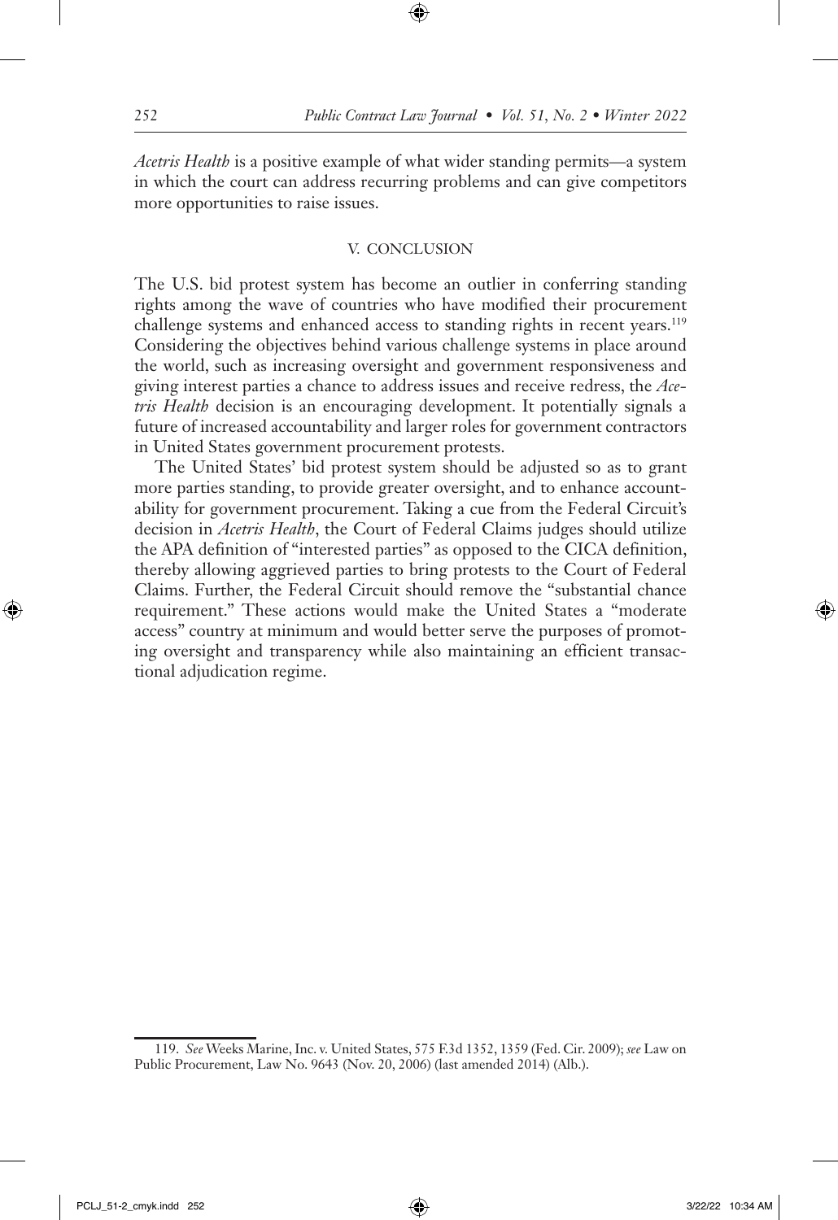*Acetris Health* is a positive example of what wider standing permits—a system in which the court can address recurring problems and can give competitors more opportunities to raise issues.

## V. CONCLUSION

The U.S. bid protest system has become an outlier in conferring standing rights among the wave of countries who have modified their procurement challenge systems and enhanced access to standing rights in recent years.[119] Considering the objectives behind various challenge systems in place around the world, such as increasing oversight and government responsiveness and giving interest parties a chance to address issues and receive redress, the *Acetris Health* decision is an encouraging development. It potentially signals a future of increased accountability and larger roles for government contractors in United States government procurement protests.

The United States' bid protest system should be adjusted so as to grant more parties standing, to provide greater oversight, and to enhance accountability for government procurement. Taking a cue from the Federal Circuit's decision in *Acetris Health*, the Court of Federal Claims judges should utilize the APA definition of "interested parties" as opposed to the CICA definition, thereby allowing aggrieved parties to bring protests to the Court of Federal Claims. Further, the Federal Circuit should remove the "substantial chance requirement." These actions would make the United States a "moderate access" country at minimum and would better serve the purposes of promoting oversight and transparency while also maintaining an efficient transactional adjudication regime.

---

119. *See* Weeks Marine, Inc. v. United States, 575 F.3d 1352, 1359 (Fed. Cir. 2009); *see* Law on Public Procurement, Law No. 9643 (Nov. 20, 2006) (last amended 2014) (Alb.).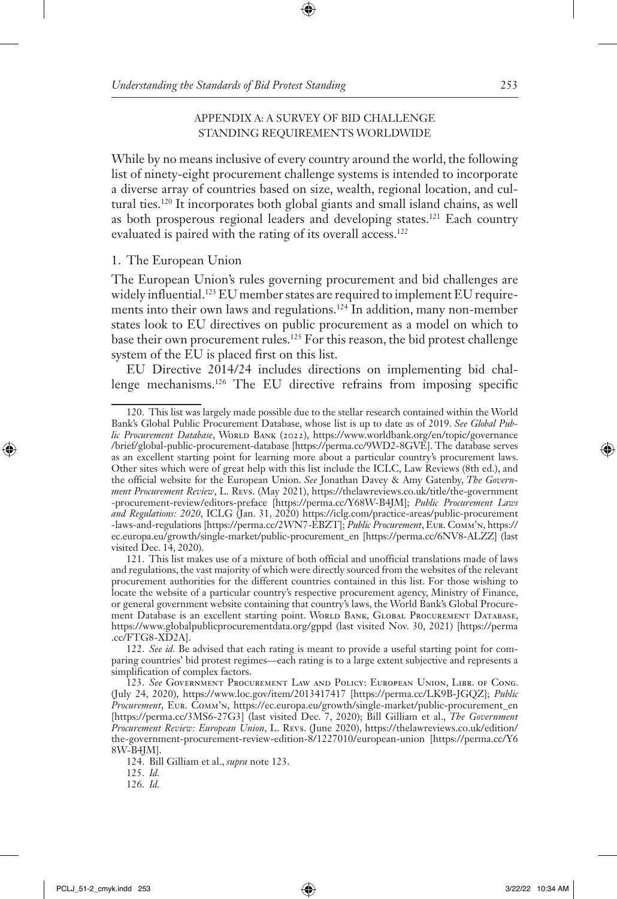## APPENDIX A: A SURVEY OF BID CHALLENGE STANDING REQUIREMENTS WORLDWIDE

While by no means inclusive of every country around the world, the following list of ninety-eight procurement challenge systems is intended to incorporate a diverse array of countries based on size, wealth, regional location, and cultural ties.[120] It incorporates both global giants and small island chains, as well as both prosperous regional leaders and developing states.[121] Each country evaluated is paired with the rating of its overall access.[122]

### 1. The European Union

The European Union's rules governing procurement and bid challenges are widely influential.[123] EU member states are required to implement EU requirements into their own laws and regulations.[124] In addition, many non-member states look to EU directives on public procurement as a model on which to base their own procurement rules.[125] For this reason, the bid protest challenge system of the EU is placed first on this list.

EU Directive 2014/24 includes directions on implementing bid challenge mechanisms.[126] The EU directive refrains from imposing specific

---

120. This list was largely made possible due to the stellar research contained within the World Bank's Global Public Procurement Database, whose list is up to date as of 2019. *See Global Public Procurement Database*, World Bank (2022), https://www.worldbank.org/en/topic/governance/brief/global-public-procurement-database [https://perma.cc/9WD2-8GVE]. The database serves as an excellent starting point for learning more about a particular country's procurement laws. Other sites which were of great help with this list include the ICLC, Law Reviews (8th ed.), and the official website for the European Union. *See* Jonathan Davey & Amy Gatenby, *The Government Procurement Review*, L. Revs. (May 2021), https://thelawreviews.co.uk/title/the-government-procurement-review/editors-preface [https://perma.cc/Y68W-B4JM]; *Public Procurement Laws and Regulations: 2020*, ICLG (Jan. 31, 2020) https://iclg.com/practice-areas/public-procurement-laws-and-regulations [https://perma.cc/2WN7-EBZT]; *Public Procurement*, Eur. Comm'n, https://ec.europa.eu/growth/single-market/public-procurement_en [https://perma.cc/6NV8-ALZZ] (last visited Dec. 14, 2020).

121. This list makes use of a mixture of both official and unofficial translations made of laws and regulations, the vast majority of which were directly sourced from the websites of the relevant procurement authorities for the different countries contained in this list. For those wishing to locate the website of a particular country's respective procurement agency, Ministry of Finance, or general government website containing that country's laws, the World Bank's Global Procurement Database is an excellent starting point. World Bank, Global Procurement Database, https://www.globalpublicprocurementdata.org/gppd (last visited Nov. 30, 2021) [https://perma.cc/FTG8-XD2A].

122. *See id.* Be advised that each rating is meant to provide a useful starting point for comparing countries' bid protest regimes—each rating is to a large extent subjective and represents a simplification of complex factors.

123. *See* Government Procurement Law and Policy: European Union, Libr. of Cong. (July 24, 2020), https://www.loc.gov/item/2013417417 [https://perma.cc/LK9B-JGQZ]; *Public Procurement*, Eur. Comm'n, https://ec.europa.eu/growth/single-market/public-procurement_en [https://perma.cc/3MS6-27G3] (last visited Dec. 7, 2020); Bill Gilliam et al., *The Government Procurement Review: European Union*, L. Revs. (June 2020), https://thelawreviews.co.uk/edition/the-government-procurement-review-edition-8/1227010/european-union [https://perma.cc/Y68W-B4JM].

124. Bill Gilliam et al., *supra* note 123.

125. *Id.*

126. *Id.*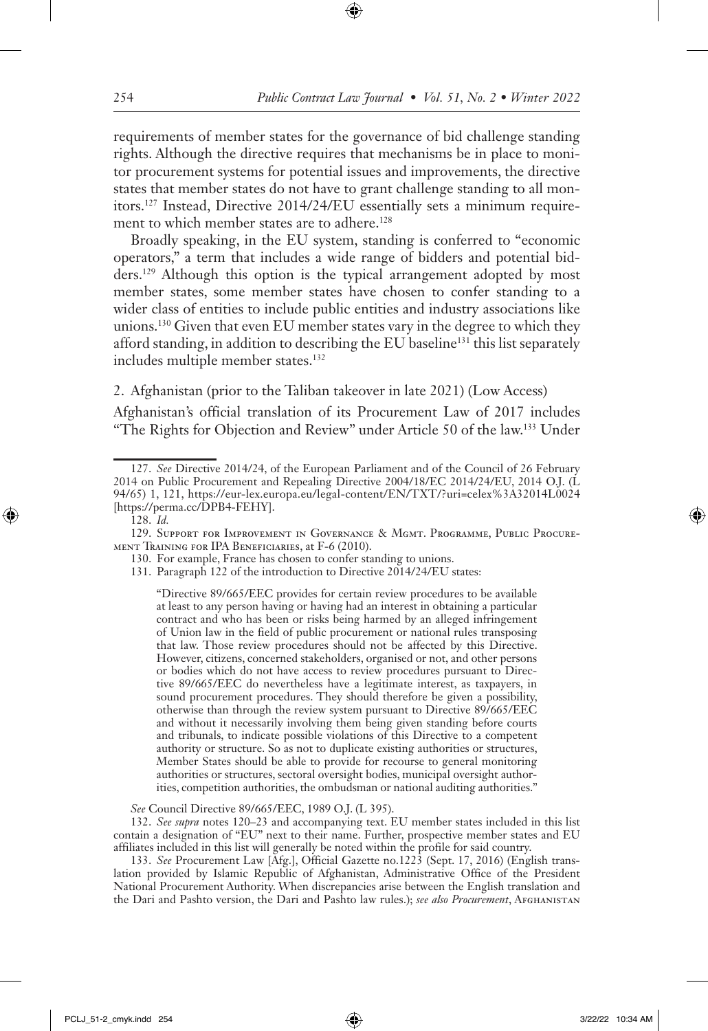requirements of member states for the governance of bid challenge standing rights. Although the directive requires that mechanisms be in place to monitor procurement systems for potential issues and improvements, the directive states that member states do not have to grant challenge standing to all monitors.[127] Instead, Directive 2014/24/EU essentially sets a minimum requirement to which member states are to adhere.[128]

Broadly speaking, in the EU system, standing is conferred to "economic operators," a term that includes a wide range of bidders and potential bidders.[129] Although this option is the typical arrangement adopted by most member states, some member states have chosen to confer standing to a wider class of entities to include public entities and industry associations like unions.[130] Given that even EU member states vary in the degree to which they afford standing, in addition to describing the EU baseline[131] this list separately includes multiple member states.[132]

2. Afghanistan (prior to the Taliban takeover in late 2021) (Low Access)

Afghanistan's official translation of its Procurement Law of 2017 includes "The Rights for Objection and Review" under Article 50 of the law.[133] Under

---

127. *See* Directive 2014/24, of the European Parliament and of the Council of 26 February 2014 on Public Procurement and Repealing Directive 2004/18/EC 2014/24/EU, 2014 O.J. (L 94/65) 1, 121, https://eur-lex.europa.eu/legal-content/EN/TXT/?uri=celex%3A32014L0024 [https://perma.cc/DPB4-FEHY].

128. *Id.*

129. Support for Improvement in Governance & Mgmt. Programme, Public Procurement Training for IPA Beneficiaries, at F-6 (2010).

130. For example, France has chosen to confer standing to unions.

131. Paragraph 122 of the introduction to Directive 2014/24/EU states:

> "Directive 89/665/EEC provides for certain review procedures to be available at least to any person having or having had an interest in obtaining a particular contract and who has been or risks being harmed by an alleged infringement of Union law in the field of public procurement or national rules transposing that law. Those review procedures should not be affected by this Directive. However, citizens, concerned stakeholders, organised or not, and other persons or bodies which do not have access to review procedures pursuant to Directive 89/665/EEC do nevertheless have a legitimate interest, as taxpayers, in sound procurement procedures. They should therefore be given a possibility, otherwise than through the review system pursuant to Directive 89/665/EEC and without it necessarily involving them being given standing before courts and tribunals, to indicate possible violations of this Directive to a competent authority or structure. So as not to duplicate existing authorities or structures, Member States should be able to provide for recourse to general monitoring authorities or structures, sectoral oversight bodies, municipal oversight authorities, competition authorities, the ombudsman or national auditing authorities."

*See* Council Directive 89/665/EEC, 1989 O.J. (L 395).

132. *See supra* notes 120–23 and accompanying text. EU member states included in this list contain a designation of "EU" next to their name. Further, prospective member states and EU affiliates included in this list will generally be noted within the profile for said country.

133. *See* Procurement Law [Afg.], Official Gazette no.1223 (Sept. 17, 2016) (English translation provided by Islamic Republic of Afghanistan, Administrative Office of the President National Procurement Authority. When discrepancies arise between the English translation and the Dari and Pashto version, the Dari and Pashto law rules.); *see also Procurement*, Afghanistan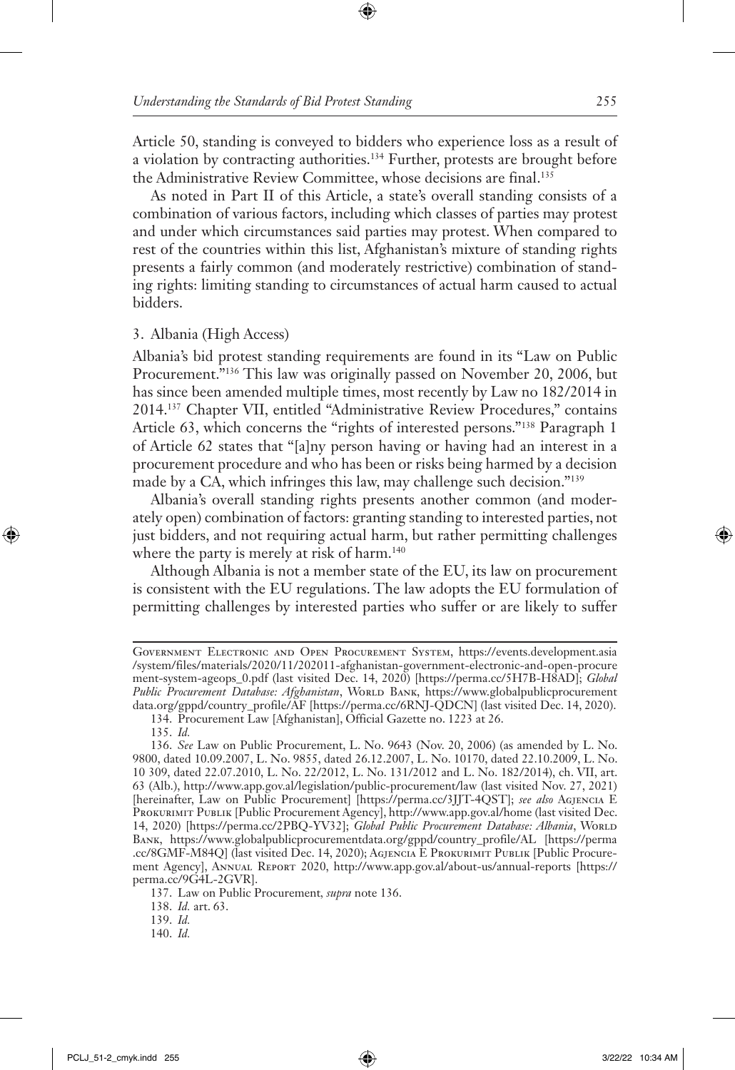Article 50, standing is conveyed to bidders who experience loss as a result of a violation by contracting authorities.[134] Further, protests are brought before the Administrative Review Committee, whose decisions are final.[135]

As noted in Part II of this Article, a state's overall standing consists of a combination of various factors, including which classes of parties may protest and under which circumstances said parties may protest. When compared to rest of the countries within this list, Afghanistan's mixture of standing rights presents a fairly common (and moderately restrictive) combination of standing rights: limiting standing to circumstances of actual harm caused to actual bidders.

### 3. Albania (High Access)

Albania's bid protest standing requirements are found in its "Law on Public Procurement."[136] This law was originally passed on November 20, 2006, but has since been amended multiple times, most recently by Law no 182/2014 in 2014.[137] Chapter VII, entitled "Administrative Review Procedures," contains Article 63, which concerns the "rights of interested persons."[138] Paragraph 1 of Article 62 states that "[a]ny person having or having had an interest in a procurement procedure and who has been or risks being harmed by a decision made by a CA, which infringes this law, may challenge such decision."[139]

Albania's overall standing rights presents another common (and moderately open) combination of factors: granting standing to interested parties, not just bidders, and not requiring actual harm, but rather permitting challenges where the party is merely at risk of harm.[140]

Although Albania is not a member state of the EU, its law on procurement is consistent with the EU regulations. The law adopts the EU formulation of permitting challenges by interested parties who suffer or are likely to suffer

---

Government Electronic and Open Procurement System, https://events.development.asia/system/files/materials/2020/11/202011-afghanistan-government-electronic-and-open-procurement-system-ageops_0.pdf (last visited Dec. 14, 2020) [https://perma.cc/5H7B-H8AD]; *Global Public Procurement Database: Afghanistan*, World Bank, https://www.globalpublicprocurementdata.org/gppd/country_profile/AF [https://perma.cc/6RNJ-QDCN] (last visited Dec. 14, 2020).

134. Procurement Law [Afghanistan], Official Gazette no. 1223 at 26.

135. *Id.*

136. *See* Law on Public Procurement, L. No. 9643 (Nov. 20, 2006) (as amended by L. No. 9800, dated 10.09.2007, L. No. 9855, dated 26.12.2007, L. No. 10170, dated 22.10.2009, L. No. 10 309, dated 22.07.2010, L. No. 22/2012, L. No. 131/2012 and L. No. 182/2014), ch. VII, art. 63 (Alb.), http://www.app.gov.al/legislation/public-procurement/law (last visited Nov. 27, 2021) [hereinafter, Law on Public Procurement] [https://perma.cc/3JJT-4QST]; *see also* Agjencia E Prokurimit Publik [Public Procurement Agency], http://www.app.gov.al/home (last visited Dec. 14, 2020) [https://perma.cc/2PBQ-YV32]; *Global Public Procurement Database: Albania*, World Bank, https://www.globalpublicprocurementdata.org/gppd/country_profile/AL [https://perma.cc/8GMF-M84Q] (last visited Dec. 14, 2020); Agjencia E Prokurimit Publik [Public Procurement Agency], Annual Report 2020, http://www.app.gov.al/about-us/annual-reports [https://perma.cc/9G4L-2GVR].

137. Law on Public Procurement, *supra* note 136.

138. *Id.* art. 63.

139. *Id.*

140. *Id.*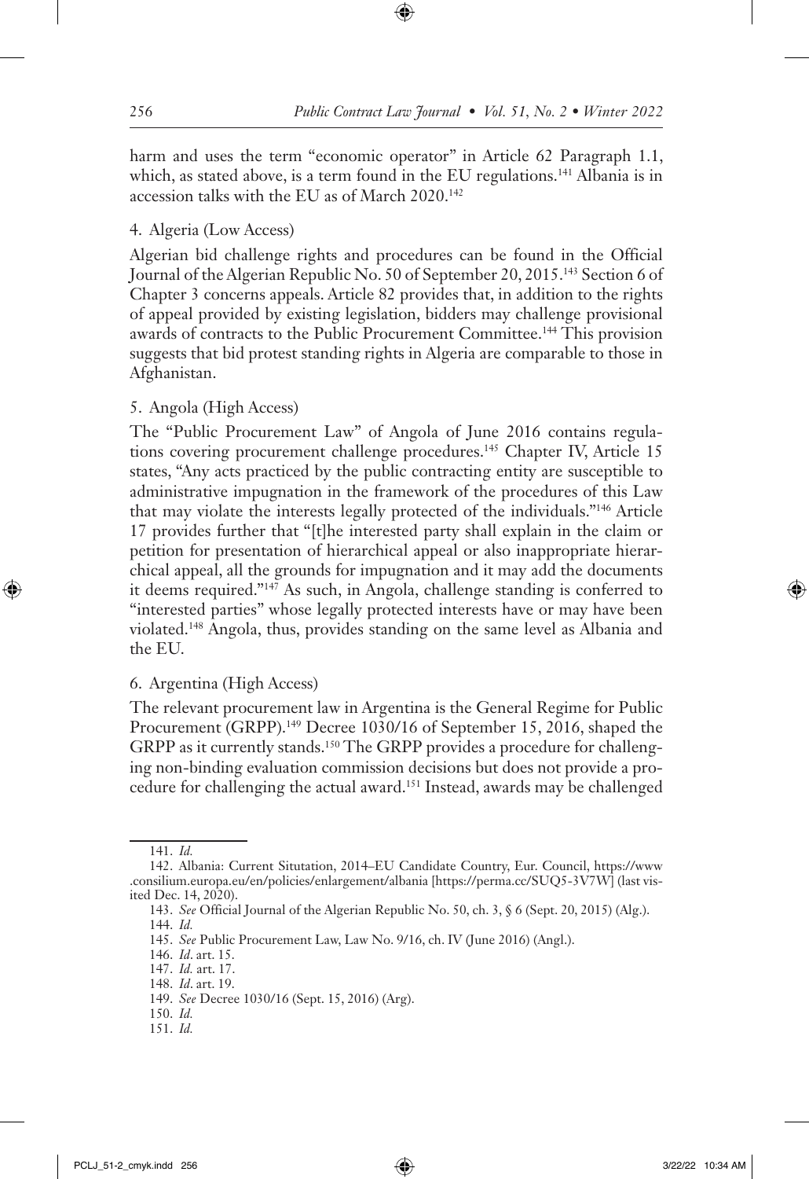harm and uses the term "economic operator" in Article 62 Paragraph 1.1, which, as stated above, is a term found in the EU regulations.[141] Albania is in accession talks with the EU as of March 2020.[142]

4. Algeria (Low Access)

Algerian bid challenge rights and procedures can be found in the Official Journal of the Algerian Republic No. 50 of September 20, 2015.[143] Section 6 of Chapter 3 concerns appeals. Article 82 provides that, in addition to the rights of appeal provided by existing legislation, bidders may challenge provisional awards of contracts to the Public Procurement Committee.[144] This provision suggests that bid protest standing rights in Algeria are comparable to those in Afghanistan.

5. Angola (High Access)

The "Public Procurement Law" of Angola of June 2016 contains regulations covering procurement challenge procedures.[145] Chapter IV, Article 15 states, "Any acts practiced by the public contracting entity are susceptible to administrative impugnation in the framework of the procedures of this Law that may violate the interests legally protected of the individuals."[146] Article 17 provides further that "[t]he interested party shall explain in the claim or petition for presentation of hierarchical appeal or also inappropriate hierarchical appeal, all the grounds for impugnation and it may add the documents it deems required."[147] As such, in Angola, challenge standing is conferred to "interested parties" whose legally protected interests have or may have been violated.[148] Angola, thus, provides standing on the same level as Albania and the EU.

6. Argentina (High Access)

The relevant procurement law in Argentina is the General Regime for Public Procurement (GRPP).[149] Decree 1030/16 of September 15, 2016, shaped the GRPP as it currently stands.[150] The GRPP provides a procedure for challenging non-binding evaluation commission decisions but does not provide a procedure for challenging the actual award.[151] Instead, awards may be challenged

---

141. *Id.*

142. Albania: Current Situtation, 2014–EU Candidate Country, Eur. Council, https://www.consilium.europa.eu/en/policies/enlargement/albania [https://perma.cc/SUQ5-3V7W] (last visited Dec. 14, 2020).

143. *See* Official Journal of the Algerian Republic No. 50, ch. 3, § 6 (Sept. 20, 2015) (Alg.).

144. *Id.*

145. *See* Public Procurement Law, Law No. 9/16, ch. IV (June 2016) (Angl.).

146. *Id*. art. 15.

147. *Id.* art. 17.

148. *Id*. art. 19.

149. *See* Decree 1030/16 (Sept. 15, 2016) (Arg).

150. *Id.*

151. *Id.*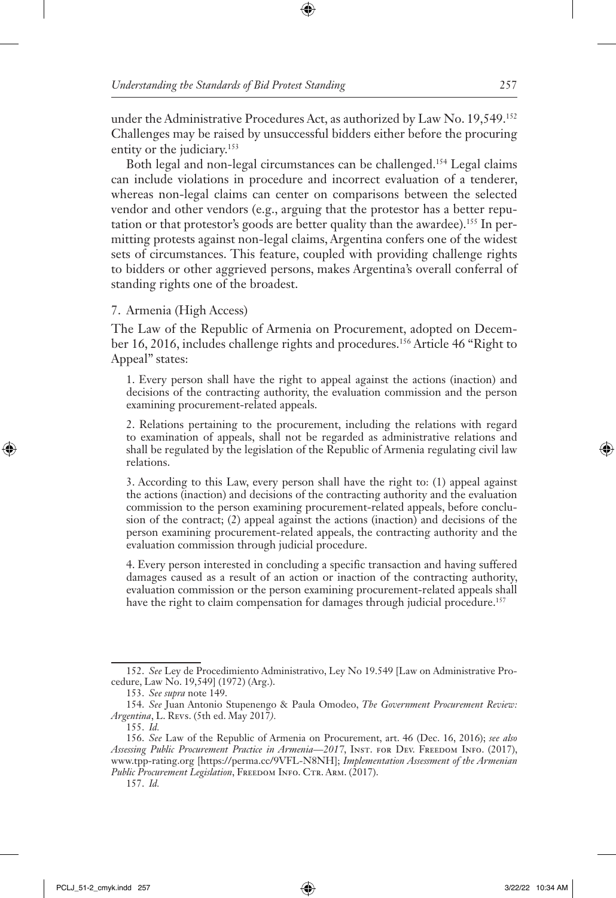under the Administrative Procedures Act, as authorized by Law No. 19,549.[152] Challenges may be raised by unsuccessful bidders either before the procuring entity or the judiciary.[153]

Both legal and non-legal circumstances can be challenged.[154] Legal claims can include violations in procedure and incorrect evaluation of a tenderer, whereas non-legal claims can center on comparisons between the selected vendor and other vendors (e.g., arguing that the protestor has a better reputation or that protestor's goods are better quality than the awardee).[155] In permitting protests against non-legal claims, Argentina confers one of the widest sets of circumstances. This feature, coupled with providing challenge rights to bidders or other aggrieved persons, makes Argentina's overall conferral of standing rights one of the broadest.

### 7. Armenia (High Access)

The Law of the Republic of Armenia on Procurement, adopted on December 16, 2016, includes challenge rights and procedures.[156] Article 46 "Right to Appeal" states:

> 1. Every person shall have the right to appeal against the actions (inaction) and decisions of the contracting authority, the evaluation commission and the person examining procurement-related appeals.
>
> 2. Relations pertaining to the procurement, including the relations with regard to examination of appeals, shall not be regarded as administrative relations and shall be regulated by the legislation of the Republic of Armenia regulating civil law relations.
>
> 3. According to this Law, every person shall have the right to: (1) appeal against the actions (inaction) and decisions of the contracting authority and the evaluation commission to the person examining procurement-related appeals, before conclusion of the contract; (2) appeal against the actions (inaction) and decisions of the person examining procurement-related appeals, the contracting authority and the evaluation commission through judicial procedure.
>
> 4. Every person interested in concluding a specific transaction and having suffered damages caused as a result of an action or inaction of the contracting authority, evaluation commission or the person examining procurement-related appeals shall have the right to claim compensation for damages through judicial procedure.[157]

---

152. *See* Ley de Procedimiento Administrativo, Ley No 19.549 [Law on Administrative Procedure, Law No. 19,549] (1972) (Arg.).

153. *See supra* note 149.

154. *See* Juan Antonio Stupenengo & Paula Omodeo, *The Government Procurement Review: Argentina*, L. Revs. (5th ed. May 2017).

155. *Id.*

156. *See* Law of the Republic of Armenia on Procurement, art. 46 (Dec. 16, 2016); *see also Assessing Public Procurement Practice in Armenia—2017*, Inst. for Dev. Freedom Info. (2017), www.tpp-rating.org [https://perma.cc/9VFL-N8NH]; *Implementation Assessment of the Armenian Public Procurement Legislation*, Freedom Info. Ctr. Arm. (2017).

157. *Id.*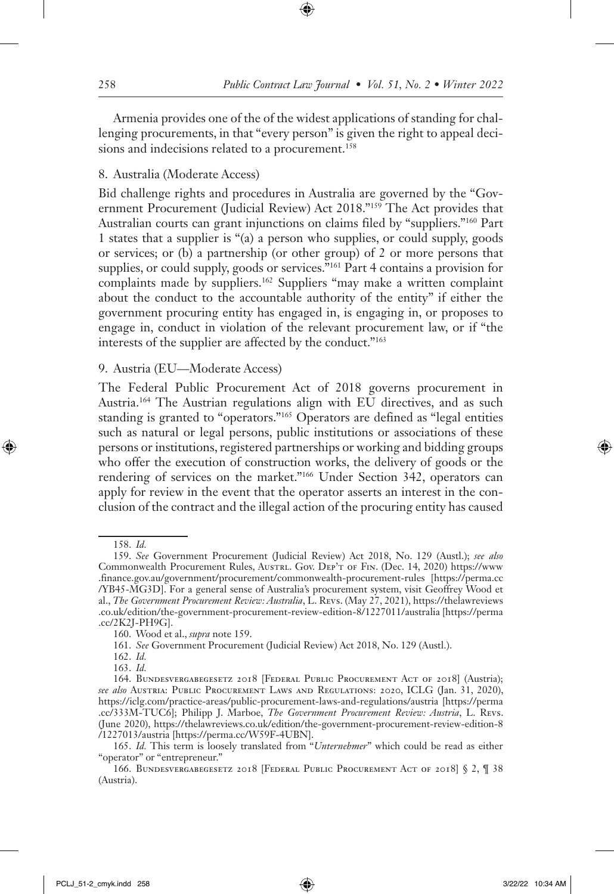Armenia provides one of the of the widest applications of standing for challenging procurements, in that "every person" is given the right to appeal decisions and indecisions related to a procurement.[158]

### 8. Australia (Moderate Access)

Bid challenge rights and procedures in Australia are governed by the "Government Procurement (Judicial Review) Act 2018."[159] The Act provides that Australian courts can grant injunctions on claims filed by "suppliers."[160] Part 1 states that a supplier is "(a) a person who supplies, or could supply, goods or services; or (b) a partnership (or other group) of 2 or more persons that supplies, or could supply, goods or services."[161] Part 4 contains a provision for complaints made by suppliers.[162] Suppliers "may make a written complaint about the conduct to the accountable authority of the entity" if either the government procuring entity has engaged in, is engaging in, or proposes to engage in, conduct in violation of the relevant procurement law, or if "the interests of the supplier are affected by the conduct."[163]

### 9. Austria (EU—Moderate Access)

The Federal Public Procurement Act of 2018 governs procurement in Austria.[164] The Austrian regulations align with EU directives, and as such standing is granted to "operators."[165] Operators are defined as "legal entities such as natural or legal persons, public institutions or associations of these persons or institutions, registered partnerships or working and bidding groups who offer the execution of construction works, the delivery of goods or the rendering of services on the market."[166] Under Section 342, operators can apply for review in the event that the operator asserts an interest in the conclusion of the contract and the illegal action of the procuring entity has caused

---

158. *Id.*

159. *See* Government Procurement (Judicial Review) Act 2018, No. 129 (Austl.); *see also* Commonwealth Procurement Rules, Austrl. Gov. Dep't of Fin. (Dec. 14, 2020) https://www.finance.gov.au/government/procurement/commonwealth-procurement-rules [https://perma.cc/YB45-MG3D]. For a general sense of Australia's procurement system, visit Geoffrey Wood et al., *The Government Procurement Review: Australia*, L. Revs. (May 27, 2021), https://thelawreviews.co.uk/edition/the-government-procurement-review-edition-8/1227011/australia [https://perma.cc/2K2J-PH9G].

160. Wood et al., *supra* note 159.

161. *See* Government Procurement (Judicial Review) Act 2018, No. 129 (Austl.).

162. *Id.*

163. *Id.*

164. Bundesvergabegesetz 2018 [Federal Public Procurement Act of 2018] (Austria); *see also* Austria: Public Procurement Laws and Regulations: 2020, ICLG (Jan. 31, 2020), https://iclg.com/practice-areas/public-procurement-laws-and-regulations/austria [https://perma.cc/333M-TUC6]; Philipp J. Marboe, *The Government Procurement Review: Austria*, L. Revs. (June 2020), https://thelawreviews.co.uk/edition/the-government-procurement-review-edition-8/1227013/austria [https://perma.cc/W59F-4UBN].

165. *Id.* This term is loosely translated from "*Unternehmer*" which could be read as either "operator" or "entrepreneur."

166. Bundesvergabegesetz 2018 [Federal Public Procurement Act of 2018] § 2, ¶ 38 (Austria).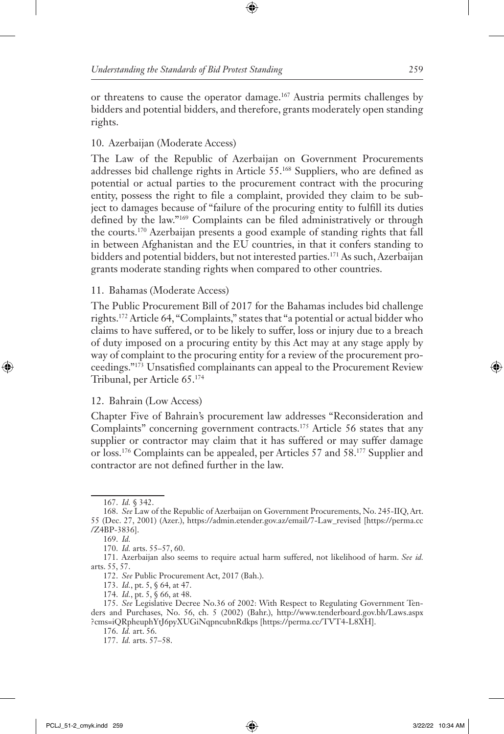or threatens to cause the operator damage.[167] Austria permits challenges by bidders and potential bidders, and therefore, grants moderately open standing rights.

### 10. Azerbaijan (Moderate Access)

The Law of the Republic of Azerbaijan on Government Procurements addresses bid challenge rights in Article 55.[168] Suppliers, who are defined as potential or actual parties to the procurement contract with the procuring entity, possess the right to file a complaint, provided they claim to be subject to damages because of "failure of the procuring entity to fulfill its duties defined by the law."[169] Complaints can be filed administratively or through the courts.[170] Azerbaijan presents a good example of standing rights that fall in between Afghanistan and the EU countries, in that it confers standing to bidders and potential bidders, but not interested parties.[171] As such, Azerbaijan grants moderate standing rights when compared to other countries.

### 11. Bahamas (Moderate Access)

The Public Procurement Bill of 2017 for the Bahamas includes bid challenge rights.[172] Article 64, "Complaints," states that "a potential or actual bidder who claims to have suffered, or to be likely to suffer, loss or injury due to a breach of duty imposed on a procuring entity by this Act may at any stage apply by way of complaint to the procuring entity for a review of the procurement proceedings."[173] Unsatisfied complainants can appeal to the Procurement Review Tribunal, per Article 65.[174]

### 12. Bahrain (Low Access)

Chapter Five of Bahrain's procurement law addresses "Reconsideration and Complaints" concerning government contracts.[175] Article 56 states that any supplier or contractor may claim that it has suffered or may suffer damage or loss.[176] Complaints can be appealed, per Articles 57 and 58.[177] Supplier and contractor are not defined further in the law.

---

167. *Id.* § 342.

168. *See* Law of the Republic of Azerbaijan on Government Procurements, No. 245-IIQ, Art. 55 (Dec. 27, 2001) (Azer.), https://admin.etender.gov.az/email/7-Law_revised [https://perma.cc/Z4BP-3836].

169. *Id.*

170. *Id.* arts. 55–57, 60.

171. Azerbaijan also seems to require actual harm suffered, not likelihood of harm. *See id.* arts. 55, 57.

172. *See* Public Procurement Act, 2017 (Bah.).

173. *Id.*, pt. 5, § 64, at 47.

174. *Id.*, pt. 5, § 66, at 48.

175. *See* Legislative Decree No.36 of 2002: With Respect to Regulating Government Tenders and Purchases, No. 56, ch. 5 (2002) (Bahr.), http://www.tenderboard.gov.bh/Laws.aspx?cms=iQRpheuphYtJ6pyXUGiNqpncubnRdkps [https://perma.cc/TVT4-L8XH].

176. *Id.* art. 56.

177. *Id.* arts. 57–58.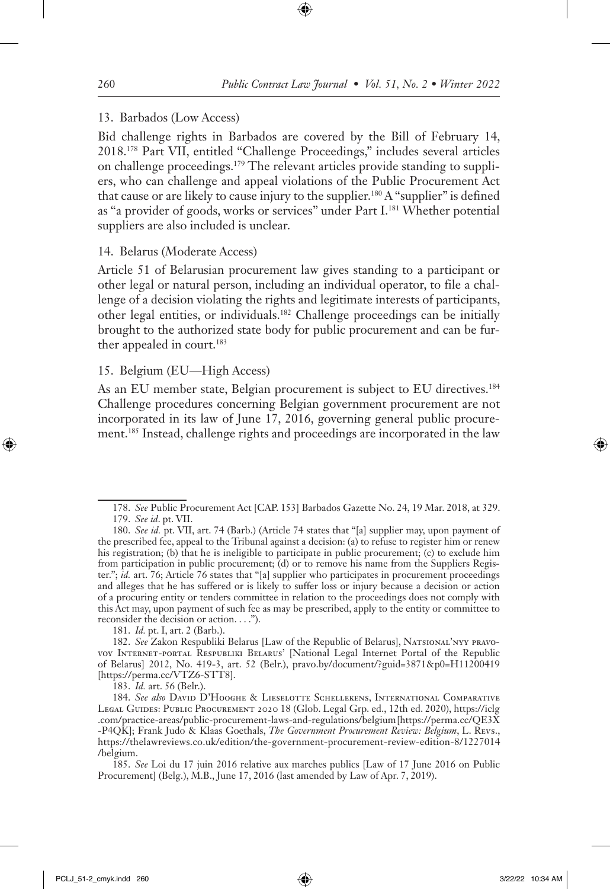### 13. Barbados (Low Access)

Bid challenge rights in Barbados are covered by the Bill of February 14, 2018.[178] Part VII, entitled "Challenge Proceedings," includes several articles on challenge proceedings.[179] The relevant articles provide standing to suppliers, who can challenge and appeal violations of the Public Procurement Act that cause or are likely to cause injury to the supplier.[180] A "supplier" is defined as "a provider of goods, works or services" under Part I.[181] Whether potential suppliers are also included is unclear.

### 14. Belarus (Moderate Access)

Article 51 of Belarusian procurement law gives standing to a participant or other legal or natural person, including an individual operator, to file a challenge of a decision violating the rights and legitimate interests of participants, other legal entities, or individuals.[182] Challenge proceedings can be initially brought to the authorized state body for public procurement and can be further appealed in court.[183]

### 15. Belgium (EU—High Access)

As an EU member state, Belgian procurement is subject to EU directives.[184] Challenge procedures concerning Belgian government procurement are not incorporated in its law of June 17, 2016, governing general public procurement.[185] Instead, challenge rights and proceedings are incorporated in the law

---

178. *See* Public Procurement Act [CAP. 153] Barbados Gazette No. 24, 19 Mar. 2018, at 329.

179. *See id*. pt. VII.

180. *See id.* pt. VII, art. 74 (Barb.) (Article 74 states that "[a] supplier may, upon payment of the prescribed fee, appeal to the Tribunal against a decision: (a) to refuse to register him or renew his registration; (b) that he is ineligible to participate in public procurement; (c) to exclude him from participation in public procurement; (d) or to remove his name from the Suppliers Register."; *id.* art. 76; Article 76 states that "[a] supplier who participates in procurement proceedings and alleges that he has suffered or is likely to suffer loss or injury because a decision or action of a procuring entity or tenders committee in relation to the proceedings does not comply with this Act may, upon payment of such fee as may be prescribed, apply to the entity or committee to reconsider the decision or action. . . .").

181. *Id.* pt. I, art. 2 (Barb.).

182. *See* Zakon Respubliki Belarus [Law of the Republic of Belarus], Natsional'nyy pravovoy Internet-portal Respubliki Belarus' [National Legal Internet Portal of the Republic of Belarus] 2012, No. 419-3, art. 52 (Belr.), pravo.by/document/?guid=3871&p0=H11200419 [https://perma.cc/VTZ6-STT8].

183. *Id.* art. 56 (Belr.).

184. *See also* David D'Hooghe & Lieselotte Schellekens, International Comparative Legal Guides: Public Procurement 2020 18 (Glob. Legal Grp. ed., 12th ed. 2020), https://iclg.com/practice-areas/public-procurement-laws-and-regulations/belgium [https://perma.cc/QE3X-P4QK]; Frank Judo & Klaas Goethals, *The Government Procurement Review: Belgium*, L. Revs., https://thelawreviews.co.uk/edition/the-government-procurement-review-edition-8/1227014/belgium.

185. *See* Loi du 17 juin 2016 relative aux marches publics [Law of 17 June 2016 on Public Procurement] (Belg.), M.B., June 17, 2016 (last amended by Law of Apr. 7, 2019).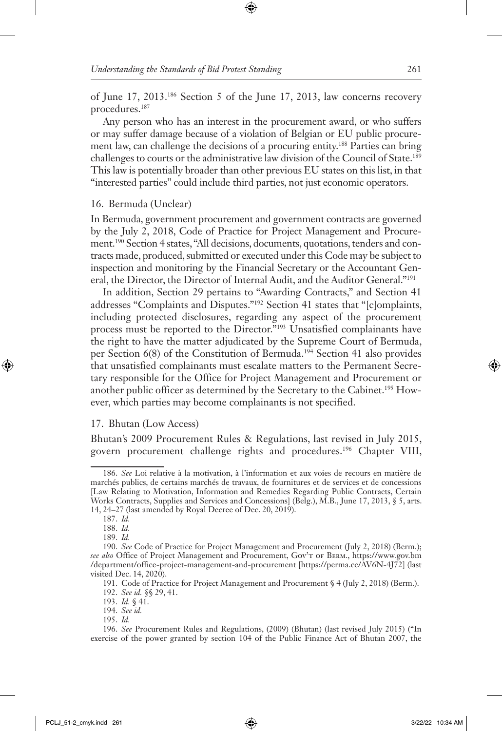of June 17, 2013.[186] Section 5 of the June 17, 2013, law concerns recovery procedures.[187]

Any person who has an interest in the procurement award, or who suffers or may suffer damage because of a violation of Belgian or EU public procurement law, can challenge the decisions of a procuring entity.[188] Parties can bring challenges to courts or the administrative law division of the Council of State.[189] This law is potentially broader than other previous EU states on this list, in that "interested parties" could include third parties, not just economic operators.

### 16. Bermuda (Unclear)

In Bermuda, government procurement and government contracts are governed by the July 2, 2018, Code of Practice for Project Management and Procurement.[190] Section 4 states, "All decisions, documents, quotations, tenders and contracts made, produced, submitted or executed under this Code may be subject to inspection and monitoring by the Financial Secretary or the Accountant General, the Director, the Director of Internal Audit, and the Auditor General."[191]

In addition, Section 29 pertains to "Awarding Contracts," and Section 41 addresses "Complaints and Disputes."[192] Section 41 states that "[c]omplaints, including protected disclosures, regarding any aspect of the procurement process must be reported to the Director."[193] Unsatisfied complainants have the right to have the matter adjudicated by the Supreme Court of Bermuda, per Section 6(8) of the Constitution of Bermuda.[194] Section 41 also provides that unsatisfied complainants must escalate matters to the Permanent Secretary responsible for the Office for Project Management and Procurement or another public officer as determined by the Secretary to the Cabinet.[195] However, which parties may become complainants is not specified.

### 17. Bhutan (Low Access)

Bhutan's 2009 Procurement Rules & Regulations, last revised in July 2015, govern procurement challenge rights and procedures.[196] Chapter VIII,

---

186. *See* Loi relative à la motivation, à l'information et aux voies de recours en matière de marchés publics, de certains marchés de travaux, de fournitures et de services et de concessions [Law Relating to Motivation, Information and Remedies Regarding Public Contracts, Certain Works Contracts, Supplies and Services and Concessions] (Belg.), M.B., June 17, 2013, § 5, arts. 14, 24–27 (last amended by Royal Decree of Dec. 20, 2019).

187. *Id.*

188. *Id.*

189. *Id.*

190. *See* Code of Practice for Project Management and Procurement (July 2, 2018) (Berm.); *see also* Office of Project Management and Procurement, Gov't of Berm., https://www.gov.bm/department/office-project-management-and-procurement [https://perma.cc/AV6N-4J72] (last visited Dec. 14, 2020).

191. Code of Practice for Project Management and Procurement § 4 (July 2, 2018) (Berm.).

192. *See id.* §§ 29, 41.

193. *Id.* § 41.

194. *See id.*

195. *Id.*

196. *See* Procurement Rules and Regulations, (2009) (Bhutan) (last revised July 2015) ("In exercise of the power granted by section 104 of the Public Finance Act of Bhutan 2007, the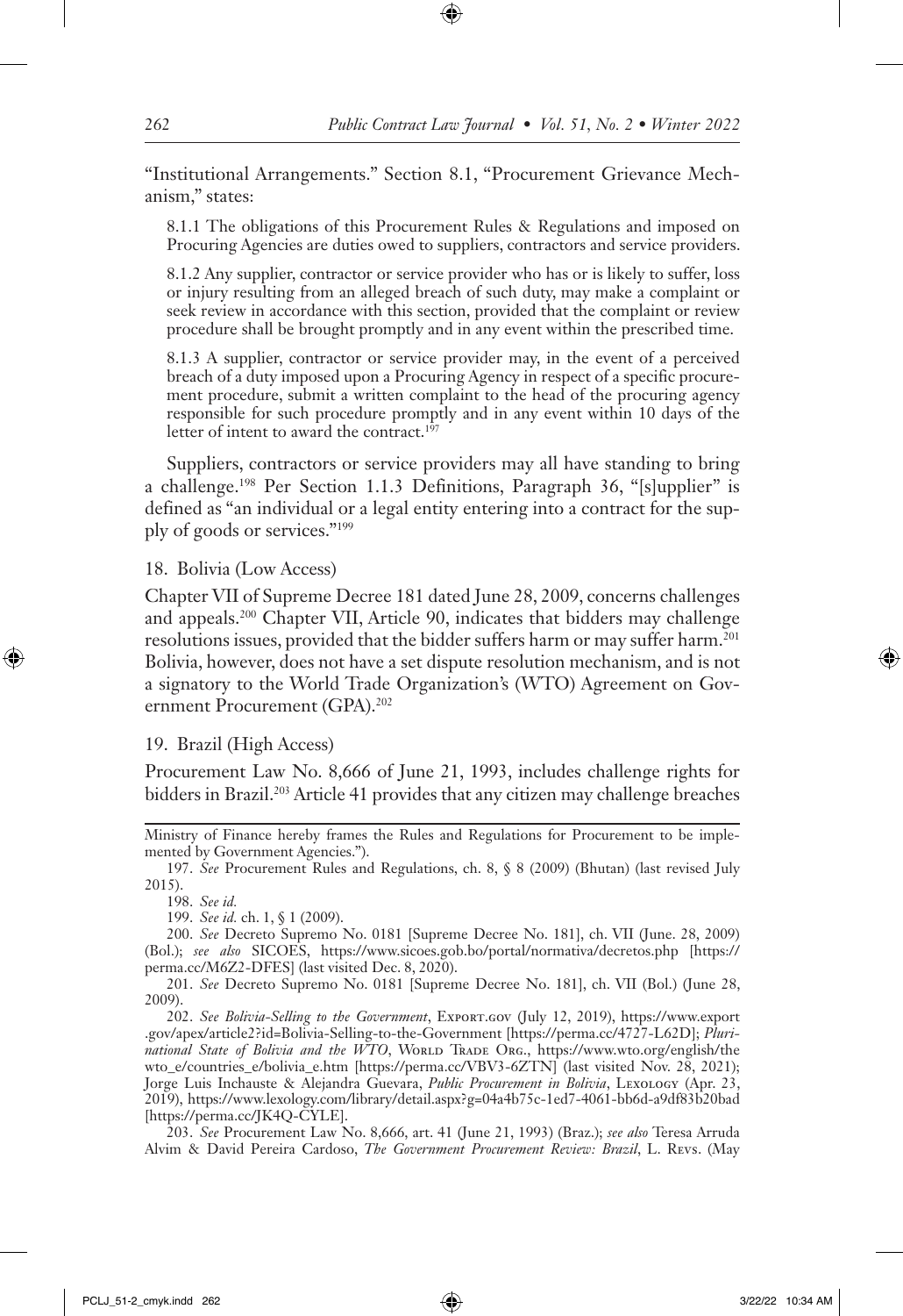"Institutional Arrangements." Section 8.1, "Procurement Grievance Mechanism," states:

> 8.1.1 The obligations of this Procurement Rules & Regulations and imposed on Procuring Agencies are duties owed to suppliers, contractors and service providers.
>
> 8.1.2 Any supplier, contractor or service provider who has or is likely to suffer, loss or injury resulting from an alleged breach of such duty, may make a complaint or seek review in accordance with this section, provided that the complaint or review procedure shall be brought promptly and in any event within the prescribed time.
>
> 8.1.3 A supplier, contractor or service provider may, in the event of a perceived breach of a duty imposed upon a Procuring Agency in respect of a specific procurement procedure, submit a written complaint to the head of the procuring agency responsible for such procedure promptly and in any event within 10 days of the letter of intent to award the contract.[197]

Suppliers, contractors or service providers may all have standing to bring a challenge.[198] Per Section 1.1.3 Definitions, Paragraph 36, "[s]upplier" is defined as "an individual or a legal entity entering into a contract for the supply of goods or services."[199]

### 18. Bolivia (Low Access)

Chapter VII of Supreme Decree 181 dated June 28, 2009, concerns challenges and appeals.[200] Chapter VII, Article 90, indicates that bidders may challenge resolutions issues, provided that the bidder suffers harm or may suffer harm.[201] Bolivia, however, does not have a set dispute resolution mechanism, and is not a signatory to the World Trade Organization's (WTO) Agreement on Government Procurement (GPA).[202]

### 19. Brazil (High Access)

Procurement Law No. 8,666 of June 21, 1993, includes challenge rights for bidders in Brazil.[203] Article 41 provides that any citizen may challenge breaches

---

Ministry of Finance hereby frames the Rules and Regulations for Procurement to be implemented by Government Agencies.").

197. *See* Procurement Rules and Regulations, ch. 8, § 8 (2009) (Bhutan) (last revised July 2015).

198. *See id.*

199. *See id.* ch. 1, § 1 (2009).

200. *See* Decreto Supremo No. 0181 [Supreme Decree No. 181], ch. VII (June. 28, 2009) (Bol.); *see also* SICOES, https://www.sicoes.gob.bo/portal/normativa/decretos.php [https://perma.cc/M6Z2-DFES] (last visited Dec. 8, 2020).

201. *See* Decreto Supremo No. 0181 [Supreme Decree No. 181], ch. VII (Bol.) (June 28, 2009).

202. *See Bolivia-Selling to the Government*, Export.gov (July 12, 2019), https://www.export.gov/apex/article2?id=Bolivia-Selling-to-the-Government [https://perma.cc/4727-L62D]; *Plurinational State of Bolivia and the WTO*, World Trade Org., https://www.wto.org/english/thewto_e/countries_e/bolivia_e.htm [https://perma.cc/VBV3-6ZTN] (last visited Nov. 28, 2021); Jorge Luis Inchauste & Alejandra Guevara, *Public Procurement in Bolivia*, Lexology (Apr. 23, 2019), https://www.lexology.com/library/detail.aspx?g=04a4b75c-1ed7-4061-bb6d-a9df83b20bad [https://perma.cc/JK4Q-CYLE].

203. *See* Procurement Law No. 8,666, art. 41 (June 21, 1993) (Braz.); *see also* Teresa Arruda Alvim & David Pereira Cardoso, *The Government Procurement Review: Brazil*, L. Revs. (May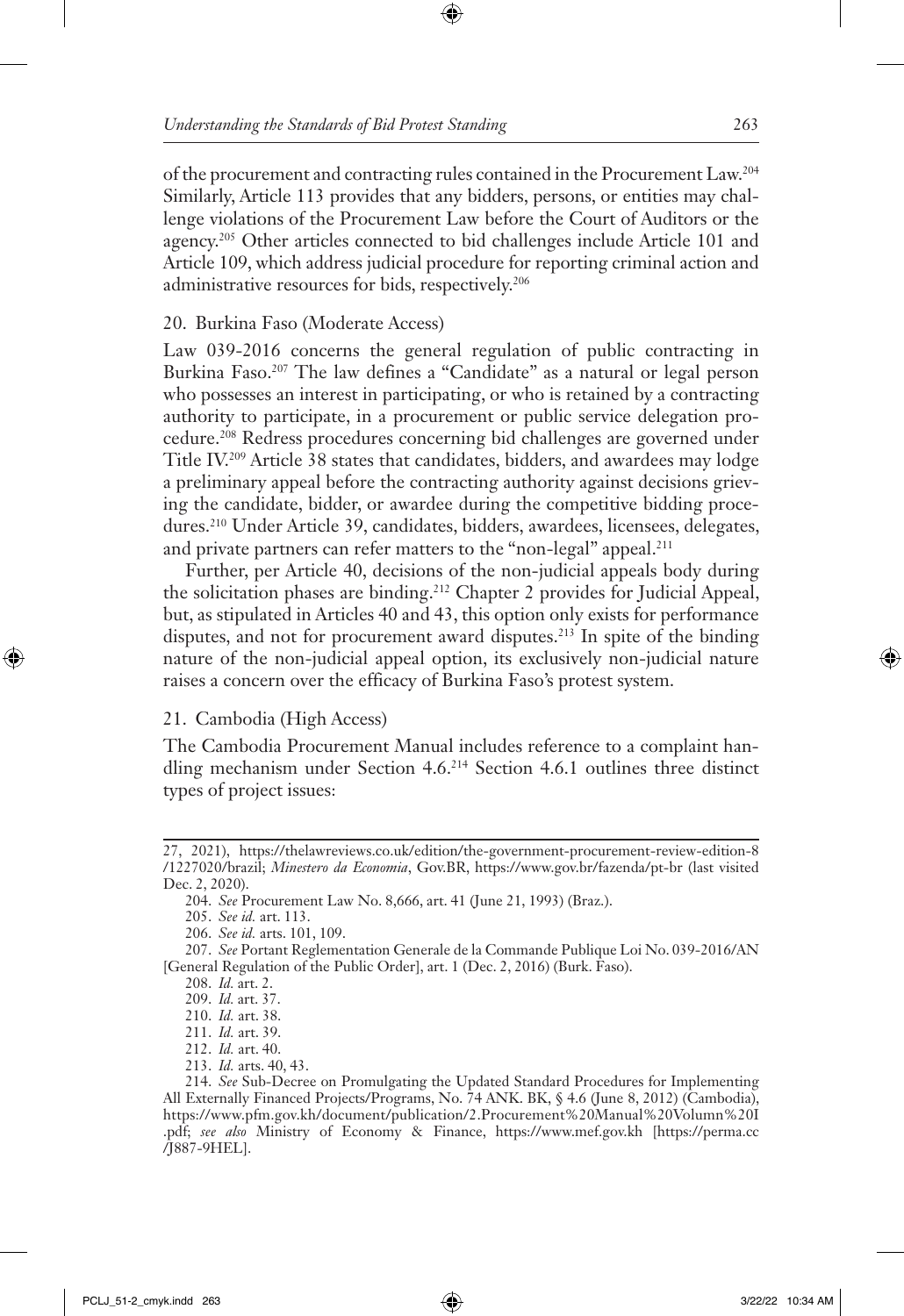of the procurement and contracting rules contained in the Procurement Law.[204] Similarly, Article 113 provides that any bidders, persons, or entities may challenge violations of the Procurement Law before the Court of Auditors or the agency.[205] Other articles connected to bid challenges include Article 101 and Article 109, which address judicial procedure for reporting criminal action and administrative resources for bids, respectively.[206]

### 20. Burkina Faso (Moderate Access)

Law 039-2016 concerns the general regulation of public contracting in Burkina Faso.[207] The law defines a "Candidate" as a natural or legal person who possesses an interest in participating, or who is retained by a contracting authority to participate, in a procurement or public service delegation procedure.[208] Redress procedures concerning bid challenges are governed under Title IV.[209] Article 38 states that candidates, bidders, and awardees may lodge a preliminary appeal before the contracting authority against decisions grieving the candidate, bidder, or awardee during the competitive bidding procedures.[210] Under Article 39, candidates, bidders, awardees, licensees, delegates, and private partners can refer matters to the "non-legal" appeal.[211]

Further, per Article 40, decisions of the non-judicial appeals body during the solicitation phases are binding.[212] Chapter 2 provides for Judicial Appeal, but, as stipulated in Articles 40 and 43, this option only exists for performance disputes, and not for procurement award disputes.[213] In spite of the binding nature of the non-judicial appeal option, its exclusively non-judicial nature raises a concern over the efficacy of Burkina Faso's protest system.

### 21. Cambodia (High Access)

The Cambodia Procurement Manual includes reference to a complaint handling mechanism under Section 4.6.[214] Section 4.6.1 outlines three distinct types of project issues:

---

27, 2021), https://thelawreviews.co.uk/edition/the-government-procurement-review-edition-8/1227020/brazil; *Minestero da Economia*, Gov.BR, https://www.gov.br/fazenda/pt-br (last visited Dec. 2, 2020).

204. *See* Procurement Law No. 8,666, art. 41 (June 21, 1993) (Braz.).

205. *See id.* art. 113.

206. *See id.* arts. 101, 109.

207. *See* Portant Reglementation Generale de la Commande Publique Loi No. 039-2016/AN [General Regulation of the Public Order], art. 1 (Dec. 2, 2016) (Burk. Faso).

208. *Id.* art. 2.

209. *Id.* art. 37.

210. *Id.* art. 38.

211. *Id.* art. 39.

212. *Id.* art. 40.

213. *Id.* arts. 40, 43.

214. *See* Sub-Decree on Promulgating the Updated Standard Procedures for Implementing All Externally Financed Projects/Programs, No. 74 ANK. BK, § 4.6 (June 8, 2012) (Cambodia), https://www.pfm.gov.kh/document/publication/2.Procurement%20Manual%20Volumn%20I.pdf; *see also* Ministry of Economy & Finance, https://www.mef.gov.kh [https://perma.cc/J887-9HEL].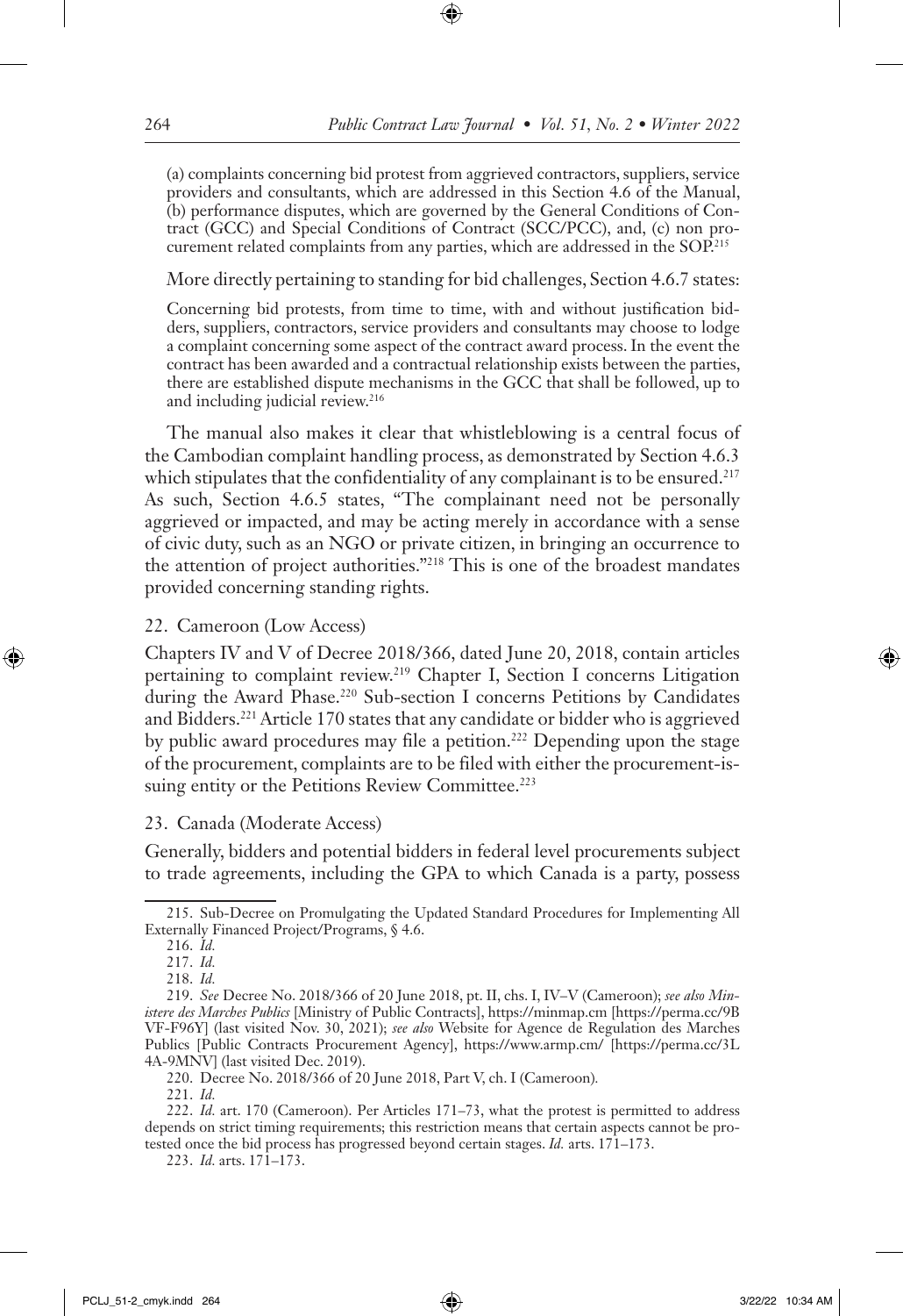(a) complaints concerning bid protest from aggrieved contractors, suppliers, service providers and consultants, which are addressed in this Section 4.6 of the Manual, (b) performance disputes, which are governed by the General Conditions of Contract (GCC) and Special Conditions of Contract (SCC/PCC), and, (c) non procurement related complaints from any parties, which are addressed in the SOP.[215]

More directly pertaining to standing for bid challenges, Section 4.6.7 states:

> Concerning bid protests, from time to time, with and without justification bidders, suppliers, contractors, service providers and consultants may choose to lodge a complaint concerning some aspect of the contract award process. In the event the contract has been awarded and a contractual relationship exists between the parties, there are established dispute mechanisms in the GCC that shall be followed, up to and including judicial review.[216]

The manual also makes it clear that whistleblowing is a central focus of the Cambodian complaint handling process, as demonstrated by Section 4.6.3 which stipulates that the confidentiality of any complainant is to be ensured.[217] As such, Section 4.6.5 states, "The complainant need not be personally aggrieved or impacted, and may be acting merely in accordance with a sense of civic duty, such as an NGO or private citizen, in bringing an occurrence to the attention of project authorities."[218] This is one of the broadest mandates provided concerning standing rights.

### 22. Cameroon (Low Access)

Chapters IV and V of Decree 2018/366, dated June 20, 2018, contain articles pertaining to complaint review.[219] Chapter I, Section I concerns Litigation during the Award Phase.[220] Sub-section I concerns Petitions by Candidates and Bidders.[221] Article 170 states that any candidate or bidder who is aggrieved by public award procedures may file a petition.[222] Depending upon the stage of the procurement, complaints are to be filed with either the procurement-issuing entity or the Petitions Review Committee.[223]

### 23. Canada (Moderate Access)

Generally, bidders and potential bidders in federal level procurements subject to trade agreements, including the GPA to which Canada is a party, possess

---

215. Sub-Decree on Promulgating the Updated Standard Procedures for Implementing All Externally Financed Project/Programs, § 4.6.

216. *Id.*

217. *Id.*

218. *Id.*

219. *See* Decree No. 2018/366 of 20 June 2018, pt. II, chs. I, IV–V (Cameroon); *see also Ministere des Marches Publics* [Ministry of Public Contracts], https://minmap.cm [https://perma.cc/9BVF-F96Y] (last visited Nov. 30, 2021); *see also* Website for Agence de Regulation des Marches Publics [Public Contracts Procurement Agency], https://www.armp.cm/ [https://perma.cc/3L4A-9MNV] (last visited Dec. 2019).

220. Decree No. 2018/366 of 20 June 2018, Part V, ch. I (Cameroon).

221. *Id.*

222. *Id.* art. 170 (Cameroon). Per Articles 171–73, what the protest is permitted to address depends on strict timing requirements; this restriction means that certain aspects cannot be protested once the bid process has progressed beyond certain stages. *Id.* arts. 171–173.

223. *Id.* arts. 171–173.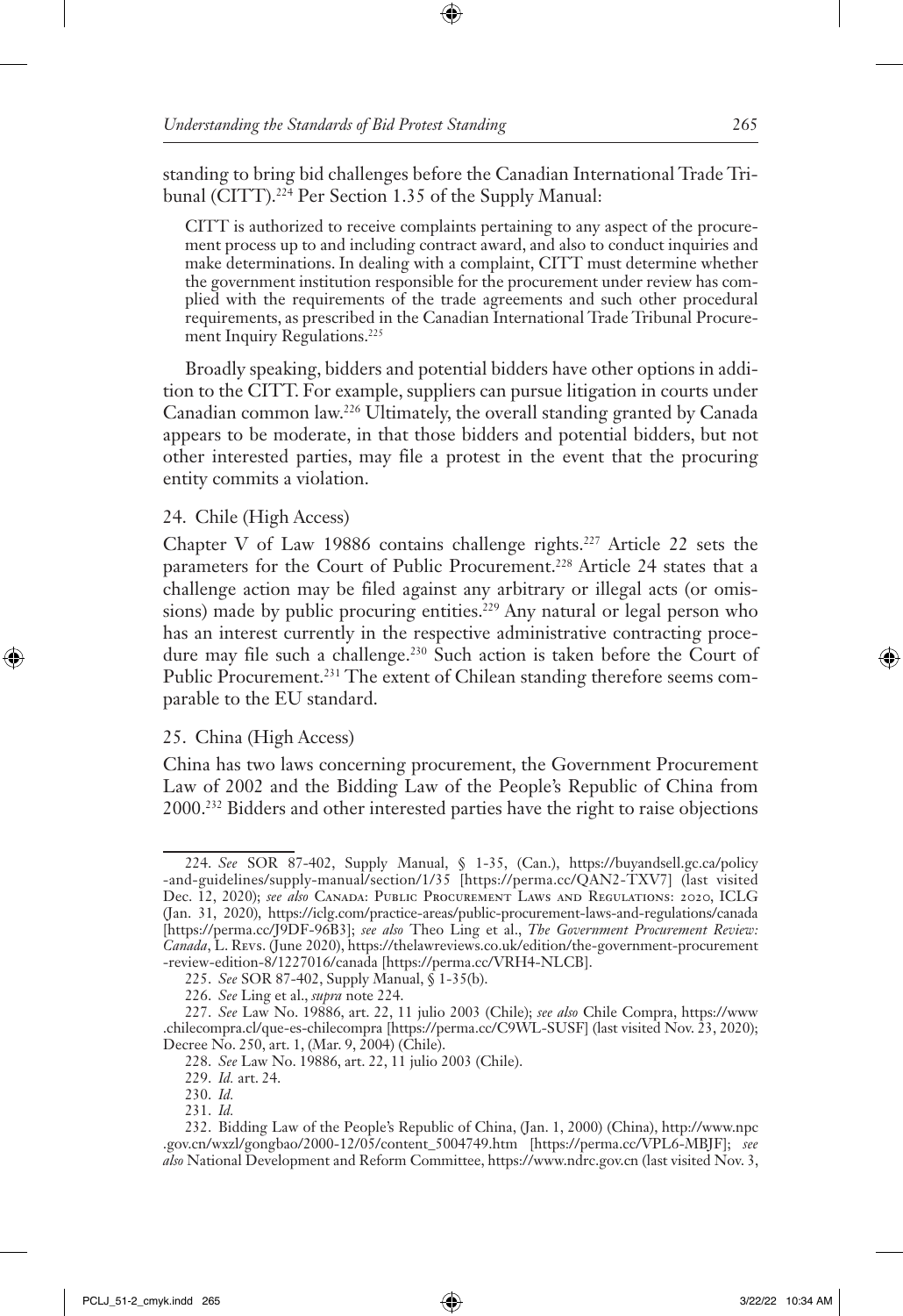standing to bring bid challenges before the Canadian International Trade Tribunal (CITT).[224] Per Section 1.35 of the Supply Manual:

> CITT is authorized to receive complaints pertaining to any aspect of the procurement process up to and including contract award, and also to conduct inquiries and make determinations. In dealing with a complaint, CITT must determine whether the government institution responsible for the procurement under review has complied with the requirements of the trade agreements and such other procedural requirements, as prescribed in the Canadian International Trade Tribunal Procurement Inquiry Regulations.[225]

Broadly speaking, bidders and potential bidders have other options in addition to the CITT. For example, suppliers can pursue litigation in courts under Canadian common law.[226] Ultimately, the overall standing granted by Canada appears to be moderate, in that those bidders and potential bidders, but not other interested parties, may file a protest in the event that the procuring entity commits a violation.

### 24. Chile (High Access)

Chapter V of Law 19886 contains challenge rights.[227] Article 22 sets the parameters for the Court of Public Procurement.[228] Article 24 states that a challenge action may be filed against any arbitrary or illegal acts (or omissions) made by public procuring entities.[229] Any natural or legal person who has an interest currently in the respective administrative contracting procedure may file such a challenge.[230] Such action is taken before the Court of Public Procurement.[231] The extent of Chilean standing therefore seems comparable to the EU standard.

### 25. China (High Access)

China has two laws concerning procurement, the Government Procurement Law of 2002 and the Bidding Law of the People's Republic of China from 2000.[232] Bidders and other interested parties have the right to raise objections

---

224. *See* SOR 87-402, Supply Manual, § 1-35, (Can.), https://buyandsell.gc.ca/policy-and-guidelines/supply-manual/section/1/35 [https://perma.cc/QAN2-TXV7] (last visited Dec. 12, 2020); *see also* Canada: Public Procurement Laws and Regulations: 2020, ICLG (Jan. 31, 2020), https://iclg.com/practice-areas/public-procurement-laws-and-regulations/canada [https://perma.cc/J9DF-96B3]; *see also* Theo Ling et al., *The Government Procurement Review: Canada*, L. Revs. (June 2020), https://thelawreviews.co.uk/edition/the-government-procurement-review-edition-8/1227016/canada [https://perma.cc/VRH4-NLCB].

225. *See* SOR 87-402, Supply Manual, § 1-35(b).

226. *See* Ling et al., *supra* note 224.

227. *See* Law No. 19886, art. 22, 11 julio 2003 (Chile); *see also* Chile Compra, https://www.chilecompra.cl/que-es-chilecompra [https://perma.cc/C9WL-SUSF] (last visited Nov. 23, 2020); Decree No. 250, art. 1, (Mar. 9, 2004) (Chile).

228. *See* Law No. 19886, art. 22, 11 julio 2003 (Chile).

229. *Id.* art. 24.

230. *Id.*

231. *Id.*

232. Bidding Law of the People's Republic of China, (Jan. 1, 2000) (China), http://www.npc.gov.cn/wxzl/gongbao/2000-12/05/content_5004749.htm [https://perma.cc/VPL6-MBJF]; *see also* National Development and Reform Committee, https://www.ndrc.gov.cn (last visited Nov. 3,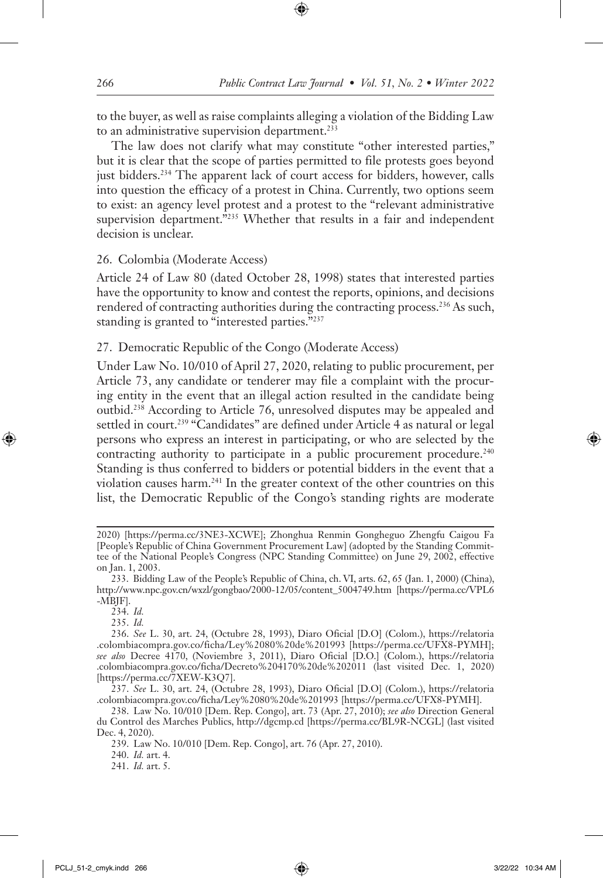to the buyer, as well as raise complaints alleging a violation of the Bidding Law to an administrative supervision department.[233]

The law does not clarify what may constitute "other interested parties," but it is clear that the scope of parties permitted to file protests goes beyond just bidders.[234] The apparent lack of court access for bidders, however, calls into question the efficacy of a protest in China. Currently, two options seem to exist: an agency level protest and a protest to the "relevant administrative supervision department."[235] Whether that results in a fair and independent decision is unclear.

### 26. Colombia (Moderate Access)

Article 24 of Law 80 (dated October 28, 1998) states that interested parties have the opportunity to know and contest the reports, opinions, and decisions rendered of contracting authorities during the contracting process.[236] As such, standing is granted to "interested parties."[237]

### 27. Democratic Republic of the Congo (Moderate Access)

Under Law No. 10/010 of April 27, 2020, relating to public procurement, per Article 73, any candidate or tenderer may file a complaint with the procuring entity in the event that an illegal action resulted in the candidate being outbid.[238] According to Article 76, unresolved disputes may be appealed and settled in court.[239] "Candidates" are defined under Article 4 as natural or legal persons who express an interest in participating, or who are selected by the contracting authority to participate in a public procurement procedure.[240] Standing is thus conferred to bidders or potential bidders in the event that a violation causes harm.[241] In the greater context of the other countries on this list, the Democratic Republic of the Congo's standing rights are moderate

---

2020) [https://perma.cc/3NE3-XCWE]; Zhonghua Renmin Gongheguo Zhengfu Caigou Fa [People's Republic of China Government Procurement Law] (adopted by the Standing Committee of the National People's Congress (NPC Standing Committee) on June 29, 2002, effective on Jan. 1, 2003.

233. Bidding Law of the People's Republic of China, ch. VI, arts. 62, 65 (Jan. 1, 2000) (China), http://www.npc.gov.cn/wxzl/gongbao/2000-12/05/content_5004749.htm [https://perma.cc/VPL6-MBJF].

234. *Id.*

235. *Id.*

236. *See* L. 30, art. 24, (Octubre 28, 1993), Diaro Oficial [D.O] (Colom.), https://relatoria.colombiacompra.gov.co/ficha/Ley%2080%20de%201993 [https://perma.cc/UFX8-PYMH]; *see also* Decree 4170, (Noviembre 3, 2011), Diaro Oficial [D.O.] (Colom.), https://relatoria.colombiacompra.gov.co/ficha/Decreto%204170%20de%202011 (last visited Dec. 1, 2020) [https://perma.cc/7XEW-K3Q7].

237. *See* L. 30, art. 24, (Octubre 28, 1993), Diaro Oficial [D.O] (Colom.), https://relatoria.colombiacompra.gov.co/ficha/Ley%2080%20de%201993 [https://perma.cc/UFX8-PYMH].

238. Law No. 10/010 [Dem. Rep. Congo], art. 73 (Apr. 27, 2010); *see also* Direction General du Control des Marches Publics, http://dgcmp.cd [https://perma.cc/BL9R-NCGL] (last visited Dec. 4, 2020).

239. Law No. 10/010 [Dem. Rep. Congo], art. 76 (Apr. 27, 2010).

240. *Id.* art. 4.

241. *Id.* art. 5.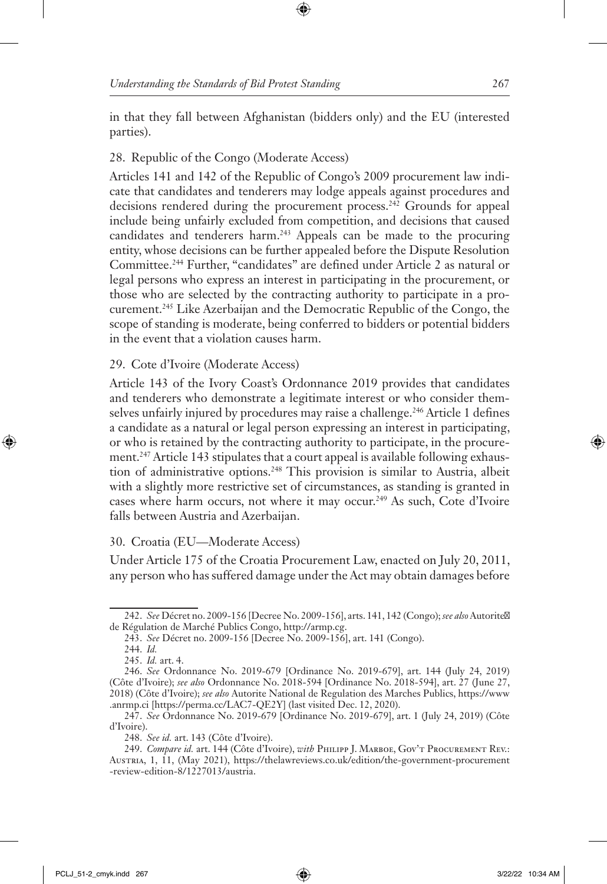in that they fall between Afghanistan (bidders only) and the EU (interested parties).

## 28. Republic of the Congo (Moderate Access)

Articles 141 and 142 of the Republic of Congo's 2009 procurement law indicate that candidates and tenderers may lodge appeals against procedures and decisions rendered during the procurement process.[242] Grounds for appeal include being unfairly excluded from competition, and decisions that caused candidates and tenderers harm.[243] Appeals can be made to the procuring entity, whose decisions can be further appealed before the Dispute Resolution Committee.[244] Further, "candidates" are defined under Article 2 as natural or legal persons who express an interest in participating in the procurement, or those who are selected by the contracting authority to participate in a procurement.[245] Like Azerbaijan and the Democratic Republic of the Congo, the scope of standing is moderate, being conferred to bidders or potential bidders in the event that a violation causes harm.

## 29. Cote d'Ivoire (Moderate Access)

Article 143 of the Ivory Coast's Ordonnance 2019 provides that candidates and tenderers who demonstrate a legitimate interest or who consider themselves unfairly injured by procedures may raise a challenge.[246] Article 1 defines a candidate as a natural or legal person expressing an interest in participating, or who is retained by the contracting authority to participate, in the procurement.[247] Article 143 stipulates that a court appeal is available following exhaustion of administrative options.[248] This provision is similar to Austria, albeit with a slightly more restrictive set of circumstances, as standing is granted in cases where harm occurs, not where it may occur.[249] As such, Cote d'Ivoire falls between Austria and Azerbaijan.

## 30. Croatia (EU—Moderate Access)

Under Article 175 of the Croatia Procurement Law, enacted on July 20, 2011, any person who has suffered damage under the Act may obtain damages before

---

242. *See* Décret no. 2009-156 [Decree No. 2009-156], arts. 141, 142 (Congo); *see also* Autorité de Régulation de Marché Publics Congo, http://armp.cg.

243. *See* Décret no. 2009-156 [Decree No. 2009-156], art. 141 (Congo).

244. *Id.*

245. *Id.* art. 4.

246. *See* Ordonnance No. 2019-679 [Ordinance No. 2019-679], art. 144 (July 24, 2019) (Côte d'Ivoire); *see also* Ordonnance No. 2018-594 [Ordinance No. 2018-594], art. 27 (June 27, 2018) (Côte d'Ivoire); *see also* Autorite National de Regulation des Marches Publics, https://www.anrmp.ci [https://perma.cc/LAC7-QE2Y] (last visited Dec. 12, 2020).

247. *See* Ordonnance No. 2019-679 [Ordinance No. 2019-679], art. 1 (July 24, 2019) (Côte d'Ivoire).

248. *See id.* art. 143 (Côte d'Ivoire).

249. *Compare id.* art. 144 (Côte d'Ivoire), *with* Philipp J. Marboe, Gov't Procurement Rev.: Austria, 1, 11, (May 2021), https://thelawreviews.co.uk/edition/the-government-procurement-review-edition-8/1227013/austria.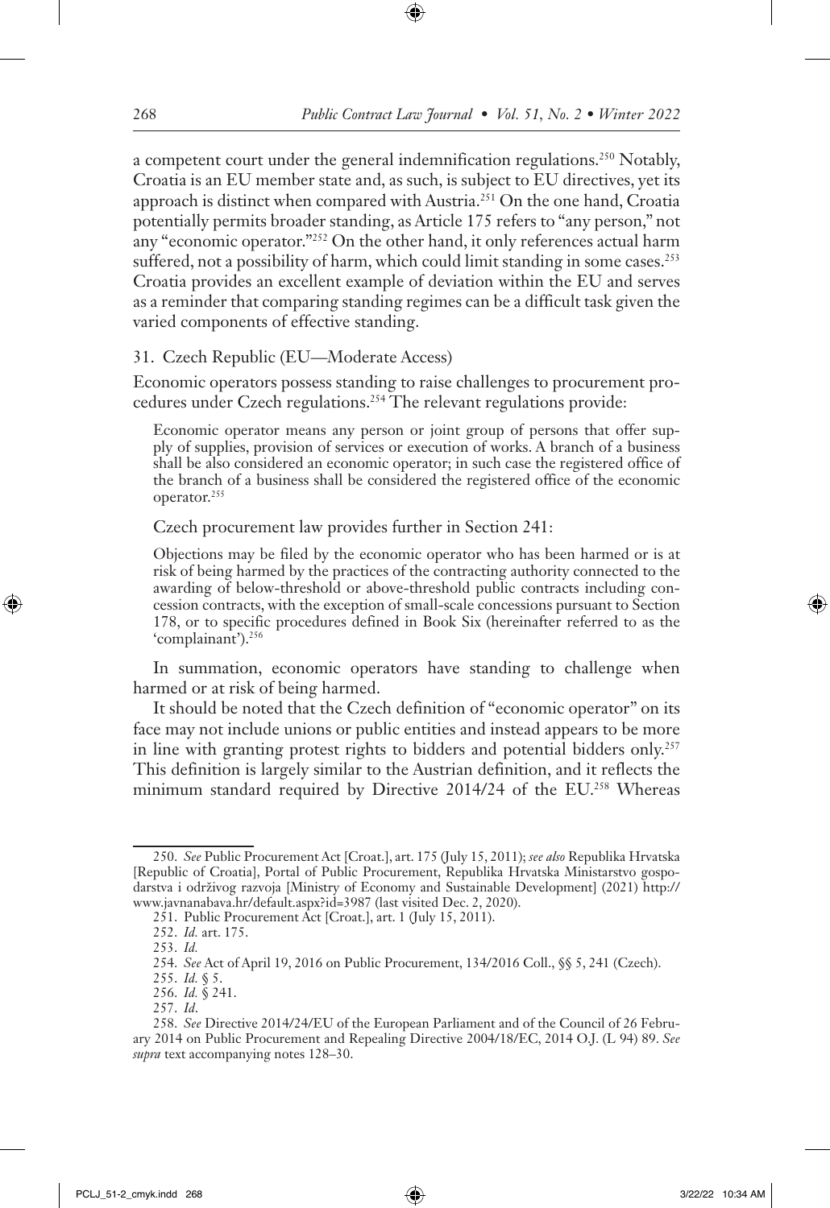a competent court under the general indemnification regulations.[250] Notably, Croatia is an EU member state and, as such, is subject to EU directives, yet its approach is distinct when compared with Austria.[251] On the one hand, Croatia potentially permits broader standing, as Article 175 refers to "any person," not any "economic operator."[252] On the other hand, it only references actual harm suffered, not a possibility of harm, which could limit standing in some cases.[253] Croatia provides an excellent example of deviation within the EU and serves as a reminder that comparing standing regimes can be a difficult task given the varied components of effective standing.

### 31. Czech Republic (EU—Moderate Access)

Economic operators possess standing to raise challenges to procurement procedures under Czech regulations.[254] The relevant regulations provide:

> Economic operator means any person or joint group of persons that offer supply of supplies, provision of services or execution of works. A branch of a business shall be also considered an economic operator; in such case the registered office of the branch of a business shall be considered the registered office of the economic operator.[255]

Czech procurement law provides further in Section 241:

> Objections may be filed by the economic operator who has been harmed or is at risk of being harmed by the practices of the contracting authority connected to the awarding of below-threshold or above-threshold public contracts including concession contracts, with the exception of small-scale concessions pursuant to Section 178, or to specific procedures defined in Book Six (hereinafter referred to as the 'complainant').[256]

In summation, economic operators have standing to challenge when harmed or at risk of being harmed.

It should be noted that the Czech definition of "economic operator" on its face may not include unions or public entities and instead appears to be more in line with granting protest rights to bidders and potential bidders only.[257] This definition is largely similar to the Austrian definition, and it reflects the minimum standard required by Directive 2014/24 of the EU.[258] Whereas

---

250. *See* Public Procurement Act [Croat.], art. 175 (July 15, 2011); *see also* Republika Hrvatska [Republic of Croatia], Portal of Public Procurement, Republika Hrvatska Ministarstvo gospodarstva i održivog razvoja [Ministry of Economy and Sustainable Development] (2021) http://www.javnanabava.hr/default.aspx?id=3987 (last visited Dec. 2, 2020).

251. Public Procurement Act [Croat.], art. 1 (July 15, 2011).

252. *Id.* art. 175.

253. *Id.*

254. *See* Act of April 19, 2016 on Public Procurement, 134/2016 Coll., §§ 5, 241 (Czech).

255. *Id.* § 5.

256. *Id.* § 241.

257. *Id*.

258. *See* Directive 2014/24/EU of the European Parliament and of the Council of 26 February 2014 on Public Procurement and Repealing Directive 2004/18/EC, 2014 O.J. (L 94) 89. *See supra* text accompanying notes 128–30.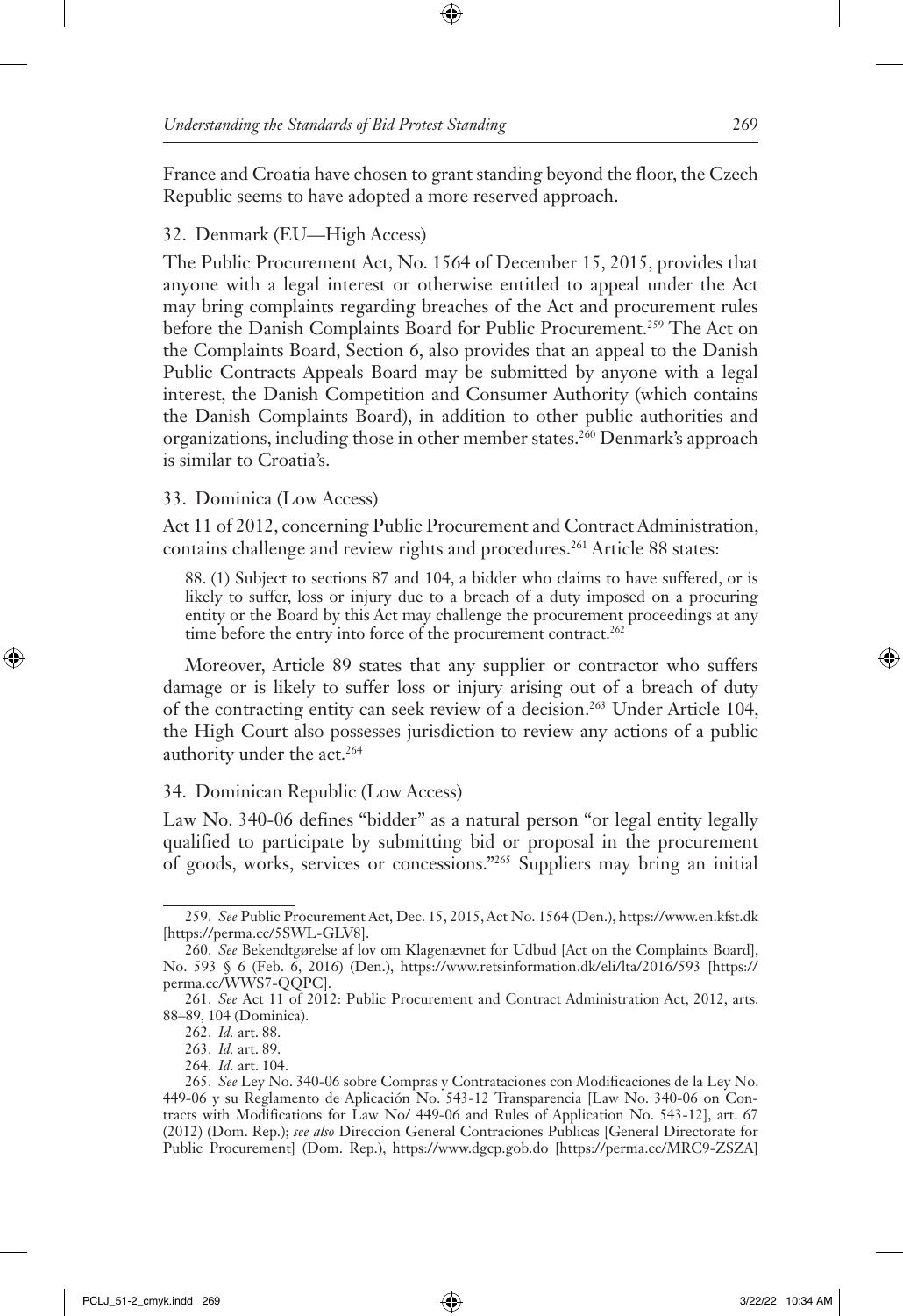France and Croatia have chosen to grant standing beyond the floor, the Czech Republic seems to have adopted a more reserved approach.

### 32. Denmark (EU—High Access)

The Public Procurement Act, No. 1564 of December 15, 2015, provides that anyone with a legal interest or otherwise entitled to appeal under the Act may bring complaints regarding breaches of the Act and procurement rules before the Danish Complaints Board for Public Procurement.[259] The Act on the Complaints Board, Section 6, also provides that an appeal to the Danish Public Contracts Appeals Board may be submitted by anyone with a legal interest, the Danish Competition and Consumer Authority (which contains the Danish Complaints Board), in addition to other public authorities and organizations, including those in other member states.[260] Denmark's approach is similar to Croatia's.

### 33. Dominica (Low Access)

Act 11 of 2012, concerning Public Procurement and Contract Administration, contains challenge and review rights and procedures.[261] Article 88 states:

> 88. (1) Subject to sections 87 and 104, a bidder who claims to have suffered, or is likely to suffer, loss or injury due to a breach of a duty imposed on a procuring entity or the Board by this Act may challenge the procurement proceedings at any time before the entry into force of the procurement contract.[262]

Moreover, Article 89 states that any supplier or contractor who suffers damage or is likely to suffer loss or injury arising out of a breach of duty of the contracting entity can seek review of a decision.[263] Under Article 104, the High Court also possesses jurisdiction to review any actions of a public authority under the act.[264]

### 34. Dominican Republic (Low Access)

Law No. 340-06 defines "bidder" as a natural person "or legal entity legally qualified to participate by submitting bid or proposal in the procurement of goods, works, services or concessions."[265] Suppliers may bring an initial

---

259. *See* Public Procurement Act, Dec. 15, 2015, Act No. 1564 (Den.), https://www.en.kfst.dk [https://perma.cc/5SWL-GLV8].

260. *See* Bekendtgørelse af lov om Klagenævnet for Udbud [Act on the Complaints Board], No. 593 § 6 (Feb. 6, 2016) (Den.), https://www.retsinformation.dk/eli/lta/2016/593 [https://perma.cc/WWS7-QQPC].

261. *See* Act 11 of 2012: Public Procurement and Contract Administration Act, 2012, arts. 88–89, 104 (Dominica).

262. *Id.* art. 88.

263. *Id.* art. 89.

264. *Id.* art. 104.

265. *See* Ley No. 340-06 sobre Compras y Contrataciones con Modificaciones de la Ley No. 449-06 y su Reglamento de Aplicación No. 543-12 Transparencia [Law No. 340-06 on Contracts with Modifications for Law No/ 449-06 and Rules of Application No. 543-12], art. 67 (2012) (Dom. Rep.); *see also* Direccion General Contraciones Publicas [General Directorate for Public Procurement] (Dom. Rep.), https://www.dgcp.gob.do [https://perma.cc/MRC9-ZSZA]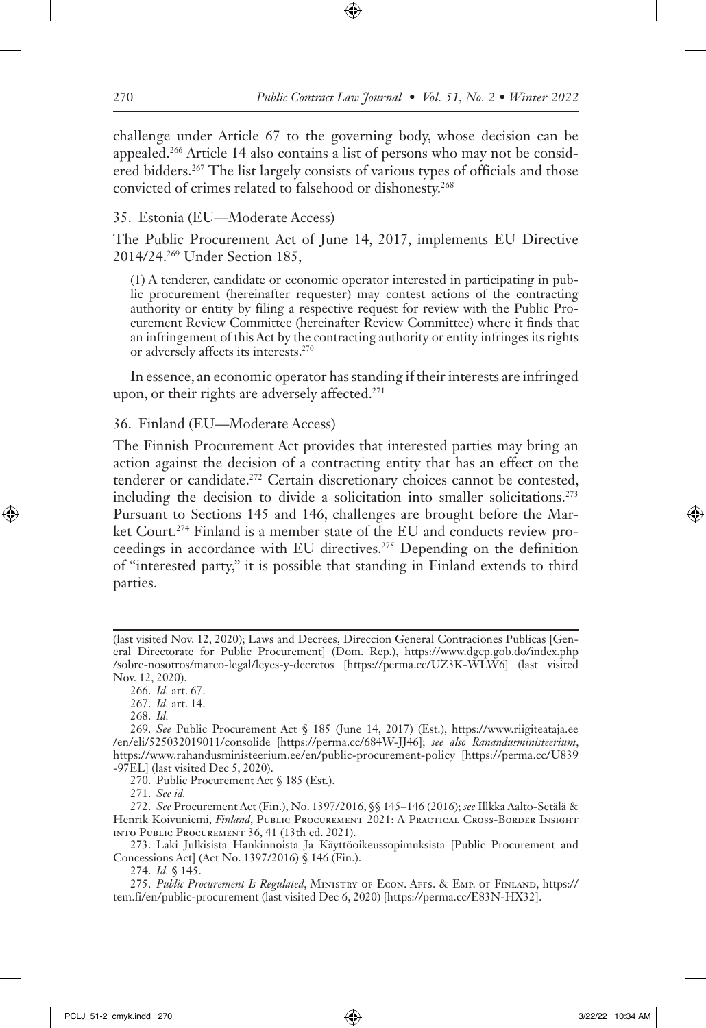challenge under Article 67 to the governing body, whose decision can be appealed.[266] Article 14 also contains a list of persons who may not be considered bidders.[267] The list largely consists of various types of officials and those convicted of crimes related to falsehood or dishonesty.[268]

### 35. Estonia (EU—Moderate Access)

The Public Procurement Act of June 14, 2017, implements EU Directive 2014/24.[269] Under Section 185,

> (1) A tenderer, candidate or economic operator interested in participating in public procurement (hereinafter requester) may contest actions of the contracting authority or entity by filing a respective request for review with the Public Procurement Review Committee (hereinafter Review Committee) where it finds that an infringement of this Act by the contracting authority or entity infringes its rights or adversely affects its interests.[270]

In essence, an economic operator has standing if their interests are infringed upon, or their rights are adversely affected.[271]

### 36. Finland (EU—Moderate Access)

The Finnish Procurement Act provides that interested parties may bring an action against the decision of a contracting entity that has an effect on the tenderer or candidate.[272] Certain discretionary choices cannot be contested, including the decision to divide a solicitation into smaller solicitations.[273] Pursuant to Sections 145 and 146, challenges are brought before the Market Court.[274] Finland is a member state of the EU and conducts review proceedings in accordance with EU directives.[275] Depending on the definition of "interested party," it is possible that standing in Finland extends to third parties.

---

(last visited Nov. 12, 2020); Laws and Decrees, Direccion General Contraciones Publicas [General Directorate for Public Procurement] (Dom. Rep.), https://www.dgcp.gob.do/index.php/sobre-nosotros/marco-legal/leyes-y-decretos [https://perma.cc/UZ3K-WLW6] (last visited Nov. 12, 2020).

266. *Id.* art. 67.

267. *Id.* art. 14.

268. *Id.*

269. *See* Public Procurement Act § 185 (June 14, 2017) (Est.), https://www.riigiteataja.ee/en/eli/525032019011/consolide [https://perma.cc/684W-JJ46]; *see also Ranandusministeerium*, https://www.rahandusministeerium.ee/en/public-procurement-policy [https://perma.cc/U839-97EL] (last visited Dec 5, 2020).

270. Public Procurement Act § 185 (Est.).

271. *See id.*

272. *See* Procurement Act (Fin.), No. 1397/2016, §§ 145–146 (2016); *see* Illkka Aalto-Setälä & Henrik Koivuniemi, *Finland*, Public Procurement 2021: A Practical Cross-Border Insight into Public Procurement 36, 41 (13th ed. 2021).

273. Laki Julkisista Hankinnoista Ja Käyttöoikeussopimuksista [Public Procurement and Concessions Act] (Act No. 1397/2016) § 146 (Fin.).

274. *Id.* § 145.

275. *Public Procurement Is Regulated*, Ministry of Econ. Affs. & Emp. of Finland, https://tem.fi/en/public-procurement (last visited Dec 6, 2020) [https://perma.cc/E83N-HX32].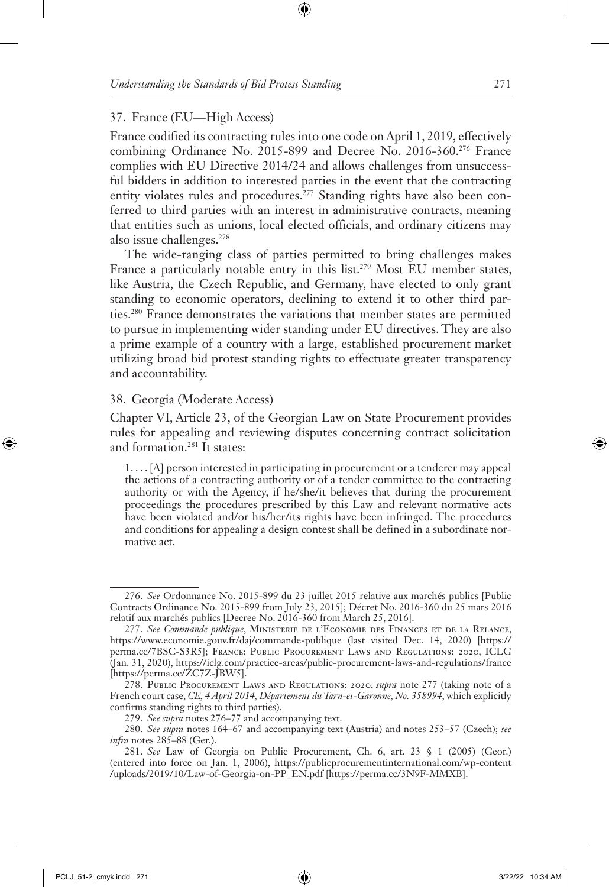### 37. France (EU—High Access)

France codified its contracting rules into one code on April 1, 2019, effectively combining Ordinance No. 2015-899 and Decree No. 2016-360.[276] France complies with EU Directive 2014/24 and allows challenges from unsuccessful bidders in addition to interested parties in the event that the contracting entity violates rules and procedures.[277] Standing rights have also been conferred to third parties with an interest in administrative contracts, meaning that entities such as unions, local elected officials, and ordinary citizens may also issue challenges.[278]

The wide-ranging class of parties permitted to bring challenges makes France a particularly notable entry in this list.[279] Most EU member states, like Austria, the Czech Republic, and Germany, have elected to only grant standing to economic operators, declining to extend it to other third parties.[280] France demonstrates the variations that member states are permitted to pursue in implementing wider standing under EU directives. They are also a prime example of a country with a large, established procurement market utilizing broad bid protest standing rights to effectuate greater transparency and accountability.

### 38. Georgia (Moderate Access)

Chapter VI, Article 23, of the Georgian Law on State Procurement provides rules for appealing and reviewing disputes concerning contract solicitation and formation.[281] It states:

> 1. . . . [A] person interested in participating in procurement or a tenderer may appeal the actions of a contracting authority or of a tender committee to the contracting authority or with the Agency, if he/she/it believes that during the procurement proceedings the procedures prescribed by this Law and relevant normative acts have been violated and/or his/her/its rights have been infringed. The procedures and conditions for appealing a design contest shall be defined in a subordinate normative act.

---

276. *See* Ordonnance No. 2015-899 du 23 juillet 2015 relative aux marchés publics [Public Contracts Ordinance No. 2015-899 from July 23, 2015]; Décret No. 2016-360 du 25 mars 2016 relatif aux marchés publics [Decree No. 2016-360 from March 25, 2016].

277. *See Commande publique*, Ministerie de l'Economie des Finances et de la Relance, https://www.economie.gouv.fr/daj/commande-publique (last visited Dec. 14, 2020) [https://perma.cc/7BSC-S3R5]; France: Public Procurement Laws and Regulations: 2020, ICLG (Jan. 31, 2020), https://iclg.com/practice-areas/public-procurement-laws-and-regulations/france [https://perma.cc/ZC7Z-JBW5].

278. Public Procurement Laws and Regulations: 2020, *supra* note 277 (taking note of a French court case, *CE, 4 April 2014, Département du Tarn-et-Garonne, No. 358994*, which explicitly confirms standing rights to third parties).

279. *See supra* notes 276–77 and accompanying text.

280. *See supra* notes 164–67 and accompanying text (Austria) and notes 253–57 (Czech); *see infra* notes 285–88 (Ger.).

281. *See* Law of Georgia on Public Procurement, Ch. 6, art. 23 § 1 (2005) (Geor.) (entered into force on Jan. 1, 2006), https://publicprocurementinternational.com/wp-content/uploads/2019/10/Law-of-Georgia-on-PP_EN.pdf [https://perma.cc/3N9F-MMXB].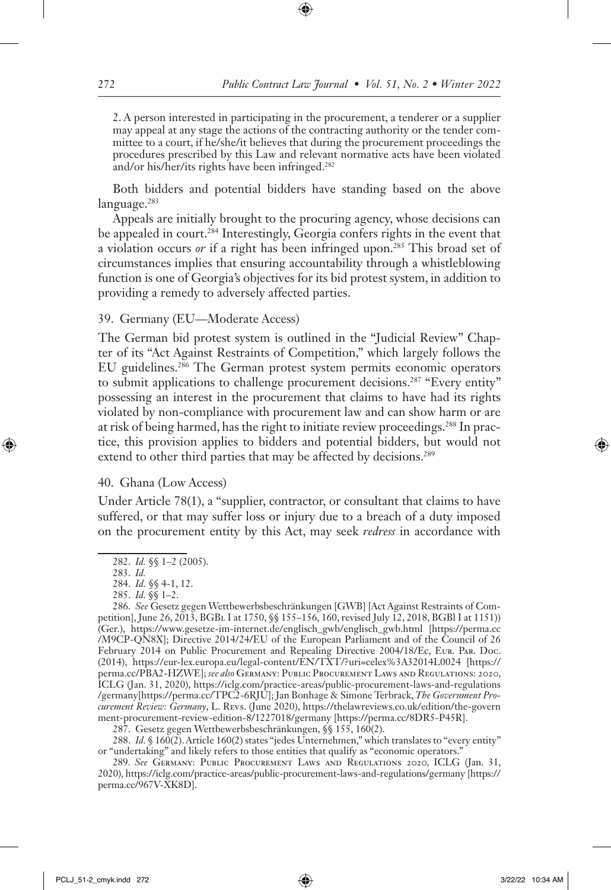2. A person interested in participating in the procurement, a tenderer or a supplier may appeal at any stage the actions of the contracting authority or the tender committee to a court, if he/she/it believes that during the procurement proceedings the procedures prescribed by this Law and relevant normative acts have been violated and/or his/her/its rights have been infringed.[282]

Both bidders and potential bidders have standing based on the above language.[283]

Appeals are initially brought to the procuring agency, whose decisions can be appealed in court.[284] Interestingly, Georgia confers rights in the event that a violation occurs *or* if a right has been infringed upon.[285] This broad set of circumstances implies that ensuring accountability through a whistleblowing function is one of Georgia's objectives for its bid protest system, in addition to providing a remedy to adversely affected parties.

### 39. Germany (EU—Moderate Access)

The German bid protest system is outlined in the "Judicial Review" Chapter of its "Act Against Restraints of Competition," which largely follows the EU guidelines.[286] The German protest system permits economic operators to submit applications to challenge procurement decisions.[287] "Every entity" possessing an interest in the procurement that claims to have had its rights violated by non-compliance with procurement law and can show harm or are at risk of being harmed, has the right to initiate review proceedings.[288] In practice, this provision applies to bidders and potential bidders, but would not extend to other third parties that may be affected by decisions.[289]

### 40. Ghana (Low Access)

Under Article 78(1), a "supplier, contractor, or consultant that claims to have suffered, or that may suffer loss or injury due to a breach of a duty imposed on the procurement entity by this Act, may seek *redress* in accordance with

---

282. *Id.* §§ 1–2 (2005).

283. *Id.*

284. *Id.* §§ 4-1, 12.

285. *Id.* §§ 1–2.

286. *See* Gesetz gegen Wettbewerbsbeschränkungen [GWB] [Act Against Restraints of Competition], June 26, 2013, BGBl I at 1750, §§ 155–156, 160, revised July 12, 2018, BGBl I at 1151)) (Ger.), https://www.gesetze-im-internet.de/englisch_gwb/englisch_gwb.html [https://perma.cc/M9CP-QN8X]; Directive 2014/24/EU of the European Parliament and of the Council of 26 February 2014 on Public Procurement and Repealing Directive 2004/18/Ec, Eur. Par. Doc. (2014), https://eur-lex.europa.eu/legal-content/EN/TXT/?uri=celex%3A32014L0024 [https://perma.cc/PBA2-HZWE]; *see also* Germany: Public Procurement Laws and Regulations: 2020, ICLG (Jan. 31, 2020), https://iclg.com/practice-areas/public-procurement-laws-and-regulations/germany[https://perma.cc/TPC2-6RJU]; Jan Bonhage & Simone Terbrack, *The Government Procurement Review: Germany*, L. Revs. (June 2020), https://thelawreviews.co.uk/edition/the-government-procurement-review-edition-8/1227018/germany [https://perma.cc/8DR5-P45R].

287. Gesetz gegen Wettbewerbsbeschränkungen, §§ 155, 160(2).

288. *Id.* § 160(2). Article 160(2) states "jedes Unternehmen," which translates to "every entity" or "undertaking" and likely refers to those entities that qualify as "economic operators."

289. *See* Germany: Public Procurement Laws and Regulations 2020, ICLG (Jan. 31, 2020), https://iclg.com/practice-areas/public-procurement-laws-and-regulations/germany [https://perma.cc/967V-XK8D].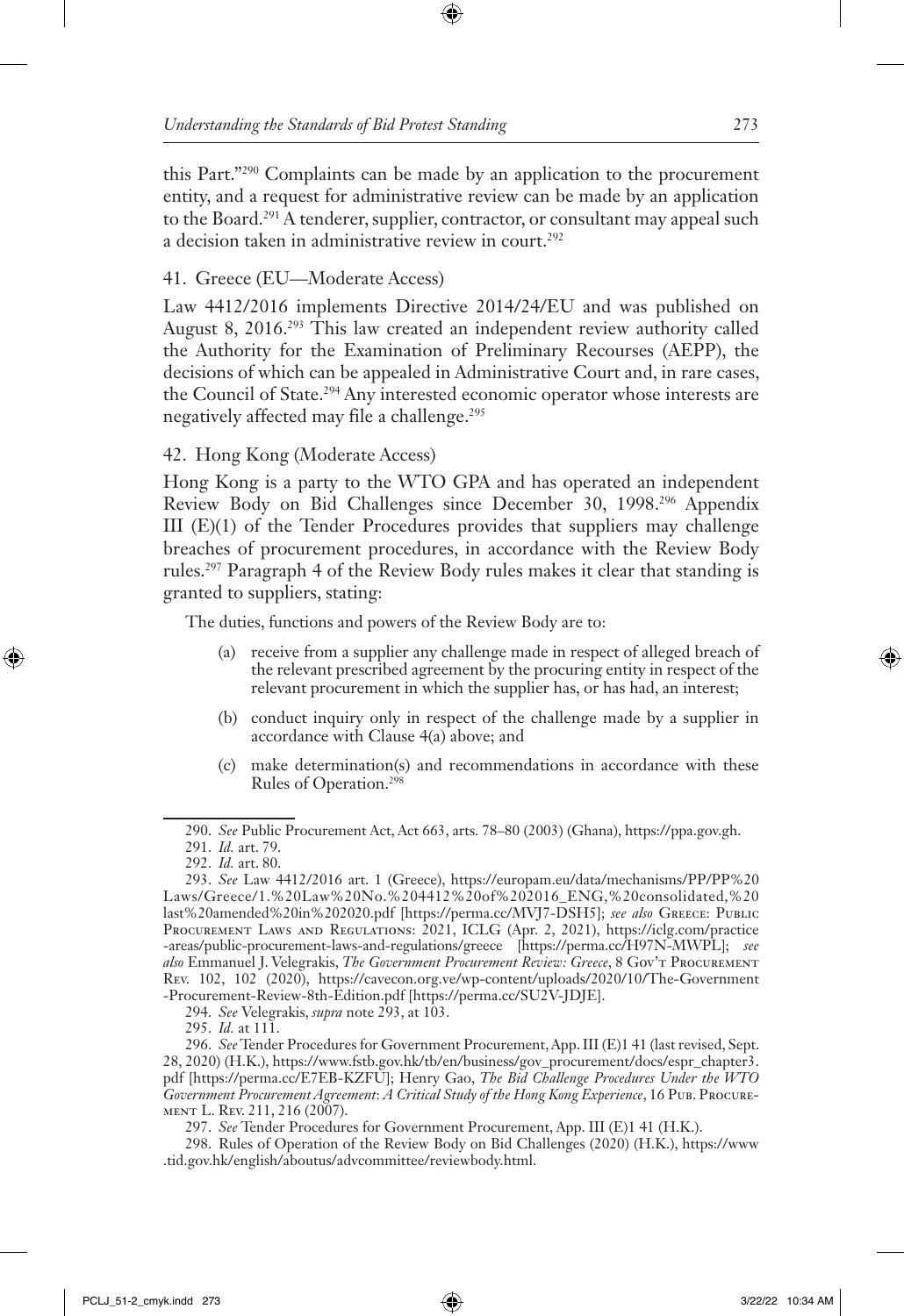this Part."[290] Complaints can be made by an application to the procurement entity, and a request for administrative review can be made by an application to the Board.[291] A tenderer, supplier, contractor, or consultant may appeal such a decision taken in administrative review in court.[292]

### 41. Greece (EU—Moderate Access)

Law 4412/2016 implements Directive 2014/24/EU and was published on August 8, 2016.[293] This law created an independent review authority called the Authority for the Examination of Preliminary Recourses (AEPP), the decisions of which can be appealed in Administrative Court and, in rare cases, the Council of State.[294] Any interested economic operator whose interests are negatively affected may file a challenge.[295]

### 42. Hong Kong (Moderate Access)

Hong Kong is a party to the WTO GPA and has operated an independent Review Body on Bid Challenges since December 30, 1998.[296] Appendix III (E)(1) of the Tender Procedures provides that suppliers may challenge breaches of procurement procedures, in accordance with the Review Body rules.[297] Paragraph 4 of the Review Body rules makes it clear that standing is granted to suppliers, stating:

> The duties, functions and powers of the Review Body are to:
>
> (a) receive from a supplier any challenge made in respect of alleged breach of the relevant prescribed agreement by the procuring entity in respect of the relevant procurement in which the supplier has, or has had, an interest;
>
> (b) conduct inquiry only in respect of the challenge made by a supplier in accordance with Clause 4(a) above; and
>
> (c) make determination(s) and recommendations in accordance with these Rules of Operation.[298]

---

290. *See* Public Procurement Act, Act 663, arts. 78–80 (2003) (Ghana), https://ppa.gov.gh.

291. *Id.* art. 79.

292. *Id.* art. 80.

293. *See* Law 4412/2016 art. 1 (Greece), https://europam.eu/data/mechanisms/PP/PP%20Laws/Greece/1.%20Law%20No.%204412%20of%202016_ENG,%20consolidated,%20last%20amended%20in%202020.pdf [https://perma.cc/MVJ7-DSH5]; *see also* Greece: Public Procurement Laws and Regulations: 2021, ICLG (Apr. 2, 2021), https://iclg.com/practice-areas/public-procurement-laws-and-regulations/greece [https://perma.cc/H97N-MWPL]; *see also* Emmanuel J. Velegrakis, *The Government Procurement Review: Greece*, 8 Gov't Procurement Rev. 102, 102 (2020), https://cavecon.org.ve/wp-content/uploads/2020/10/The-Government-Procurement-Review-8th-Edition.pdf [https://perma.cc/SU2V-JDJE].

294. *See* Velegrakis, *supra* note 293, at 103.

295. *Id.* at 111.

296. *See* Tender Procedures for Government Procurement, App. III (E)1 41 (last revised, Sept. 28, 2020) (H.K.), https://www.fstb.gov.hk/tb/en/business/gov_procurement/docs/espr_chapter3.pdf [https://perma.cc/E7EB-KZFU]; Henry Gao, *The Bid Challenge Procedures Under the WTO Government Procurement Agreement*: *A Critical Study of the Hong Kong Experience*, 16 Pub. Procurement L. Rev. 211, 216 (2007).

297. *See* Tender Procedures for Government Procurement, App. III (E)1 41 (H.K.).

298. Rules of Operation of the Review Body on Bid Challenges (2020) (H.K.), https://www.tid.gov.hk/english/aboutus/advcommittee/reviewbody.html.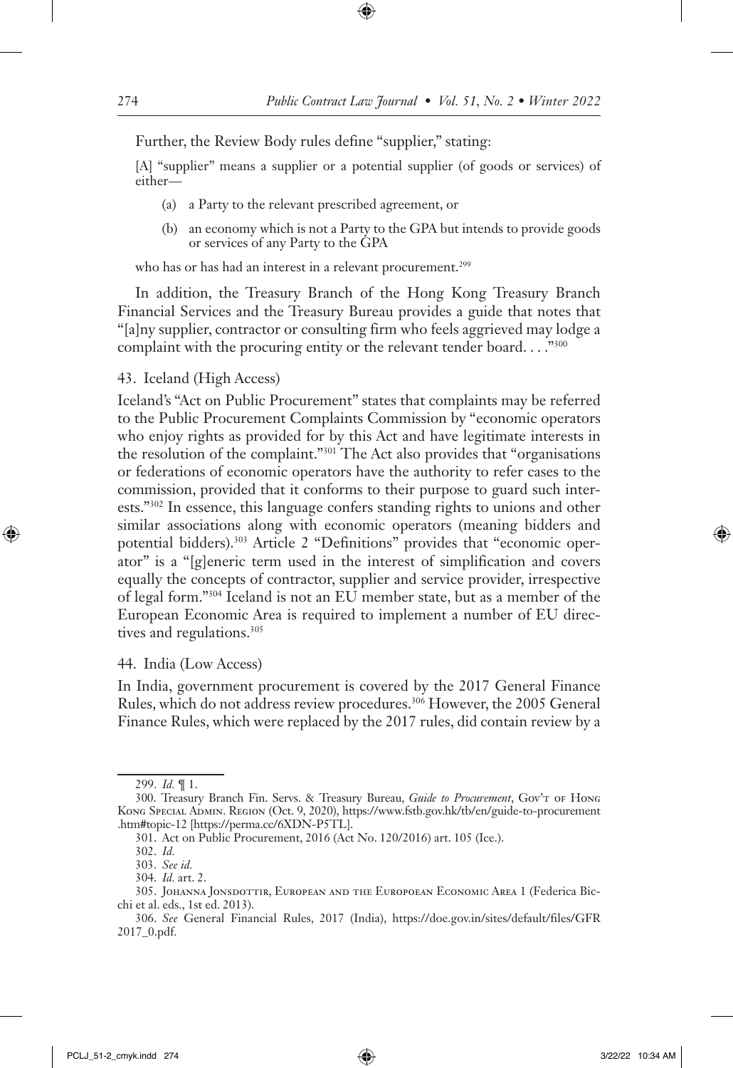Further, the Review Body rules define "supplier," stating:

> [A] "supplier" means a supplier or a potential supplier (of goods or services) of either—
>
> (a) a Party to the relevant prescribed agreement, or
>
> (b) an economy which is not a Party to the GPA but intends to provide goods or services of any Party to the GPA
>
> who has or has had an interest in a relevant procurement.[299]

In addition, the Treasury Branch of the Hong Kong Treasury Branch Financial Services and the Treasury Bureau provides a guide that notes that "[a]ny supplier, contractor or consulting firm who feels aggrieved may lodge a complaint with the procuring entity or the relevant tender board. . . ."[300]

### 43. Iceland (High Access)

Iceland's "Act on Public Procurement" states that complaints may be referred to the Public Procurement Complaints Commission by "economic operators who enjoy rights as provided for by this Act and have legitimate interests in the resolution of the complaint."[301] The Act also provides that "organisations or federations of economic operators have the authority to refer cases to the commission, provided that it conforms to their purpose to guard such interests."[302] In essence, this language confers standing rights to unions and other similar associations along with economic operators (meaning bidders and potential bidders).[303] Article 2 "Definitions" provides that "economic operator" is a "[g]eneric term used in the interest of simplification and covers equally the concepts of contractor, supplier and service provider, irrespective of legal form."[304] Iceland is not an EU member state, but as a member of the European Economic Area is required to implement a number of EU directives and regulations.[305]

### 44. India (Low Access)

In India, government procurement is covered by the 2017 General Finance Rules, which do not address review procedures.[306] However, the 2005 General Finance Rules, which were replaced by the 2017 rules, did contain review by a

---

299. *Id.* ¶ 1.

300. Treasury Branch Fin. Servs. & Treasury Bureau, *Guide to Procurement*, Gov't of Hong Kong Special Admin. Region (Oct. 9, 2020), https://www.fstb.gov.hk/tb/en/guide-to-procurement.htm#topic-12 [https://perma.cc/6XDN-P5TL].

301. Act on Public Procurement, 2016 (Act No. 120/2016) art. 105 (Ice.).

302. *Id.*

303. *See id.*

304. *Id.* art. 2.

305. Johanna Jonsdottir, European and the Europoean Economic Area 1 (Federica Bicchi et al. eds., 1st ed. 2013).

306. *See* General Financial Rules, 2017 (India), https://doe.gov.in/sites/default/files/GFR2017_0.pdf.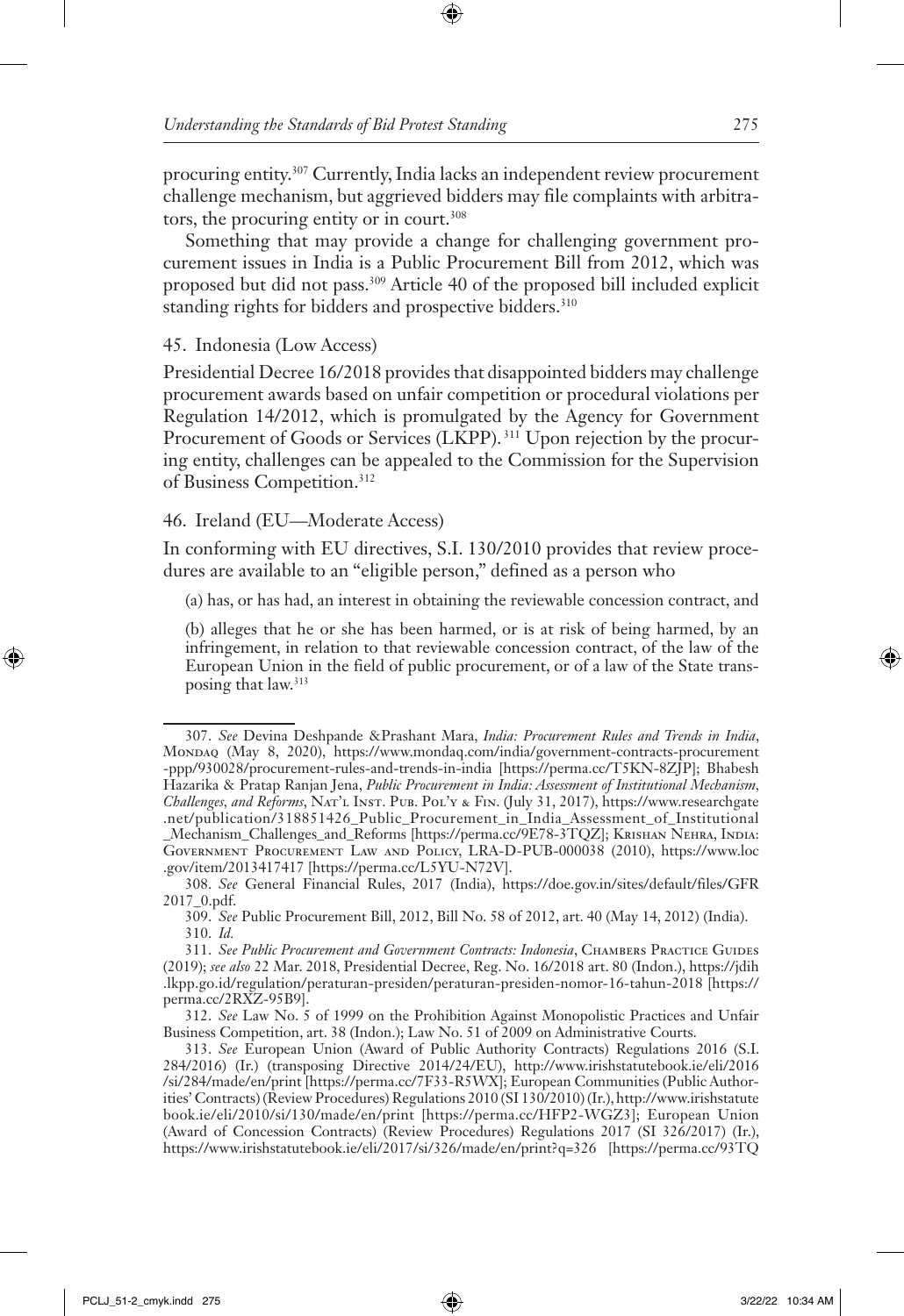procuring entity.[307] Currently, India lacks an independent review procurement challenge mechanism, but aggrieved bidders may file complaints with arbitrators, the procuring entity or in court.[308]

Something that may provide a change for challenging government procurement issues in India is a Public Procurement Bill from 2012, which was proposed but did not pass.[309] Article 40 of the proposed bill included explicit standing rights for bidders and prospective bidders.[310]

### 45. Indonesia (Low Access)

Presidential Decree 16/2018 provides that disappointed bidders may challenge procurement awards based on unfair competition or procedural violations per Regulation 14/2012, which is promulgated by the Agency for Government Procurement of Goods or Services (LKPP).[311] Upon rejection by the procuring entity, challenges can be appealed to the Commission for the Supervision of Business Competition.[312]

### 46. Ireland (EU—Moderate Access)

In conforming with EU directives, S.I. 130/2010 provides that review procedures are available to an "eligible person," defined as a person who

> (a) has, or has had, an interest in obtaining the reviewable concession contract, and
>
> (b) alleges that he or she has been harmed, or is at risk of being harmed, by an infringement, in relation to that reviewable concession contract, of the law of the European Union in the field of public procurement, or of a law of the State transposing that law.[313]

---

307. *See* Devina Deshpande &Prashant Mara, *India: Procurement Rules and Trends in India*, Mondaq (May 8, 2020), https://www.mondaq.com/india/government-contracts-procurement-ppp/930028/procurement-rules-and-trends-in-india [https://perma.cc/T5KN-8ZJP]; Bhabesh Hazarika & Pratap Ranjan Jena, *Public Procurement in India: Assessment of Institutional Mechanism, Challenges, and Reforms*, Nat'l Inst. Pub. Pol'y & Fin. (July 31, 2017), https://www.researchgate.net/publication/318851426_Public_Procurement_in_India_Assessment_of_Institutional_Mechanism_Challenges_and_Reforms [https://perma.cc/9E78-3TQZ]; Krishan Nehra, India: Government Procurement Law and Policy, LRA-D-PUB-000038 (2010), https://www.loc.gov/item/2013417417 [https://perma.cc/L5YU-N72V].

308. *See* General Financial Rules, 2017 (India), https://doe.gov.in/sites/default/files/GFR2017_0.pdf.

309. *See* Public Procurement Bill, 2012, Bill No. 58 of 2012, art. 40 (May 14, 2012) (India).

310. *Id.*

311. *See Public Procurement and Government Contracts: Indonesia*, Chambers Practice Guides (2019); *see also* 22 Mar. 2018, Presidential Decree, Reg. No. 16/2018 art. 80 (Indon.), https://jdih.lkpp.go.id/regulation/peraturan-presiden/peraturan-presiden-nomor-16-tahun-2018 [https://perma.cc/2RXZ-95B9].

312. *See* Law No. 5 of 1999 on the Prohibition Against Monopolistic Practices and Unfair Business Competition, art. 38 (Indon.); Law No. 51 of 2009 on Administrative Courts.

313. *See* European Union (Award of Public Authority Contracts) Regulations 2016 (S.I. 284/2016) (Ir.) (transposing Directive 2014/24/EU), http://www.irishstatutebook.ie/eli/2016/si/284/made/en/print [https://perma.cc/7F33-R5WX]; European Communities (Public Authorities' Contracts) (Review Procedures) Regulations 2010 (SI 130/2010) (Ir.), http://www.irishstatutebook.ie/eli/2010/si/130/made/en/print [https://perma.cc/HFP2-WGZ3]; European Union (Award of Concession Contracts) (Review Procedures) Regulations 2017 (SI 326/2017) (Ir.), https://www.irishstatutebook.ie/eli/2017/si/326/made/en/print?q=326 [https://perma.cc/93TQ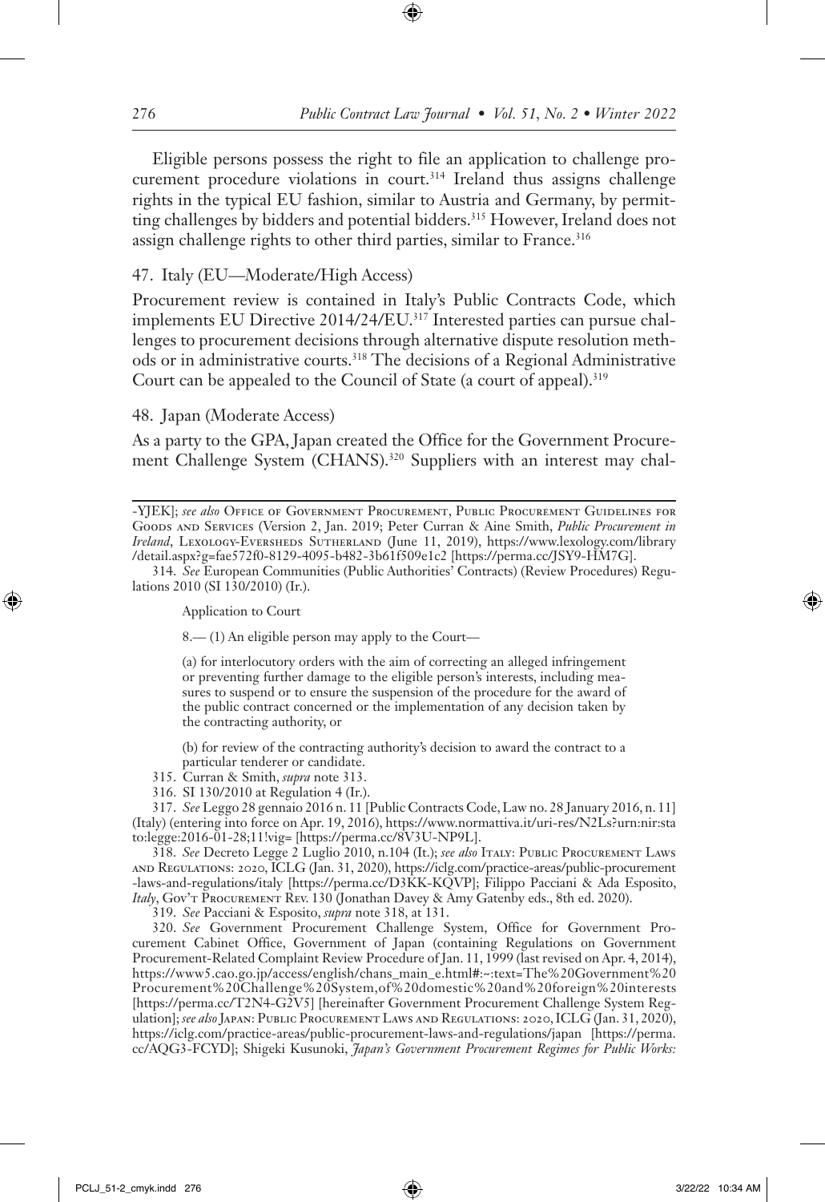Eligible persons possess the right to file an application to challenge procurement procedure violations in court.[314] Ireland thus assigns challenge rights in the typical EU fashion, similar to Austria and Germany, by permitting challenges by bidders and potential bidders.[315] However, Ireland does not assign challenge rights to other third parties, similar to France.[316]

## 47. Italy (EU—Moderate/High Access)

Procurement review is contained in Italy's Public Contracts Code, which implements EU Directive 2014/24/EU.[317] Interested parties can pursue challenges to procurement decisions through alternative dispute resolution methods or in administrative courts.[318] The decisions of a Regional Administrative Court can be appealed to the Council of State (a court of appeal).[319]

## 48. Japan (Moderate Access)

As a party to the GPA, Japan created the Office for the Government Procurement Challenge System (CHANS).[320] Suppliers with an interest may chal-

---

-YJEK]; *see also* Office of Government Procurement, Public Procurement Guidelines for Goods and Services (Version 2, Jan. 2019; Peter Curran & Aine Smith, *Public Procurement in Ireland*, Lexology-Eversheds Sutherland (June 11, 2019), https://www.lexology.com/library/detail.aspx?g=fae572f0-8129-4095-b482-3b61f509e1c2 [https://perma.cc/JSY9-HM7G].

314. *See* European Communities (Public Authorities' Contracts) (Review Procedures) Regulations 2010 (SI 130/2010) (Ir.).

> Application to Court
>
> 8.— (1) An eligible person may apply to the Court—
>
> (a) for interlocutory orders with the aim of correcting an alleged infringement or preventing further damage to the eligible person's interests, including measures to suspend or to ensure the suspension of the procedure for the award of the public contract concerned or the implementation of any decision taken by the contracting authority, or
>
> (b) for review of the contracting authority's decision to award the contract to a particular tenderer or candidate.

315. Curran & Smith, *supra* note 313.

316. SI 130/2010 at Regulation 4 (Ir.).

317. *See* Leggo 28 gennaio 2016 n. 11 [Public Contracts Code, Law no. 28 January 2016, n. 11] (Italy) (entering into force on Apr. 19, 2016), https://www.normattiva.it/uri-res/N2Ls?urn:nir:stato:legge:2016-01-28;11!vig= [https://perma.cc/8V3U-NP9L].

318. *See* Decreto Legge 2 Luglio 2010, n.104 (It.); *see also* Italy: Public Procurement Laws and Regulations: 2020, ICLG (Jan. 31, 2020), https://iclg.com/practice-areas/public-procurement-laws-and-regulations/italy [https://perma.cc/D3KK-KQVP]; Filippo Pacciani & Ada Esposito, *Italy*, Gov't Procurement Rev. 130 (Jonathan Davey & Amy Gatenby eds., 8th ed. 2020).

319. *See* Pacciani & Esposito, *supra* note 318, at 131.

320. *See* Government Procurement Challenge System, Office for Government Procurement Cabinet Office, Government of Japan (containing Regulations on Government Procurement-Related Complaint Review Procedure of Jan. 11, 1999 (last revised on Apr. 4, 2014), https://www5.cao.go.jp/access/english/chans_main_e.html#:~:text=The%20Government%20Procurement%20Challenge%20System,of%20domestic%20and%20foreign%20interests [https://perma.cc/T2N4-G2V5] [hereinafter Government Procurement Challenge System Regulation]; *see also* Japan: Public Procurement Laws and Regulations: 2020, ICLG (Jan. 31, 2020), https://iclg.com/practice-areas/public-procurement-laws-and-regulations/japan [https://perma.cc/AQG3-FCYD]; Shigeki Kusunoki, *Japan's Government Procurement Regimes for Public Works:*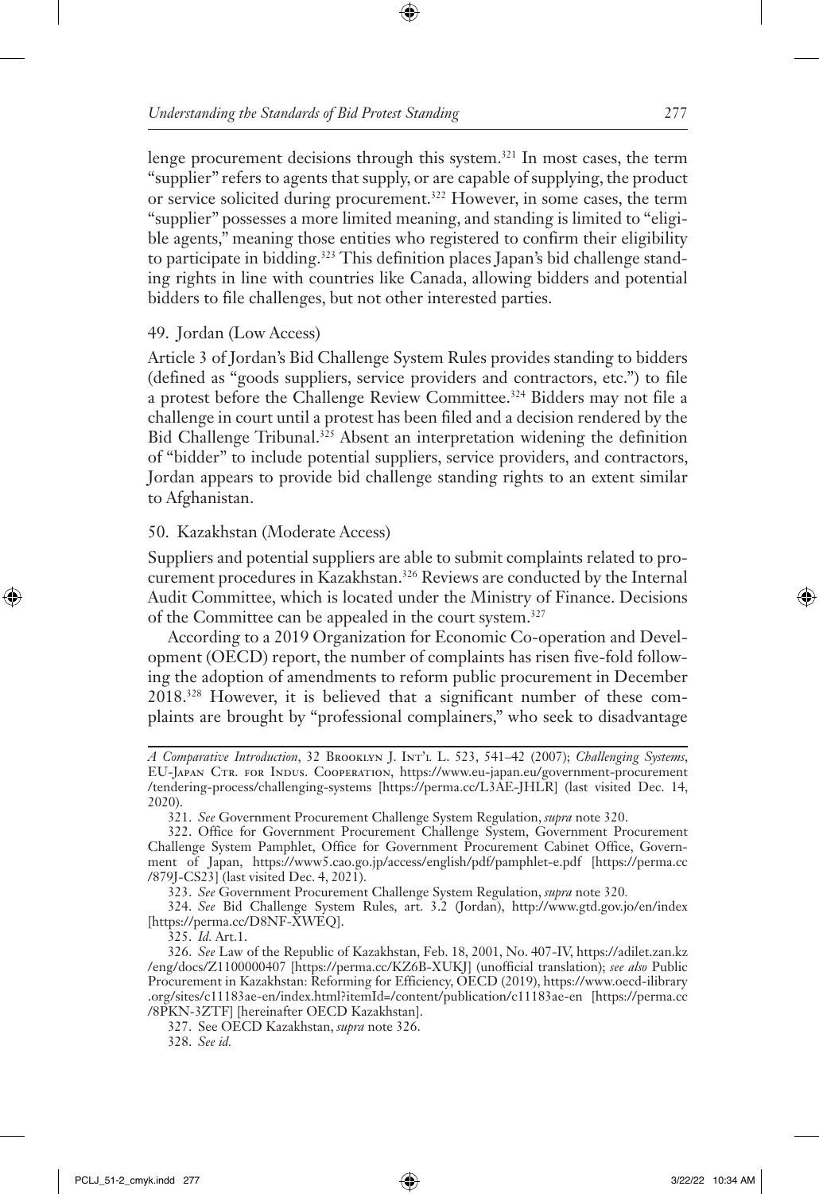lenge procurement decisions through this system.[321] In most cases, the term "supplier" refers to agents that supply, or are capable of supplying, the product or service solicited during procurement.[322] However, in some cases, the term "supplier" possesses a more limited meaning, and standing is limited to "eligible agents," meaning those entities who registered to confirm their eligibility to participate in bidding.[323] This definition places Japan's bid challenge standing rights in line with countries like Canada, allowing bidders and potential bidders to file challenges, but not other interested parties.

### 49. Jordan (Low Access)

Article 3 of Jordan's Bid Challenge System Rules provides standing to bidders (defined as "goods suppliers, service providers and contractors, etc.") to file a protest before the Challenge Review Committee.[324] Bidders may not file a challenge in court until a protest has been filed and a decision rendered by the Bid Challenge Tribunal.[325] Absent an interpretation widening the definition of "bidder" to include potential suppliers, service providers, and contractors, Jordan appears to provide bid challenge standing rights to an extent similar to Afghanistan.

### 50. Kazakhstan (Moderate Access)

Suppliers and potential suppliers are able to submit complaints related to procurement procedures in Kazakhstan.[326] Reviews are conducted by the Internal Audit Committee, which is located under the Ministry of Finance. Decisions of the Committee can be appealed in the court system.[327]

According to a 2019 Organization for Economic Co-operation and Development (OECD) report, the number of complaints has risen five-fold following the adoption of amendments to reform public procurement in December 2018.[328] However, it is believed that a significant number of these complaints are brought by "professional complainers," who seek to disadvantage

---

*A Comparative Introduction*, 32 Brooklyn J. Int'l L. 523, 541–42 (2007); *Challenging Systems*, EU-Japan Ctr. for Indus. Cooperation, https://www.eu-japan.eu/government-procurement/tendering-process/challenging-systems [https://perma.cc/L3AE-JHLR] (last visited Dec. 14, 2020).

321. *See* Government Procurement Challenge System Regulation, *supra* note 320.

322. Office for Government Procurement Challenge System, Government Procurement Challenge System Pamphlet, Office for Government Procurement Cabinet Office, Government of Japan, https://www5.cao.go.jp/access/english/pdf/pamphlet-e.pdf [https://perma.cc/879J-CS23] (last visited Dec. 4, 2021).

323. *See* Government Procurement Challenge System Regulation, *supra* note 320.

324. *See* Bid Challenge System Rules, art. 3.2 (Jordan), http://www.gtd.gov.jo/en/index [https://perma.cc/D8NF-XWEQ].

325. *Id.* Art.1.

326. *See* Law of the Republic of Kazakhstan, Feb. 18, 2001, No. 407-IV, https://adilet.zan.kz/eng/docs/Z1100000407 [https://perma.cc/KZ6B-XUKJ] (unofficial translation); *see also* Public Procurement in Kazakhstan: Reforming for Efficiency, OECD (2019), https://www.oecd-ilibrary.org/sites/c11183ae-en/index.html?itemId=/content/publication/c11183ae-en [https://perma.cc/8PKN-3ZTF] [hereinafter OECD Kazakhstan].

327. See OECD Kazakhstan, *supra* note 326.

328. *See id.*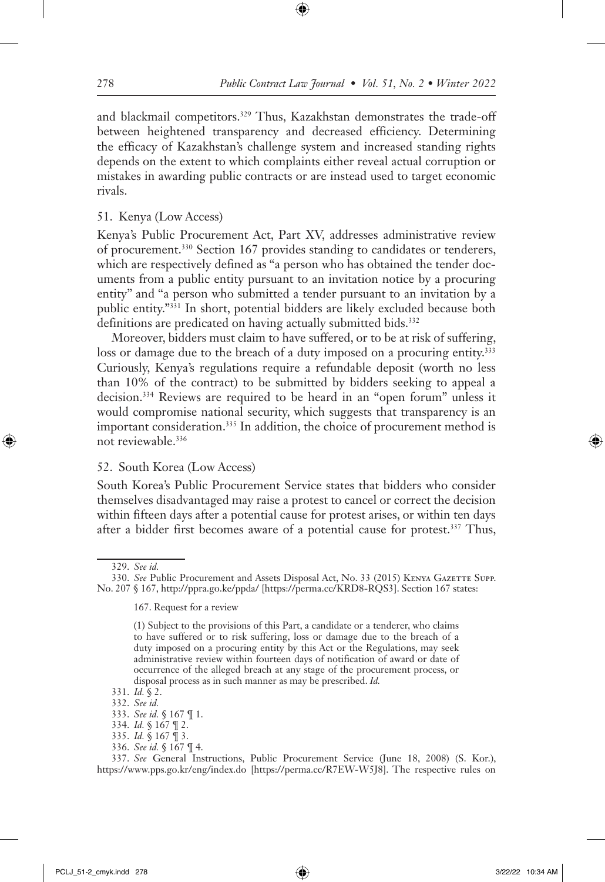and blackmail competitors.[329] Thus, Kazakhstan demonstrates the trade-off between heightened transparency and decreased efficiency. Determining the efficacy of Kazakhstan's challenge system and increased standing rights depends on the extent to which complaints either reveal actual corruption or mistakes in awarding public contracts or are instead used to target economic rivals.

### 51. Kenya (Low Access)

Kenya's Public Procurement Act, Part XV, addresses administrative review of procurement.[330] Section 167 provides standing to candidates or tenderers, which are respectively defined as "a person who has obtained the tender documents from a public entity pursuant to an invitation notice by a procuring entity" and "a person who submitted a tender pursuant to an invitation by a public entity."[331] In short, potential bidders are likely excluded because both definitions are predicated on having actually submitted bids.[332]

Moreover, bidders must claim to have suffered, or to be at risk of suffering, loss or damage due to the breach of a duty imposed on a procuring entity.[333] Curiously, Kenya's regulations require a refundable deposit (worth no less than 10% of the contract) to be submitted by bidders seeking to appeal a decision.[334] Reviews are required to be heard in an "open forum" unless it would compromise national security, which suggests that transparency is an important consideration.[335] In addition, the choice of procurement method is not reviewable.[336]

### 52. South Korea (Low Access)

South Korea's Public Procurement Service states that bidders who consider themselves disadvantaged may raise a protest to cancel or correct the decision within fifteen days after a potential cause for protest arises, or within ten days after a bidder first becomes aware of a potential cause for protest.[337] Thus,

---

329. *See id.*

330. *See* Public Procurement and Assets Disposal Act, No. 33 (2015) Kenya Gazette Supp. No. 207 § 167, http://ppra.go.ke/ppda/ [https://perma.cc/KRD8-RQS3]. Section 167 states:

> 167. Request for a review
>
> (1) Subject to the provisions of this Part, a candidate or a tenderer, who claims to have suffered or to risk suffering, loss or damage due to the breach of a duty imposed on a procuring entity by this Act or the Regulations, may seek administrative review within fourteen days of notification of award or date of occurrence of the alleged breach at any stage of the procurement process, or disposal process as in such manner as may be prescribed. *Id.*

331. *Id.* § 2.

332. *See id.*

333. *See id.* § 167 ¶ 1.

334. *Id.* § 167 ¶ 2.

335. *Id.* § 167 ¶ 3.

336. *See id.* § 167 ¶ 4.

337. *See* General Instructions, Public Procurement Service (June 18, 2008) (S. Kor.), https://www.pps.go.kr/eng/index.do [https://perma.cc/R7EW-W5J8]. The respective rules on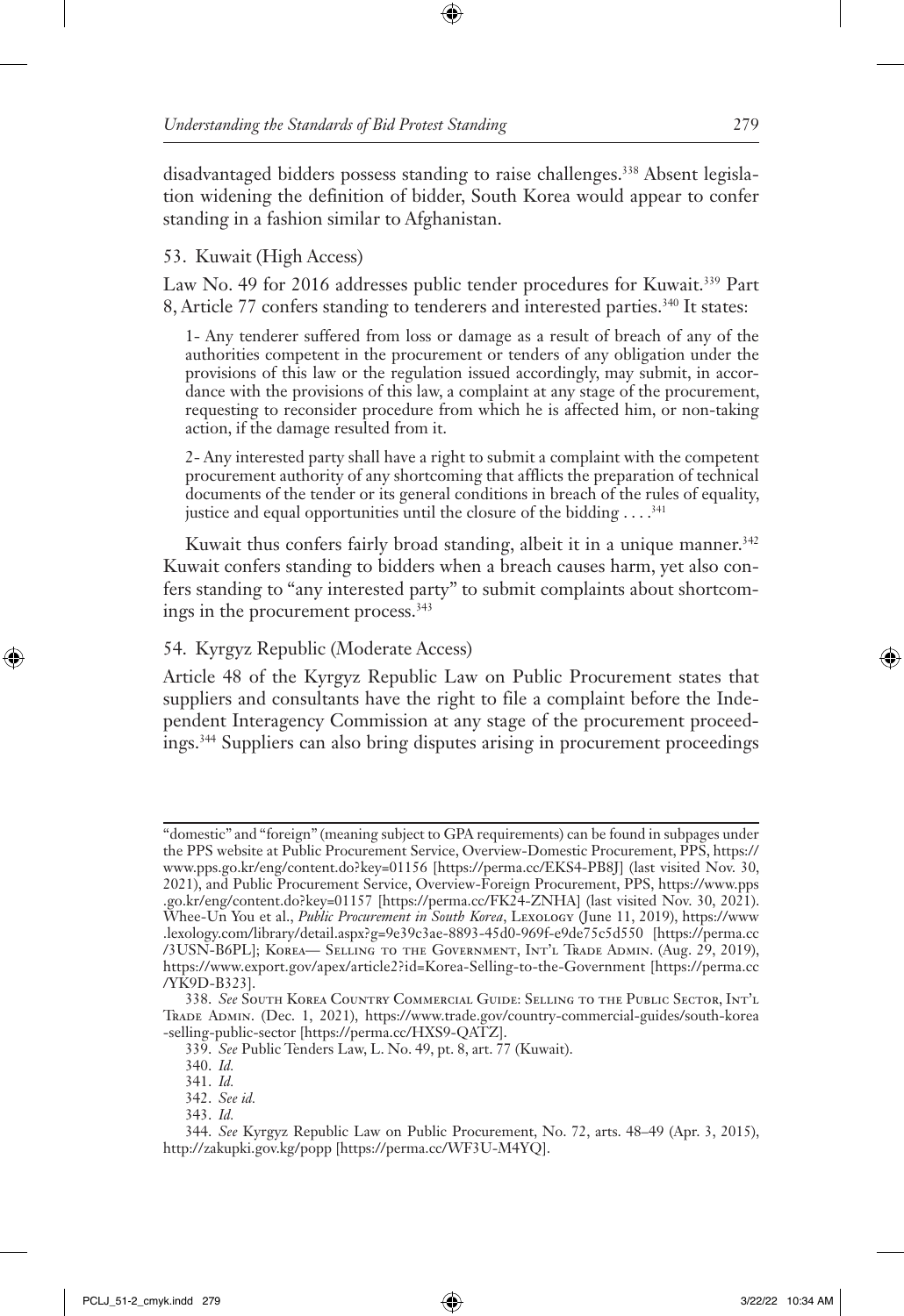disadvantaged bidders possess standing to raise challenges.[338] Absent legislation widening the definition of bidder, South Korea would appear to confer standing in a fashion similar to Afghanistan.

### 53. Kuwait (High Access)

Law No. 49 for 2016 addresses public tender procedures for Kuwait.[339] Part 8, Article 77 confers standing to tenderers and interested parties.[340] It states:

> 1- Any tenderer suffered from loss or damage as a result of breach of any of the authorities competent in the procurement or tenders of any obligation under the provisions of this law or the regulation issued accordingly, may submit, in accordance with the provisions of this law, a complaint at any stage of the procurement, requesting to reconsider procedure from which he is affected him, or non-taking action, if the damage resulted from it.
>
> 2- Any interested party shall have a right to submit a complaint with the competent procurement authority of any shortcoming that afflicts the preparation of technical documents of the tender or its general conditions in breach of the rules of equality, justice and equal opportunities until the closure of the bidding . . . .[341]

Kuwait thus confers fairly broad standing, albeit it in a unique manner.[342] Kuwait confers standing to bidders when a breach causes harm, yet also confers standing to "any interested party" to submit complaints about shortcomings in the procurement process.[343]

### 54. Kyrgyz Republic (Moderate Access)

Article 48 of the Kyrgyz Republic Law on Public Procurement states that suppliers and consultants have the right to file a complaint before the Independent Interagency Commission at any stage of the procurement proceedings.[344] Suppliers can also bring disputes arising in procurement proceedings

---

"domestic" and "foreign" (meaning subject to GPA requirements) can be found in subpages under the PPS website at Public Procurement Service, Overview-Domestic Procurement, PPS, https://www.pps.go.kr/eng/content.do?key=01156 [https://perma.cc/EKS4-PB8J] (last visited Nov. 30, 2021), and Public Procurement Service, Overview-Foreign Procurement, PPS, https://www.pps.go.kr/eng/content.do?key=01157 [https://perma.cc/FK24-ZNHA] (last visited Nov. 30, 2021). Whee-Un You et al., *Public Procurement in South Korea*, Lexology (June 11, 2019), https://www.lexology.com/library/detail.aspx?g=9e39c3ae-8893-45d0-969f-e9de75c5d550 [https://perma.cc/3USN-B6PL]; Korea— Selling to the Government, Int'l Trade Admin. (Aug. 29, 2019), https://www.export.gov/apex/article2?id=Korea-Selling-to-the-Government [https://perma.cc/YK9D-B323].

338. *See* South Korea Country Commercial Guide: Selling to the Public Sector, Int'l Trade Admin. (Dec. 1, 2021), https://www.trade.gov/country-commercial-guides/south-korea-selling-public-sector [https://perma.cc/HXS9-QATZ].

339. *See* Public Tenders Law, L. No. 49, pt. 8, art. 77 (Kuwait).

340. *Id.*

341. *Id.*

342. *See id.*

343. *Id.*

344. *See* Kyrgyz Republic Law on Public Procurement, No. 72, arts. 48–49 (Apr. 3, 2015), http://zakupki.gov.kg/popp [https://perma.cc/WF3U-M4YQ].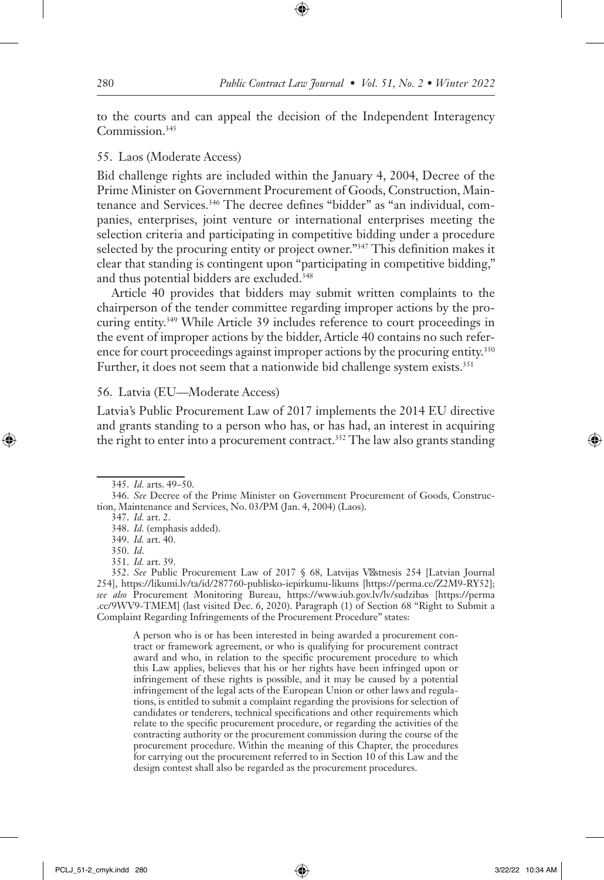to the courts and can appeal the decision of the Independent Interagency Commission.[345]

55. Laos (Moderate Access)

Bid challenge rights are included within the January 4, 2004, Decree of the Prime Minister on Government Procurement of Goods, Construction, Maintenance and Services.[346] The decree defines "bidder" as "an individual, companies, enterprises, joint venture or international enterprises meeting the selection criteria and participating in competitive bidding under a procedure selected by the procuring entity or project owner."[347] This definition makes it clear that standing is contingent upon "participating in competitive bidding," and thus potential bidders are excluded.[348]

Article 40 provides that bidders may submit written complaints to the chairperson of the tender committee regarding improper actions by the procuring entity.[349] While Article 39 includes reference to court proceedings in the event of improper actions by the bidder, Article 40 contains no such reference for court proceedings against improper actions by the procuring entity.[350] Further, it does not seem that a nationwide bid challenge system exists.[351]

56. Latvia (EU—Moderate Access)

Latvia's Public Procurement Law of 2017 implements the 2014 EU directive and grants standing to a person who has, or has had, an interest in acquiring the right to enter into a procurement contract.[352] The law also grants standing

345. *Id.* arts. 49–50.

346. *See* Decree of the Prime Minister on Government Procurement of Goods, Construction, Maintenance and Services, No. 03/PM (Jan. 4, 2004) (Laos).

347. *Id.* art. 2.

348. *Id.* (emphasis added).

349. *Id.* art. 40.

350. *Id.*

351. *Id.* art. 39.

352. *See* Public Procurement Law of 2017 § 68, Latvijas Vēstnesis 254 [Latvian Journal 254], https://likumi.lv/ta/id/287760-publisko-iepirkumu-likums [https://perma.cc/Z2M9-RY52]; *see also* Procurement Monitoring Bureau, https://www.iub.gov.lv/lv/sudzibas [https://perma.cc/9WV9-TMEM] (last visited Dec. 6, 2020). Paragraph (1) of Section 68 "Right to Submit a Complaint Regarding Infringements of the Procurement Procedure" states:

> A person who is or has been interested in being awarded a procurement contract or framework agreement, or who is qualifying for procurement contract award and who, in relation to the specific procurement procedure to which this Law applies, believes that his or her rights have been infringed upon or infringement of these rights is possible, and it may be caused by a potential infringement of the legal acts of the European Union or other laws and regulations, is entitled to submit a complaint regarding the provisions for selection of candidates or tenderers, technical specifications and other requirements which relate to the specific procurement procedure, or regarding the activities of the contracting authority or the procurement commission during the course of the procurement procedure. Within the meaning of this Chapter, the procedures for carrying out the procurement referred to in Section 10 of this Law and the design contest shall also be regarded as the procurement procedures.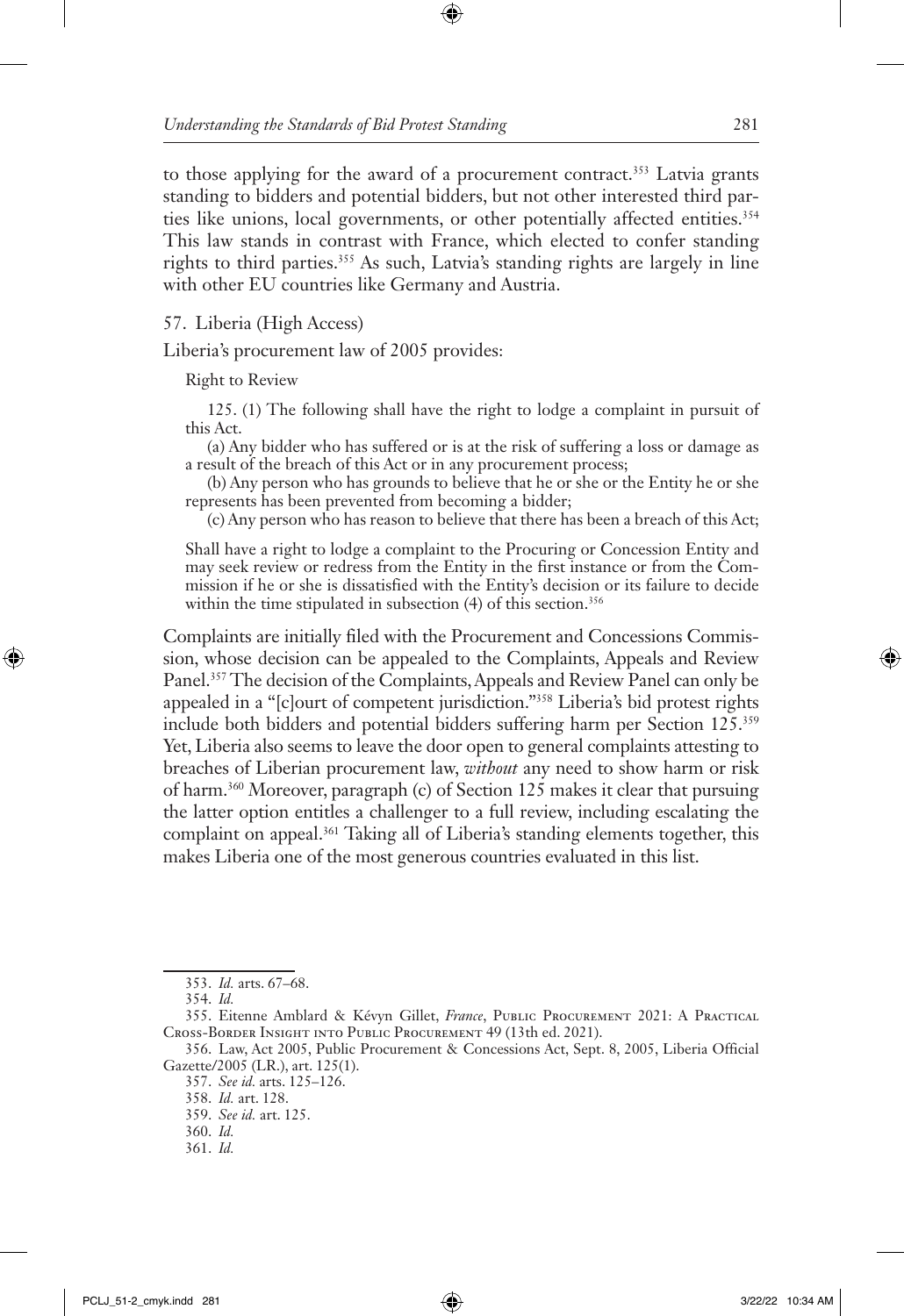to those applying for the award of a procurement contract.[353] Latvia grants standing to bidders and potential bidders, but not other interested third parties like unions, local governments, or other potentially affected entities.[354] This law stands in contrast with France, which elected to confer standing rights to third parties.[355] As such, Latvia's standing rights are largely in line with other EU countries like Germany and Austria.

57. Liberia (High Access)

Liberia's procurement law of 2005 provides:

> Right to Review
>
> 125. (1) The following shall have the right to lodge a complaint in pursuit of this Act.
>
> (a) Any bidder who has suffered or is at the risk of suffering a loss or damage as a result of the breach of this Act or in any procurement process;
>
> (b) Any person who has grounds to believe that he or she or the Entity he or she represents has been prevented from becoming a bidder;
>
> (c) Any person who has reason to believe that there has been a breach of this Act;
>
> Shall have a right to lodge a complaint to the Procuring or Concession Entity and may seek review or redress from the Entity in the first instance or from the Commission if he or she is dissatisfied with the Entity's decision or its failure to decide within the time stipulated in subsection (4) of this section.[356]

Complaints are initially filed with the Procurement and Concessions Commission, whose decision can be appealed to the Complaints, Appeals and Review Panel.[357] The decision of the Complaints, Appeals and Review Panel can only be appealed in a "[c]ourt of competent jurisdiction."[358] Liberia's bid protest rights include both bidders and potential bidders suffering harm per Section 125.[359] Yet, Liberia also seems to leave the door open to general complaints attesting to breaches of Liberian procurement law, *without* any need to show harm or risk of harm.[360] Moreover, paragraph (c) of Section 125 makes it clear that pursuing the latter option entitles a challenger to a full review, including escalating the complaint on appeal.[361] Taking all of Liberia's standing elements together, this makes Liberia one of the most generous countries evaluated in this list.

---

353. *Id.* arts. 67–68.

354. *Id.*

355. Eitenne Amblard & Kévyn Gillet, *France*, Public Procurement 2021: A Practical Cross-Border Insight into Public Procurement 49 (13th ed. 2021).

356. Law, Act 2005, Public Procurement & Concessions Act, Sept. 8, 2005, Liberia Official Gazette/2005 (LR.), art. 125(1).

357. *See id.* arts. 125–126.

358. *Id.* art. 128.

359. *See id.* art. 125.

360. *Id.*

361. *Id.*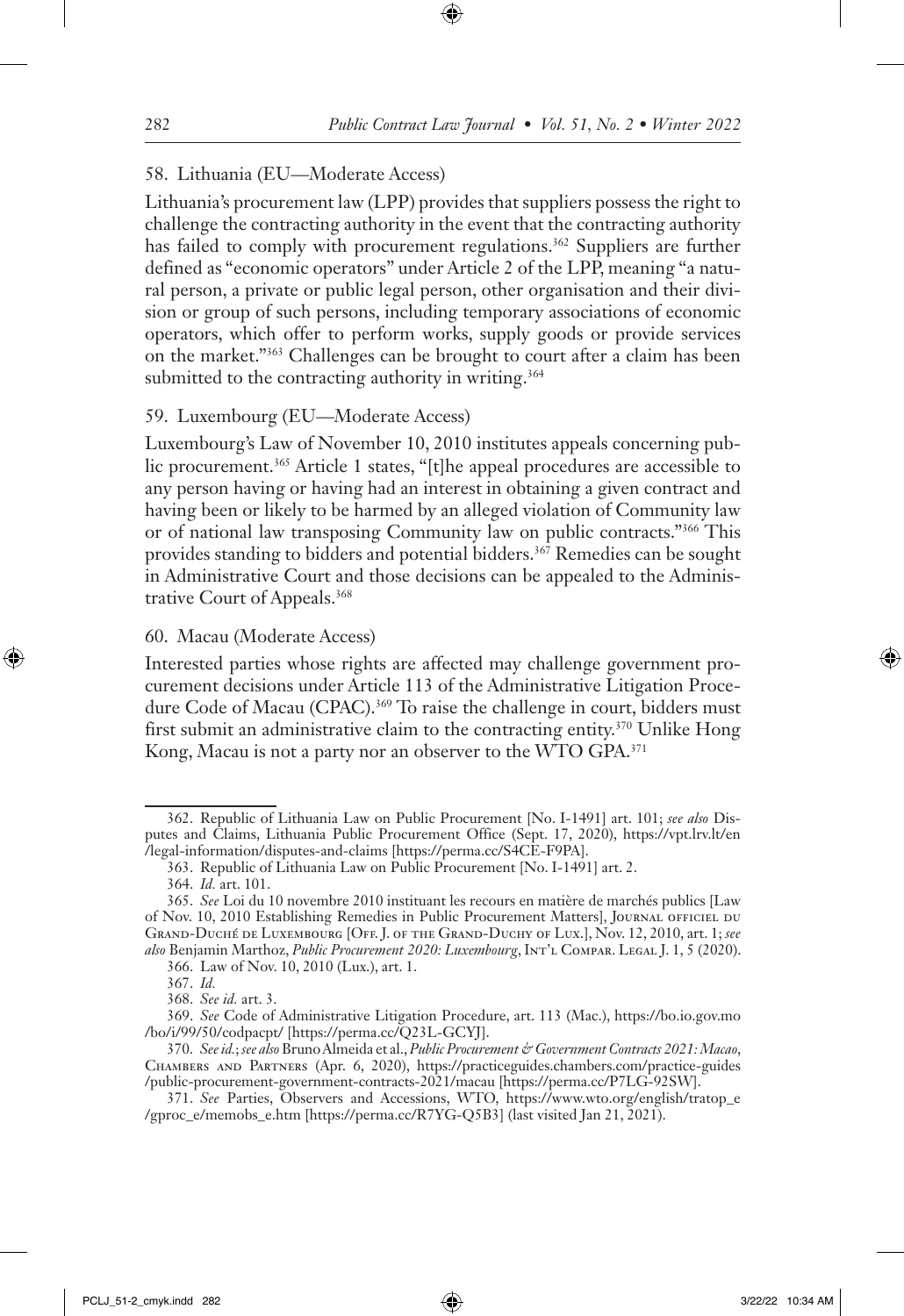### 58. Lithuania (EU—Moderate Access)

Lithuania's procurement law (LPP) provides that suppliers possess the right to challenge the contracting authority in the event that the contracting authority has failed to comply with procurement regulations.[362] Suppliers are further defined as "economic operators" under Article 2 of the LPP, meaning "a natural person, a private or public legal person, other organisation and their division or group of such persons, including temporary associations of economic operators, which offer to perform works, supply goods or provide services on the market."[363] Challenges can be brought to court after a claim has been submitted to the contracting authority in writing.[364]

### 59. Luxembourg (EU—Moderate Access)

Luxembourg's Law of November 10, 2010 institutes appeals concerning public procurement.[365] Article 1 states, "[t]he appeal procedures are accessible to any person having or having had an interest in obtaining a given contract and having been or likely to be harmed by an alleged violation of Community law or of national law transposing Community law on public contracts."[366] This provides standing to bidders and potential bidders.[367] Remedies can be sought in Administrative Court and those decisions can be appealed to the Administrative Court of Appeals.[368]

### 60. Macau (Moderate Access)

Interested parties whose rights are affected may challenge government procurement decisions under Article 113 of the Administrative Litigation Procedure Code of Macau (CPAC).[369] To raise the challenge in court, bidders must first submit an administrative claim to the contracting entity.[370] Unlike Hong Kong, Macau is not a party nor an observer to the WTO GPA.[371]

---

362. Republic of Lithuania Law on Public Procurement [No. I-1491] art. 101; *see also* Disputes and Claims, Lithuania Public Procurement Office (Sept. 17, 2020), https://vpt.lrv.lt/en/legal-information/disputes-and-claims [https://perma.cc/S4CE-F9PA].

363. Republic of Lithuania Law on Public Procurement [No. I-1491] art. 2.

364. *Id.* art. 101.

365. *See* Loi du 10 novembre 2010 instituant les recours en matière de marchés publics [Law of Nov. 10, 2010 Establishing Remedies in Public Procurement Matters], Journal officiel du Grand-Duché de Luxembourg [Off. J. of the Grand-Duchy of Lux.], Nov. 12, 2010, art. 1; *see also* Benjamin Marthoz, *Public Procurement 2020: Luxembourg*, Int'l Compar. Legal J. 1, 5 (2020).

366. Law of Nov. 10, 2010 (Lux.), art. 1.

367. *Id.*

368. *See id.* art. 3.

369. *See* Code of Administrative Litigation Procedure, art. 113 (Mac.), https://bo.io.gov.mo/bo/i/99/50/codpacpt/ [https://perma.cc/Q23L-GCYJ].

370. *See id.*; *see also* Bruno Almeida et al., *Public Procurement & Government Contracts 2021: Macao*, Chambers and Partners (Apr. 6, 2020), https://practiceguides.chambers.com/practice-guides/public-procurement-government-contracts-2021/macau [https://perma.cc/P7LG-92SW].

371. *See* Parties, Observers and Accessions, WTO, https://www.wto.org/english/tratop_e/gproc_e/memobs_e.htm [https://perma.cc/R7YG-Q5B3] (last visited Jan 21, 2021).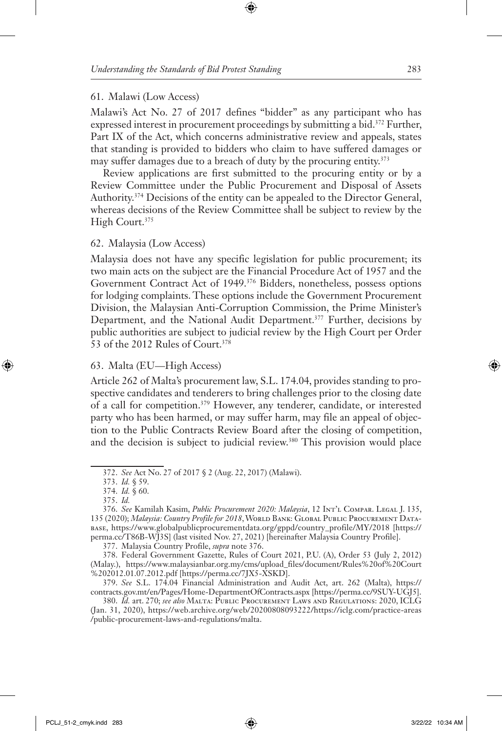### 61. Malawi (Low Access)

Malawi's Act No. 27 of 2017 defines "bidder" as any participant who has expressed interest in procurement proceedings by submitting a bid.[372] Further, Part IX of the Act, which concerns administrative review and appeals, states that standing is provided to bidders who claim to have suffered damages or may suffer damages due to a breach of duty by the procuring entity.[373]

Review applications are first submitted to the procuring entity or by a Review Committee under the Public Procurement and Disposal of Assets Authority.[374] Decisions of the entity can be appealed to the Director General, whereas decisions of the Review Committee shall be subject to review by the High Court.[375]

### 62. Malaysia (Low Access)

Malaysia does not have any specific legislation for public procurement; its two main acts on the subject are the Financial Procedure Act of 1957 and the Government Contract Act of 1949.[376] Bidders, nonetheless, possess options for lodging complaints. These options include the Government Procurement Division, the Malaysian Anti-Corruption Commission, the Prime Minister's Department, and the National Audit Department.[377] Further, decisions by public authorities are subject to judicial review by the High Court per Order 53 of the 2012 Rules of Court.[378]

### 63. Malta (EU—High Access)

Article 262 of Malta's procurement law, S.L. 174.04, provides standing to prospective candidates and tenderers to bring challenges prior to the closing date of a call for competition.[379] However, any tenderer, candidate, or interested party who has been harmed, or may suffer harm, may file an appeal of objection to the Public Contracts Review Board after the closing of competition, and the decision is subject to judicial review.[380] This provision would place

---

372. *See* Act No. 27 of 2017 § 2 (Aug. 22, 2017) (Malawi).

373. *Id.* § 59.

374. *Id.* § 60.

375. *Id.*

376. *See* Kamilah Kasim, *Public Procurement 2020: Malaysia*, 12 Int'l Compar. Legal J. 135, 135 (2020); *Malaysia: Country Profile for 2018*, World Bank: Global Public Procurement Database, https://www.globalpublicprocurementdata.org/gppd/country_profile/MY/2018 [https://perma.cc/T86B-WJ3S] (last visited Nov. 27, 2021) [hereinafter Malaysia Country Profile].

377. Malaysia Country Profile, *supra* note 376.

378. Federal Government Gazette, Rules of Court 2021, P.U. (A), Order 53 (July 2, 2012) (Malay.), https://www.malaysianbar.org.my/cms/upload_files/document/Rules%20of%20Court%202012.01.07.2012.pdf [https://perma.cc/7JX5-XSKD].

379. *See* S.L. 174.04 Financial Administration and Audit Act, art. 262 (Malta), https://contracts.gov.mt/en/Pages/Home-DepartmentOfContracts.aspx [https://perma.cc/9SUY-UGJ5].

380. *Id.* art. 270; *see also* Malta: Public Procurement Laws and Regulations: 2020, ICLG (Jan. 31, 2020), https://web.archive.org/web/20200808093222/https://iclg.com/practice-areas/public-procurement-laws-and-regulations/malta.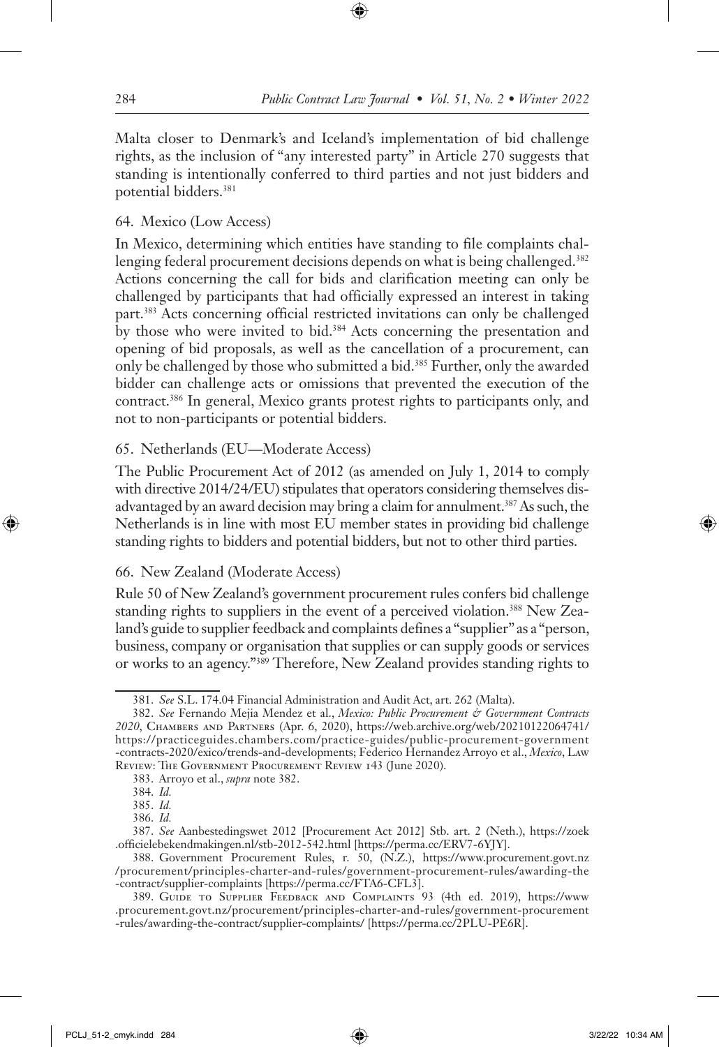Malta closer to Denmark's and Iceland's implementation of bid challenge rights, as the inclusion of "any interested party" in Article 270 suggests that standing is intentionally conferred to third parties and not just bidders and potential bidders.[381]

### 64. Mexico (Low Access)

In Mexico, determining which entities have standing to file complaints challenging federal procurement decisions depends on what is being challenged.[382] Actions concerning the call for bids and clarification meeting can only be challenged by participants that had officially expressed an interest in taking part.[383] Acts concerning official restricted invitations can only be challenged by those who were invited to bid.[384] Acts concerning the presentation and opening of bid proposals, as well as the cancellation of a procurement, can only be challenged by those who submitted a bid.[385] Further, only the awarded bidder can challenge acts or omissions that prevented the execution of the contract.[386] In general, Mexico grants protest rights to participants only, and not to non-participants or potential bidders.

### 65. Netherlands (EU—Moderate Access)

The Public Procurement Act of 2012 (as amended on July 1, 2014 to comply with directive 2014/24/EU) stipulates that operators considering themselves disadvantaged by an award decision may bring a claim for annulment.[387] As such, the Netherlands is in line with most EU member states in providing bid challenge standing rights to bidders and potential bidders, but not to other third parties.

### 66. New Zealand (Moderate Access)

Rule 50 of New Zealand's government procurement rules confers bid challenge standing rights to suppliers in the event of a perceived violation.[388] New Zealand's guide to supplier feedback and complaints defines a "supplier" as a "person, business, company or organisation that supplies or can supply goods or services or works to an agency."[389] Therefore, New Zealand provides standing rights to

---

381. *See* S.L. 174.04 Financial Administration and Audit Act, art. 262 (Malta).

382. *See* Fernando Mejia Mendez et al., *Mexico: Public Procurement & Government Contracts 2020*, Chambers and Partners (Apr. 6, 2020), https://web.archive.org/web/20210122064741/https://practiceguides.chambers.com/practice-guides/public-procurement-government-contracts-2020/exico/trends-and-developments; Federico Hernandez Arroyo et al., *Mexico*, Law Review: The Government Procurement Review 143 (June 2020).

383. Arroyo et al., *supra* note 382.

384. *Id.*

385. *Id.*

386. *Id.*

387. *See* Aanbestedingswet 2012 [Procurement Act 2012] Stb. art. 2 (Neth.), https://zoek.officielebekendmakingen.nl/stb-2012-542.html [https://perma.cc/ERV7-6YJY].

388. Government Procurement Rules, r. 50, (N.Z.), https://www.procurement.govt.nz/procurement/principles-charter-and-rules/government-procurement-rules/awarding-the-contract/supplier-complaints [https://perma.cc/FTA6-CFL3].

389. Guide to Supplier Feedback and Complaints 93 (4th ed. 2019), https://www.procurement.govt.nz/procurement/principles-charter-and-rules/government-procurement-rules/awarding-the-contract/supplier-complaints/ [https://perma.cc/2PLU-PE6R].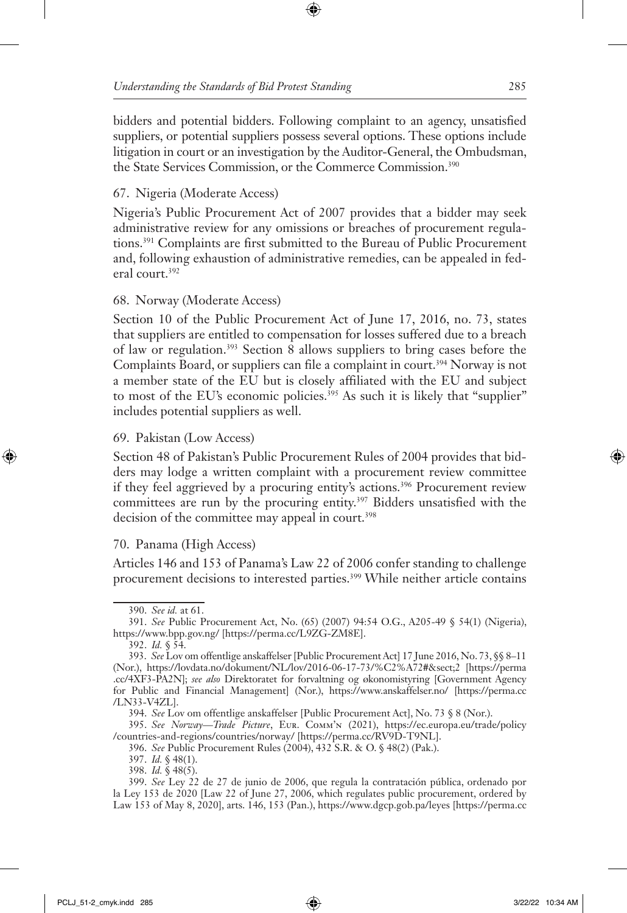bidders and potential bidders. Following complaint to an agency, unsatisfied suppliers, or potential suppliers possess several options. These options include litigation in court or an investigation by the Auditor-General, the Ombudsman, the State Services Commission, or the Commerce Commission.[390]

### 67. Nigeria (Moderate Access)

Nigeria's Public Procurement Act of 2007 provides that a bidder may seek administrative review for any omissions or breaches of procurement regulations.[391] Complaints are first submitted to the Bureau of Public Procurement and, following exhaustion of administrative remedies, can be appealed in federal court.[392]

### 68. Norway (Moderate Access)

Section 10 of the Public Procurement Act of June 17, 2016, no. 73, states that suppliers are entitled to compensation for losses suffered due to a breach of law or regulation.[393] Section 8 allows suppliers to bring cases before the Complaints Board, or suppliers can file a complaint in court.[394] Norway is not a member state of the EU but is closely affiliated with the EU and subject to most of the EU's economic policies.[395] As such it is likely that "supplier" includes potential suppliers as well.

### 69. Pakistan (Low Access)

Section 48 of Pakistan's Public Procurement Rules of 2004 provides that bidders may lodge a written complaint with a procurement review committee if they feel aggrieved by a procuring entity's actions.[396] Procurement review committees are run by the procuring entity.[397] Bidders unsatisfied with the decision of the committee may appeal in court.[398]

### 70. Panama (High Access)

Articles 146 and 153 of Panama's Law 22 of 2006 confer standing to challenge procurement decisions to interested parties.[399] While neither article contains

---

390. *See id.* at 61.

391. *See* Public Procurement Act, No. (65) (2007) 94:54 O.G., A205-49 § 54(1) (Nigeria), https://www.bpp.gov.ng/ [https://perma.cc/L9ZG-ZM8E].

392. *Id.* § 54.

393. *See* Lov om offentlige anskaffelser [Public Procurement Act] 17 June 2016, No. 73, §§ 8–11 (Nor.), https://lovdata.no/dokument/NL/lov/2016-06-17-73/%C2%A72#&sect;2 [https://perma.cc/4XF3-PA2N]; *see also* Direktoratet for forvaltning og økonomistyring [Government Agency for Public and Financial Management] (Nor.), https://www.anskaffelser.no/ [https://perma.cc/LN33-V4ZL].

394. *See* Lov om offentlige anskaffelser [Public Procurement Act], No. 73 § 8 (Nor.).

395. *See Norway—Trade Picture*, Eur. Comm'n (2021), https://ec.europa.eu/trade/policy/countries-and-regions/countries/norway/ [https://perma.cc/RV9D-T9NL].

396. *See* Public Procurement Rules (2004), 432 S.R. & O. § 48(2) (Pak.).

397. *Id.* § 48(1).

398. *Id.* § 48(5).

399. *See* Ley 22 de 27 de junio de 2006, que regula la contratación pública, ordenado por la Ley 153 de 2020 [Law 22 of June 27, 2006, which regulates public procurement, ordered by Law 153 of May 8, 2020], arts. 146, 153 (Pan.), https://www.dgcp.gob.pa/leyes [https://perma.cc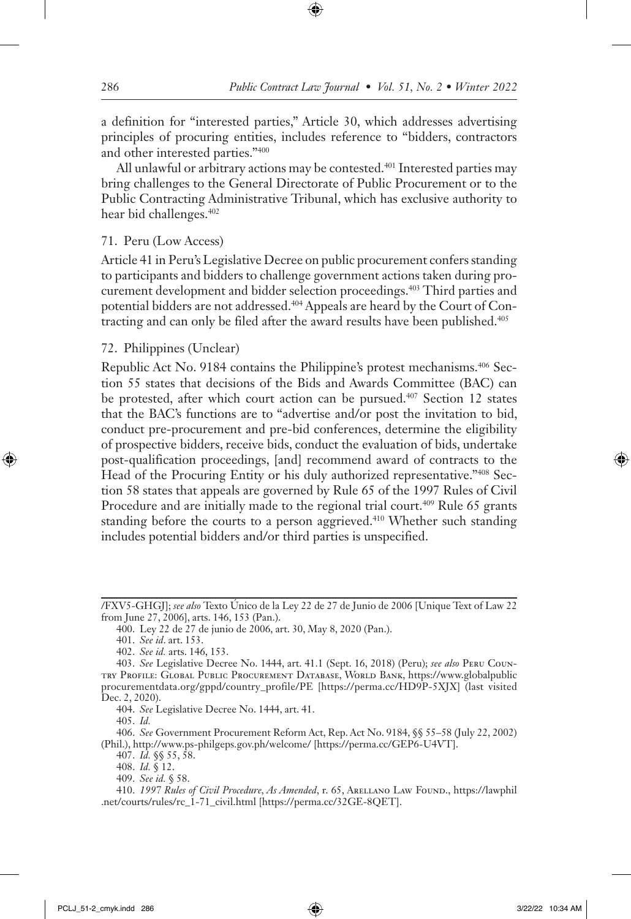a definition for "interested parties," Article 30, which addresses advertising principles of procuring entities, includes reference to "bidders, contractors and other interested parties."[400]

All unlawful or arbitrary actions may be contested.[401] Interested parties may bring challenges to the General Directorate of Public Procurement or to the Public Contracting Administrative Tribunal, which has exclusive authority to hear bid challenges.[402]

### 71. Peru (Low Access)

Article 41 in Peru's Legislative Decree on public procurement confers standing to participants and bidders to challenge government actions taken during procurement development and bidder selection proceedings.[403] Third parties and potential bidders are not addressed.[404] Appeals are heard by the Court of Contracting and can only be filed after the award results have been published.[405]

### 72. Philippines (Unclear)

Republic Act No. 9184 contains the Philippine's protest mechanisms.[406] Section 55 states that decisions of the Bids and Awards Committee (BAC) can be protested, after which court action can be pursued.[407] Section 12 states that the BAC's functions are to "advertise and/or post the invitation to bid, conduct pre-procurement and pre-bid conferences, determine the eligibility of prospective bidders, receive bids, conduct the evaluation of bids, undertake post-qualification proceedings, [and] recommend award of contracts to the Head of the Procuring Entity or his duly authorized representative."[408] Section 58 states that appeals are governed by Rule 65 of the 1997 Rules of Civil Procedure and are initially made to the regional trial court.[409] Rule 65 grants standing before the courts to a person aggrieved.[410] Whether such standing includes potential bidders and/or third parties is unspecified.

---

/FXV5-GHGJ]; *see also* Texto Único de la Ley 22 de 27 de Junio de 2006 [Unique Text of Law 22 from June 27, 2006], arts. 146, 153 (Pan.).

400. Ley 22 de 27 de junio de 2006, art. 30, May 8, 2020 (Pan.).

401. *See id*. art. 153.

402. *See id.* arts. 146, 153.

403. *See* Legislative Decree No. 1444, art. 41.1 (Sept. 16, 2018) (Peru); *see also* Peru Country Profile: Global Public Procurement Database, World Bank, https://www.globalpublicprocurementdata.org/gppd/country_profile/PE [https://perma.cc/HD9P-5XJX] (last visited Dec. 2, 2020).

404. *See* Legislative Decree No. 1444, art. 41.

405. *Id.*

406. *See* Government Procurement Reform Act, Rep. Act No. 9184, §§ 55–58 (July 22, 2002) (Phil.), http://www.ps-philgeps.gov.ph/welcome/ [https://perma.cc/GEP6-U4VT].

407. *Id.* §§ 55, 58.

408. *Id.* § 12.

409. *See id.* § 58.

410. *1997 Rules of Civil Procedure, As Amended*, r. 65, Arellano Law Found., https://lawphil.net/courts/rules/rc_1-71_civil.html [https://perma.cc/32GE-8QET].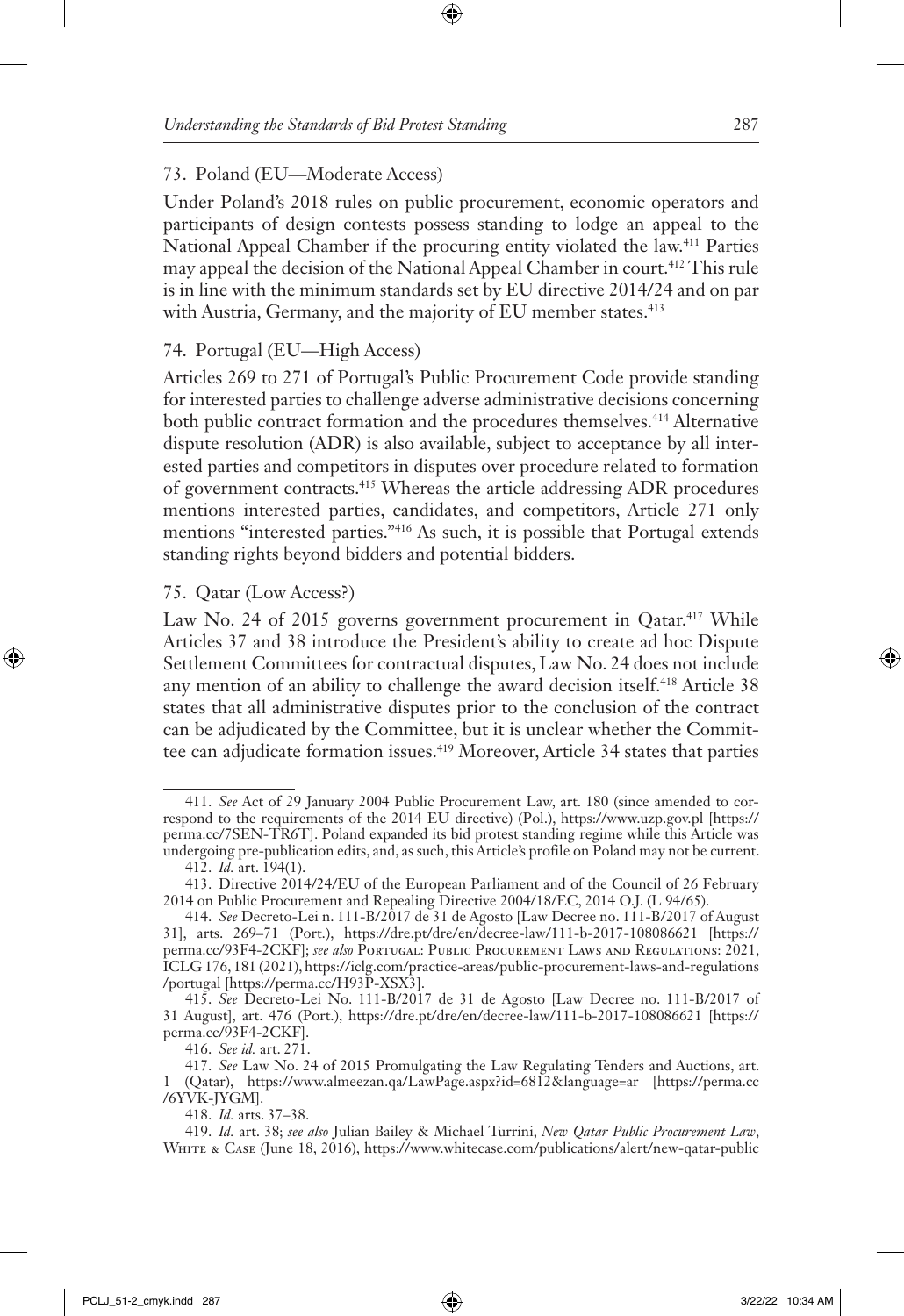### 73. Poland (EU—Moderate Access)

Under Poland's 2018 rules on public procurement, economic operators and participants of design contests possess standing to lodge an appeal to the National Appeal Chamber if the procuring entity violated the law.[411] Parties may appeal the decision of the National Appeal Chamber in court.[412] This rule is in line with the minimum standards set by EU directive 2014/24 and on par with Austria, Germany, and the majority of EU member states.[413]

### 74. Portugal (EU—High Access)

Articles 269 to 271 of Portugal's Public Procurement Code provide standing for interested parties to challenge adverse administrative decisions concerning both public contract formation and the procedures themselves.[414] Alternative dispute resolution (ADR) is also available, subject to acceptance by all interested parties and competitors in disputes over procedure related to formation of government contracts.[415] Whereas the article addressing ADR procedures mentions interested parties, candidates, and competitors, Article 271 only mentions "interested parties."[416] As such, it is possible that Portugal extends standing rights beyond bidders and potential bidders.

### 75. Qatar (Low Access?)

Law No. 24 of 2015 governs government procurement in Qatar.[417] While Articles 37 and 38 introduce the President's ability to create ad hoc Dispute Settlement Committees for contractual disputes, Law No. 24 does not include any mention of an ability to challenge the award decision itself.[418] Article 38 states that all administrative disputes prior to the conclusion of the contract can be adjudicated by the Committee, but it is unclear whether the Committee can adjudicate formation issues.[419] Moreover, Article 34 states that parties

---

411. *See* Act of 29 January 2004 Public Procurement Law, art. 180 (since amended to correspond to the requirements of the 2014 EU directive) (Pol.), https://www.uzp.gov.pl [https://perma.cc/7SEN-TR6T]. Poland expanded its bid protest standing regime while this Article was undergoing pre-publication edits, and, as such, this Article's profile on Poland may not be current.

412. *Id.* art. 194(1).

413. Directive 2014/24/EU of the European Parliament and of the Council of 26 February 2014 on Public Procurement and Repealing Directive 2004/18/EC, 2014 O.J. (L 94/65).

414. *See* Decreto-Lei n. 111-B/2017 de 31 de Agosto [Law Decree no. 111-B/2017 of August 31], arts. 269–71 (Port.), https://dre.pt/dre/en/decree-law/111-b-2017-108086621 [https://perma.cc/93F4-2CKF]; *see also* Portugal: Public Procurement Laws and Regulations: 2021, ICLG 176, 181 (2021), https://iclg.com/practice-areas/public-procurement-laws-and-regulations/portugal [https://perma.cc/H93P-XSX3].

415. *See* Decreto-Lei No. 111-B/2017 de 31 de Agosto [Law Decree no. 111-B/2017 of 31 August], art. 476 (Port.), https://dre.pt/dre/en/decree-law/111-b-2017-108086621 [https://perma.cc/93F4-2CKF].

416. *See id.* art. 271.

417. *See* Law No. 24 of 2015 Promulgating the Law Regulating Tenders and Auctions, art. 1 (Qatar), https://www.almeezan.qa/LawPage.aspx?id=6812&language=ar [https://perma.cc/6YVK-JYGM].

418. *Id.* arts. 37–38.

419. *Id.* art. 38; *see also* Julian Bailey & Michael Turrini, *New Qatar Public Procurement Law*, White & Case (June 18, 2016), https://www.whitecase.com/publications/alert/new-qatar-public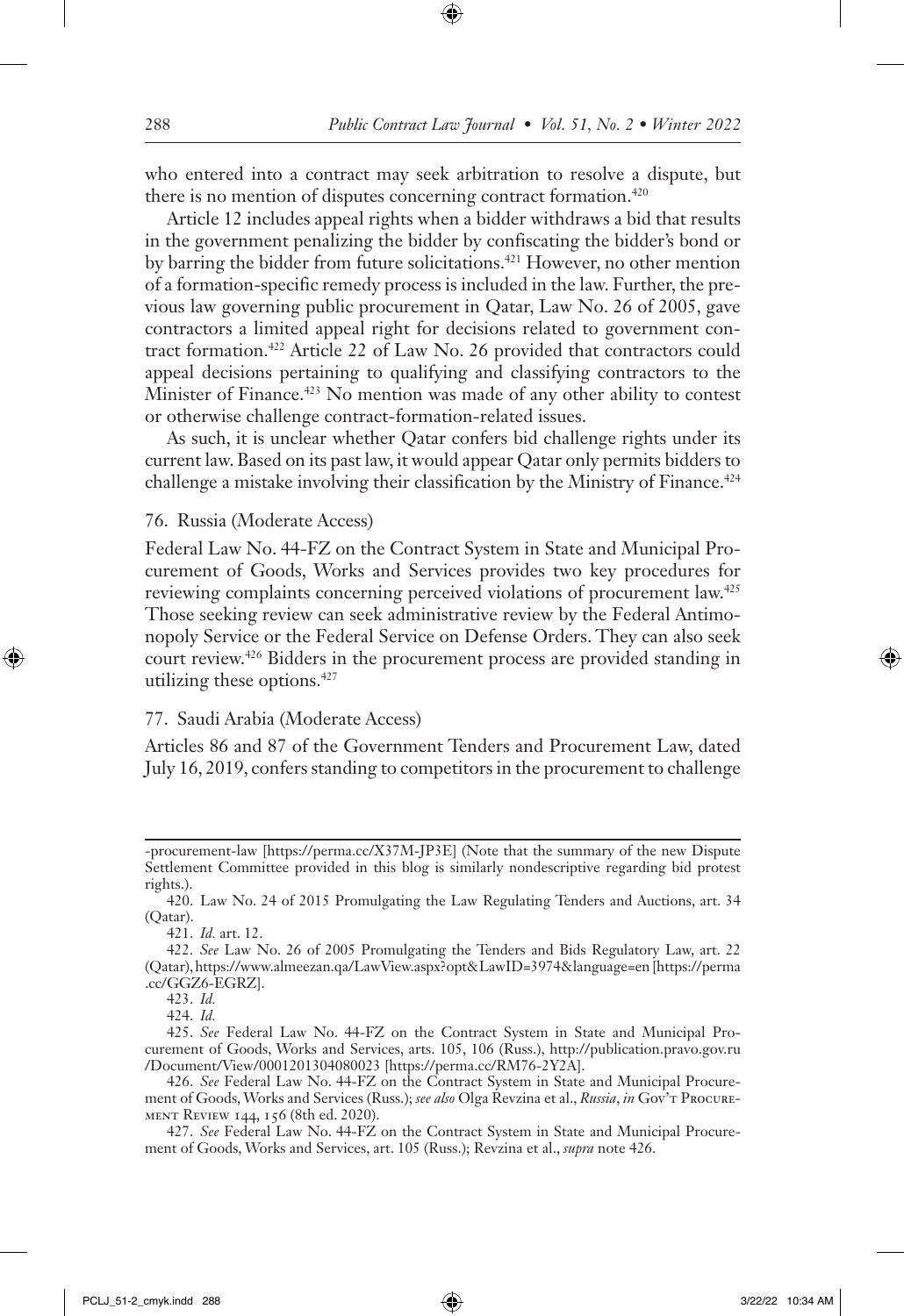who entered into a contract may seek arbitration to resolve a dispute, but there is no mention of disputes concerning contract formation.[420]

Article 12 includes appeal rights when a bidder withdraws a bid that results in the government penalizing the bidder by confiscating the bidder's bond or by barring the bidder from future solicitations.[421] However, no other mention of a formation-specific remedy process is included in the law. Further, the previous law governing public procurement in Qatar, Law No. 26 of 2005, gave contractors a limited appeal right for decisions related to government contract formation.[422] Article 22 of Law No. 26 provided that contractors could appeal decisions pertaining to qualifying and classifying contractors to the Minister of Finance.[423] No mention was made of any other ability to contest or otherwise challenge contract-formation-related issues.

As such, it is unclear whether Qatar confers bid challenge rights under its current law. Based on its past law, it would appear Qatar only permits bidders to challenge a mistake involving their classification by the Ministry of Finance.[424]

### 76. Russia (Moderate Access)

Federal Law No. 44-FZ on the Contract System in State and Municipal Procurement of Goods, Works and Services provides two key procedures for reviewing complaints concerning perceived violations of procurement law.[425] Those seeking review can seek administrative review by the Federal Antimonopoly Service or the Federal Service on Defense Orders. They can also seek court review.[426] Bidders in the procurement process are provided standing in utilizing these options.[427]

### 77. Saudi Arabia (Moderate Access)

Articles 86 and 87 of the Government Tenders and Procurement Law, dated July 16, 2019, confers standing to competitors in the procurement to challenge

---

-procurement-law [https://perma.cc/X37M-JP3E] (Note that the summary of the new Dispute Settlement Committee provided in this blog is similarly nondescriptive regarding bid protest rights.).

420. Law No. 24 of 2015 Promulgating the Law Regulating Tenders and Auctions, art. 34 (Qatar).

421. *Id.* art. 12.

422. *See* Law No. 26 of 2005 Promulgating the Tenders and Bids Regulatory Law, art. 22 (Qatar), https://www.almeezan.qa/LawView.aspx?opt&LawID=3974&language=en [https://perma.cc/GGZ6-EGRZ].

423. *Id.*

424. *Id.*

425. *See* Federal Law No. 44-FZ on the Contract System in State and Municipal Procurement of Goods, Works and Services, arts. 105, 106 (Russ.), http://publication.pravo.gov.ru/Document/View/0001201304080023 [https://perma.cc/RM76-2Y2A].

426. *See* Federal Law No. 44-FZ on the Contract System in State and Municipal Procurement of Goods, Works and Services (Russ.); *see also* Olga Revzina et al., *Russia*, *in* Gov't Procurement Review 144, 156 (8th ed. 2020).

427. *See* Federal Law No. 44-FZ on the Contract System in State and Municipal Procurement of Goods, Works and Services, art. 105 (Russ.); Revzina et al., *supra* note 426.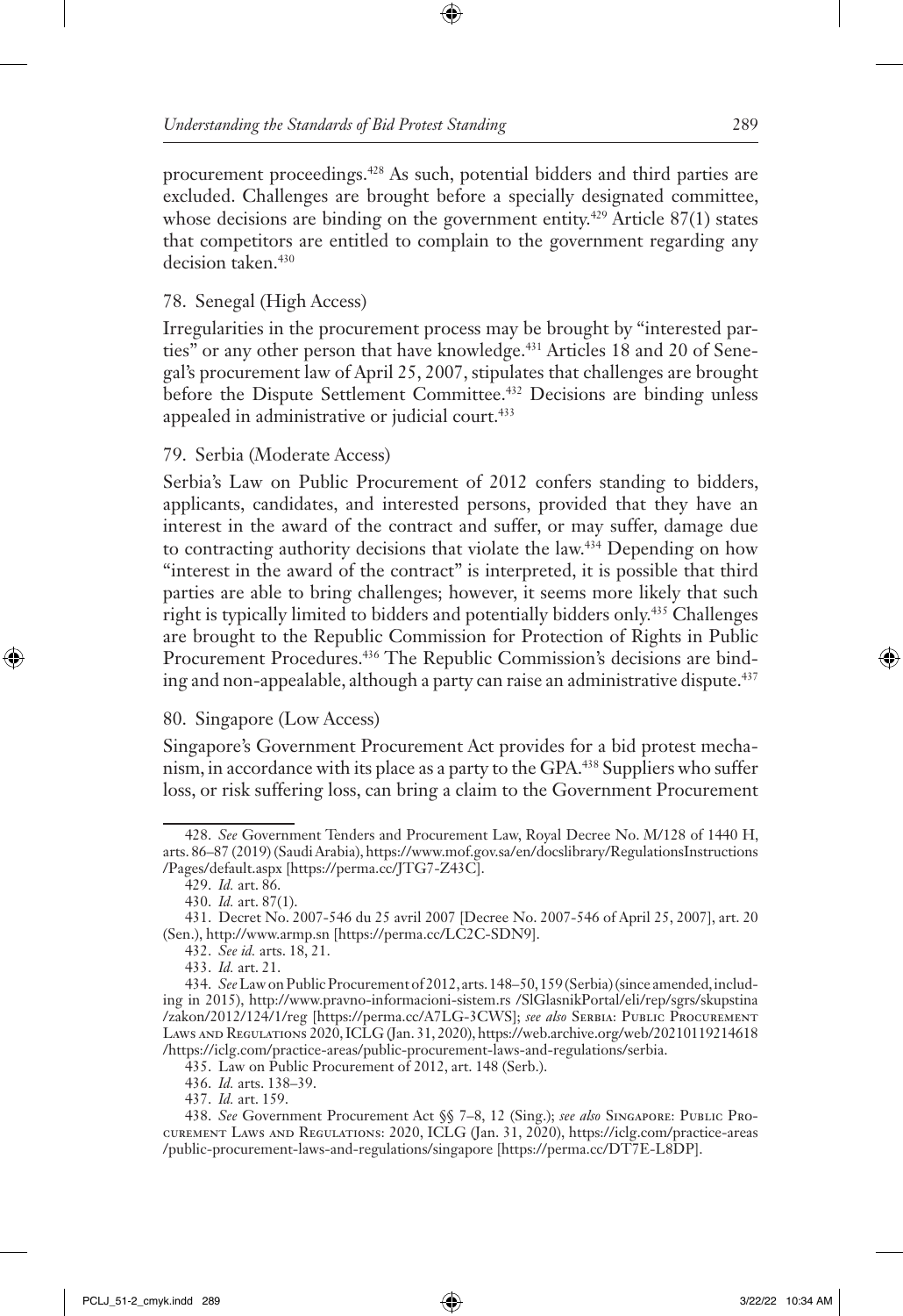procurement proceedings.[428] As such, potential bidders and third parties are excluded. Challenges are brought before a specially designated committee, whose decisions are binding on the government entity.[429] Article 87(1) states that competitors are entitled to complain to the government regarding any decision taken.[430]

### 78. Senegal (High Access)

Irregularities in the procurement process may be brought by "interested parties" or any other person that have knowledge.[431] Articles 18 and 20 of Senegal's procurement law of April 25, 2007, stipulates that challenges are brought before the Dispute Settlement Committee.[432] Decisions are binding unless appealed in administrative or judicial court.[433]

### 79. Serbia (Moderate Access)

Serbia's Law on Public Procurement of 2012 confers standing to bidders, applicants, candidates, and interested persons, provided that they have an interest in the award of the contract and suffer, or may suffer, damage due to contracting authority decisions that violate the law.[434] Depending on how "interest in the award of the contract" is interpreted, it is possible that third parties are able to bring challenges; however, it seems more likely that such right is typically limited to bidders and potentially bidders only.[435] Challenges are brought to the Republic Commission for Protection of Rights in Public Procurement Procedures.[436] The Republic Commission's decisions are binding and non-appealable, although a party can raise an administrative dispute.[437]

### 80. Singapore (Low Access)

Singapore's Government Procurement Act provides for a bid protest mechanism, in accordance with its place as a party to the GPA.[438] Suppliers who suffer loss, or risk suffering loss, can bring a claim to the Government Procurement

---

428. *See* Government Tenders and Procurement Law, Royal Decree No. M/128 of 1440 H, arts. 86–87 (2019) (Saudi Arabia), https://www.mof.gov.sa/en/docslibrary/RegulationsInstructions/Pages/default.aspx [https://perma.cc/JTG7-Z43C].

429. *Id.* art. 86.

430. *Id.* art. 87(1).

431. Decret No. 2007-546 du 25 avril 2007 [Decree No. 2007-546 of April 25, 2007], art. 20 (Sen.), http://www.armp.sn [https://perma.cc/LC2C-SDN9].

432. *See id.* arts. 18, 21.

433. *Id.* art. 21.

434. *See* Law on Public Procurement of 2012, arts. 148–50, 159 (Serbia) (since amended, including in 2015), http://www.pravno-informacioni-sistem.rs /SlGlasnikPortal/eli/rep/sgrs/skupstina/zakon/2012/124/1/reg [https://perma.cc/A7LG-3CWS]; *see also* Serbia: Public Procurement Laws and Regulations 2020, ICLG (Jan. 31, 2020), https://web.archive.org/web/20210119214618/https://iclg.com/practice-areas/public-procurement-laws-and-regulations/serbia.

435. Law on Public Procurement of 2012, art. 148 (Serb.).

436. *Id.* arts. 138–39.

437. *Id.* art. 159.

438. *See* Government Procurement Act §§ 7–8, 12 (Sing.); *see also* Singapore: Public Procurement Laws and Regulations: 2020, ICLG (Jan. 31, 2020), https://iclg.com/practice-areas/public-procurement-laws-and-regulations/singapore [https://perma.cc/DT7E-L8DP].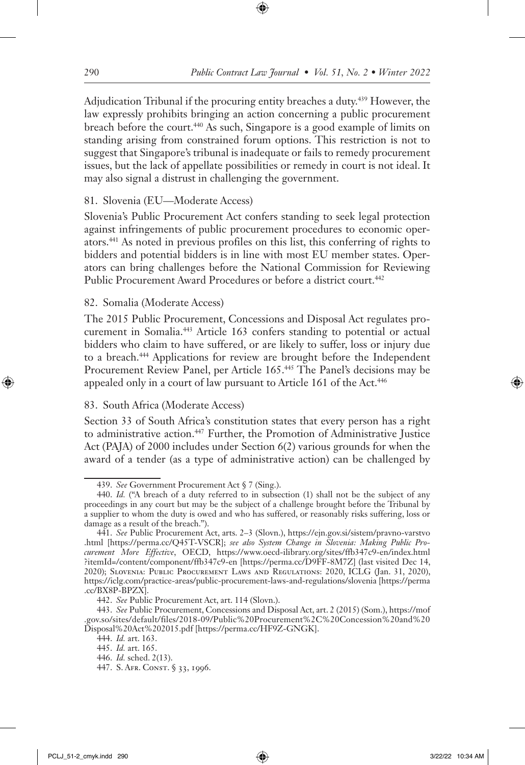Adjudication Tribunal if the procuring entity breaches a duty.[439] However, the law expressly prohibits bringing an action concerning a public procurement breach before the court.[440] As such, Singapore is a good example of limits on standing arising from constrained forum options. This restriction is not to suggest that Singapore's tribunal is inadequate or fails to remedy procurement issues, but the lack of appellate possibilities or remedy in court is not ideal. It may also signal a distrust in challenging the government.

### 81. Slovenia (EU—Moderate Access)

Slovenia's Public Procurement Act confers standing to seek legal protection against infringements of public procurement procedures to economic operators.[441] As noted in previous profiles on this list, this conferring of rights to bidders and potential bidders is in line with most EU member states. Operators can bring challenges before the National Commission for Reviewing Public Procurement Award Procedures or before a district court.[442]

### 82. Somalia (Moderate Access)

The 2015 Public Procurement, Concessions and Disposal Act regulates procurement in Somalia.[443] Article 163 confers standing to potential or actual bidders who claim to have suffered, or are likely to suffer, loss or injury due to a breach.[444] Applications for review are brought before the Independent Procurement Review Panel, per Article 165.[445] The Panel's decisions may be appealed only in a court of law pursuant to Article 161 of the Act.[446]

### 83. South Africa (Moderate Access)

Section 33 of South Africa's constitution states that every person has a right to administrative action.[447] Further, the Promotion of Administrative Justice Act (PAJA) of 2000 includes under Section 6(2) various grounds for when the award of a tender (as a type of administrative action) can be challenged by

---

439. *See* Government Procurement Act § 7 (Sing.).

440. *Id.* ("A breach of a duty referred to in subsection (1) shall not be the subject of any proceedings in any court but may be the subject of a challenge brought before the Tribunal by a supplier to whom the duty is owed and who has suffered, or reasonably risks suffering, loss or damage as a result of the breach.").

441. *See* Public Procurement Act, arts. 2–3 (Slovn.), https://ejn.gov.si/sistem/pravno-varstvo.html [https://perma.cc/Q45T-VSCR]; *see also System Change in Slovenia: Making Public Procurement More Effective*, OECD, https://www.oecd-ilibrary.org/sites/ffb347c9-en/index.html?itemId=/content/component/ffb347c9-en [https://perma.cc/D9FF-8M7Z] (last visited Dec 14, 2020); Slovenia: Public Procurement Laws and Regulations: 2020, ICLG (Jan. 31, 2020), https://iclg.com/practice-areas/public-procurement-laws-and-regulations/slovenia [https://perma.cc/BX8P-BPZX].

442. *See* Public Procurement Act, art. 114 (Slovn.).

443. *See* Public Procurement, Concessions and Disposal Act, art. 2 (2015) (Som.), https://mof.gov.so/sites/default/files/2018-09/Public%20Procurement%2C%20Concession%20and%20Disposal%20Act%202015.pdf [https://perma.cc/HF9Z-GNGK].

444. *Id.* art. 163.

445. *Id.* art. 165.

446. *Id.* sched. 2(13).

447. S. Afr. Const. § 33, 1996.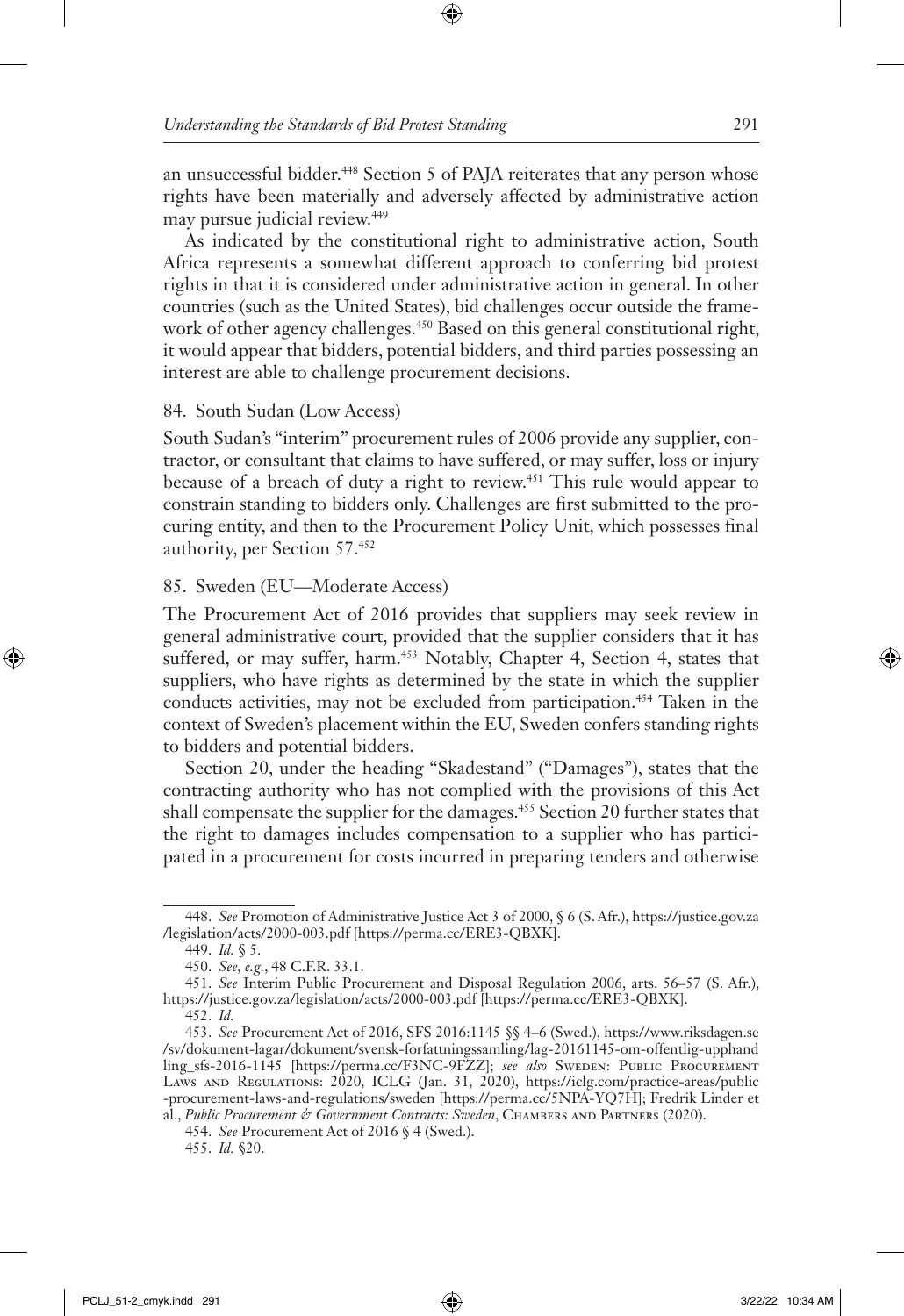an unsuccessful bidder.[448] Section 5 of PAJA reiterates that any person whose rights have been materially and adversely affected by administrative action may pursue judicial review.[449]

As indicated by the constitutional right to administrative action, South Africa represents a somewhat different approach to conferring bid protest rights in that it is considered under administrative action in general. In other countries (such as the United States), bid challenges occur outside the framework of other agency challenges.[450] Based on this general constitutional right, it would appear that bidders, potential bidders, and third parties possessing an interest are able to challenge procurement decisions.

### 84. South Sudan (Low Access)

South Sudan's "interim" procurement rules of 2006 provide any supplier, contractor, or consultant that claims to have suffered, or may suffer, loss or injury because of a breach of duty a right to review.[451] This rule would appear to constrain standing to bidders only. Challenges are first submitted to the procuring entity, and then to the Procurement Policy Unit, which possesses final authority, per Section 57.[452]

### 85. Sweden (EU—Moderate Access)

The Procurement Act of 2016 provides that suppliers may seek review in general administrative court, provided that the supplier considers that it has suffered, or may suffer, harm.[453] Notably, Chapter 4, Section 4, states that suppliers, who have rights as determined by the state in which the supplier conducts activities, may not be excluded from participation.[454] Taken in the context of Sweden's placement within the EU, Sweden confers standing rights to bidders and potential bidders.

Section 20, under the heading "Skadestand" ("Damages"), states that the contracting authority who has not complied with the provisions of this Act shall compensate the supplier for the damages.[455] Section 20 further states that the right to damages includes compensation to a supplier who has participated in a procurement for costs incurred in preparing tenders and otherwise

---

448. *See* Promotion of Administrative Justice Act 3 of 2000, § 6 (S. Afr.), https://justice.gov.za/legislation/acts/2000-003.pdf [https://perma.cc/ERE3-QBXK].

449. *Id.* § 5.

450. *See, e.g.*, 48 C.F.R. 33.1.

451. *See* Interim Public Procurement and Disposal Regulation 2006, arts. 56–57 (S. Afr.), https://justice.gov.za/legislation/acts/2000-003.pdf [https://perma.cc/ERE3-QBXK].

452. *Id.*

453. *See* Procurement Act of 2016, SFS 2016:1145 §§ 4–6 (Swed.), https://www.riksdagen.se/sv/dokument-lagar/dokument/svensk-forfattningssamling/lag-20161145-om-offentlig-upphandling_sfs-2016-1145 [https://perma.cc/F3NC-9FZZ]; *see also* Sweden: Public Procurement Laws and Regulations: 2020, ICLG (Jan. 31, 2020), https://iclg.com/practice-areas/public-procurement-laws-and-regulations/sweden [https://perma.cc/5NPA-YQ7H]; Fredrik Linder et al., *Public Procurement & Government Contracts: Sweden*, Chambers and Partners (2020).

454. *See* Procurement Act of 2016 § 4 (Swed.).

455. *Id.* §20.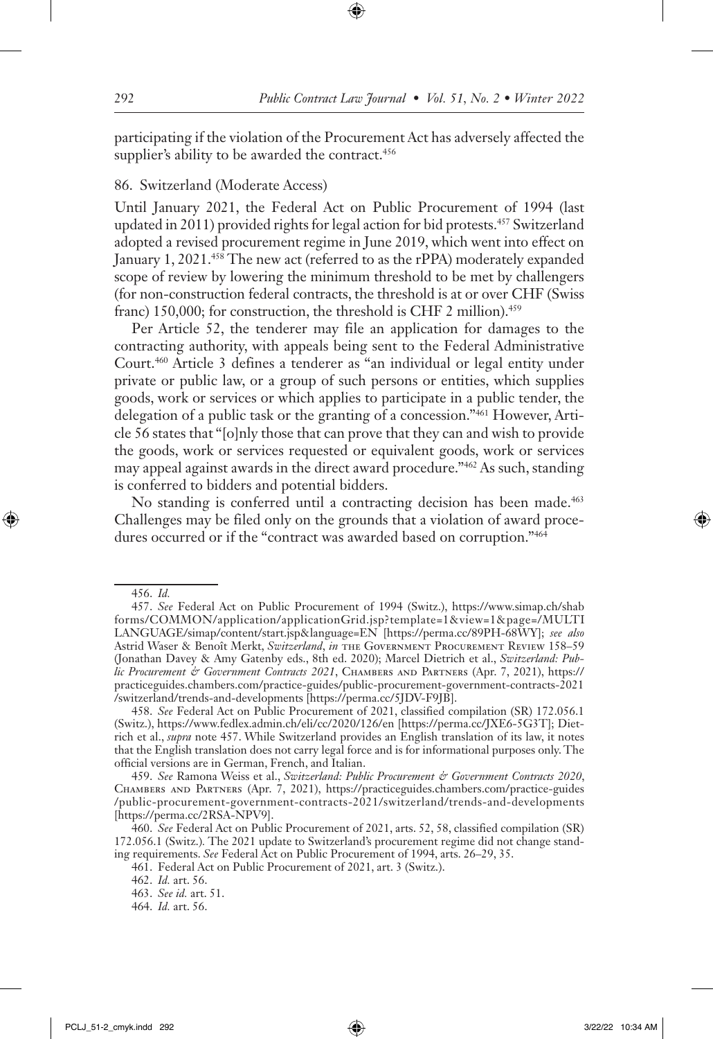participating if the violation of the Procurement Act has adversely affected the supplier's ability to be awarded the contract.[456]

### 86. Switzerland (Moderate Access)

Until January 2021, the Federal Act on Public Procurement of 1994 (last updated in 2011) provided rights for legal action for bid protests.[457] Switzerland adopted a revised procurement regime in June 2019, which went into effect on January 1, 2021.[458] The new act (referred to as the rPPA) moderately expanded scope of review by lowering the minimum threshold to be met by challengers (for non-construction federal contracts, the threshold is at or over CHF (Swiss franc) 150,000; for construction, the threshold is CHF 2 million).[459]

Per Article 52, the tenderer may file an application for damages to the contracting authority, with appeals being sent to the Federal Administrative Court.[460] Article 3 defines a tenderer as "an individual or legal entity under private or public law, or a group of such persons or entities, which supplies goods, work or services or which applies to participate in a public tender, the delegation of a public task or the granting of a concession."[461] However, Article 56 states that "[o]nly those that can prove that they can and wish to provide the goods, work or services requested or equivalent goods, work or services may appeal against awards in the direct award procedure."[462] As such, standing is conferred to bidders and potential bidders.

No standing is conferred until a contracting decision has been made.[463] Challenges may be filed only on the grounds that a violation of award procedures occurred or if the "contract was awarded based on corruption."[464]

---

456. *Id.*

457. *See* Federal Act on Public Procurement of 1994 (Switz.), https://www.simap.ch/shabforms/COMMON/application/applicationGrid.jsp?template=1&view=1&page=/MULTILANGUAGE/simap/content/start.jsp&language=EN [https://perma.cc/89PH-68WY]; *see also* Astrid Waser & Benoît Merkt, *Switzerland*, *in* The Government Procurement Review 158–59 (Jonathan Davey & Amy Gatenby eds., 8th ed. 2020); Marcel Dietrich et al., *Switzerland: Public Procurement & Government Contracts 2021*, Chambers and Partners (Apr. 7, 2021), https://practiceguides.chambers.com/practice-guides/public-procurement-government-contracts-2021/switzerland/trends-and-developments [https://perma.cc/5JDV-F9JB].

458. *See* Federal Act on Public Procurement of 2021, classified compilation (SR) 172.056.1 (Switz.), https://www.fedlex.admin.ch/eli/cc/2020/126/en [https://perma.cc/JXE6-5G3T]; Dietrich et al., *supra* note 457. While Switzerland provides an English translation of its law, it notes that the English translation does not carry legal force and is for informational purposes only. The official versions are in German, French, and Italian.

459. *See* Ramona Weiss et al., *Switzerland: Public Procurement & Government Contracts 2020*, Chambers and Partners (Apr. 7, 2021), https://practiceguides.chambers.com/practice-guides/public-procurement-government-contracts-2021/switzerland/trends-and-developments [https://perma.cc/2RSA-NPV9].

460. *See* Federal Act on Public Procurement of 2021, arts. 52, 58, classified compilation (SR) 172.056.1 (Switz.). The 2021 update to Switzerland's procurement regime did not change standing requirements. *See* Federal Act on Public Procurement of 1994, arts. 26–29, 35.

461. Federal Act on Public Procurement of 2021, art. 3 (Switz.).

462. *Id.* art. 56.

463. *See id.* art. 51.

464. *Id.* art. 56.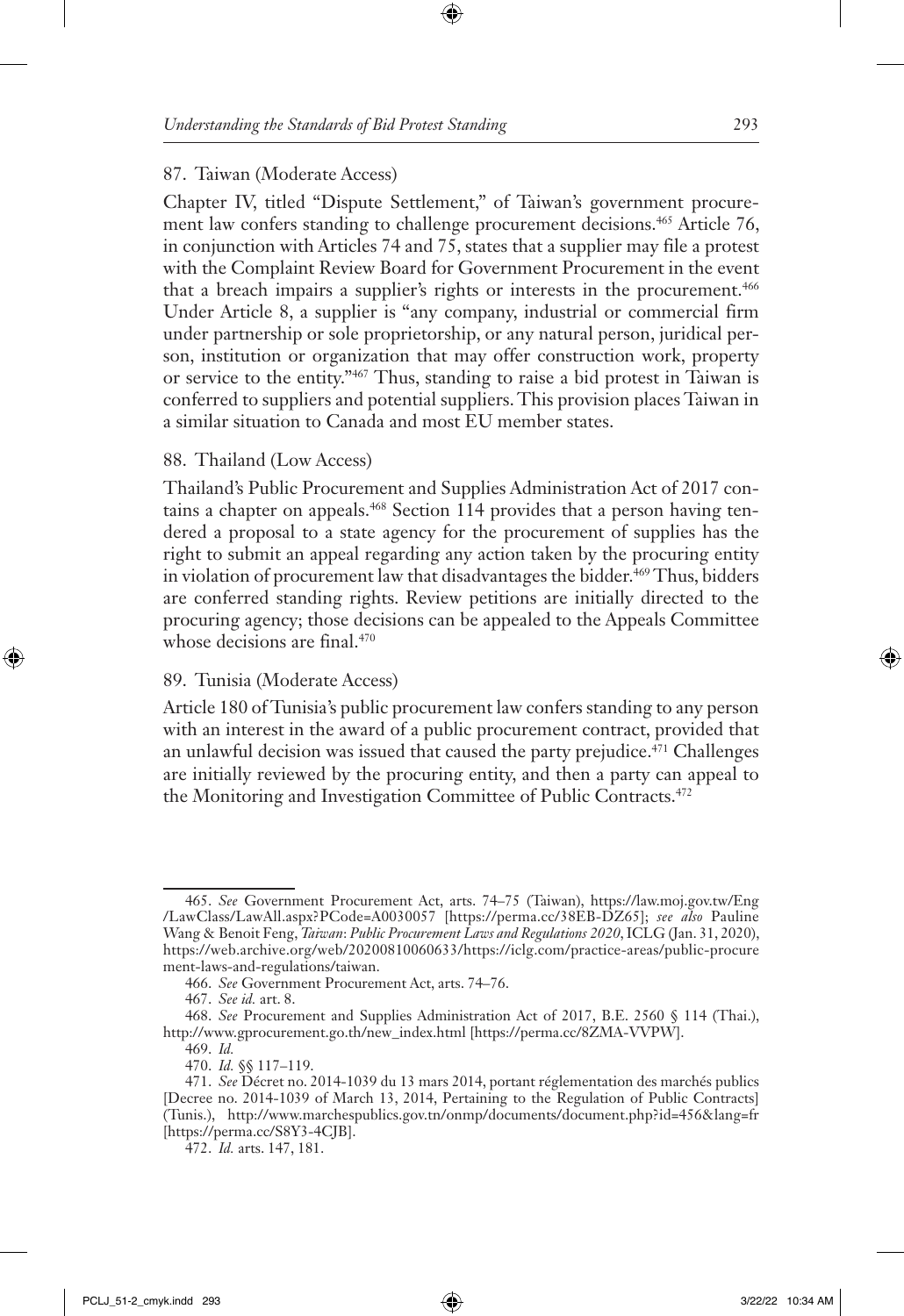### 87. Taiwan (Moderate Access)

Chapter IV, titled "Dispute Settlement," of Taiwan's government procurement law confers standing to challenge procurement decisions.[465] Article 76, in conjunction with Articles 74 and 75, states that a supplier may file a protest with the Complaint Review Board for Government Procurement in the event that a breach impairs a supplier's rights or interests in the procurement.[466] Under Article 8, a supplier is "any company, industrial or commercial firm under partnership or sole proprietorship, or any natural person, juridical person, institution or organization that may offer construction work, property or service to the entity."[467] Thus, standing to raise a bid protest in Taiwan is conferred to suppliers and potential suppliers. This provision places Taiwan in a similar situation to Canada and most EU member states.

### 88. Thailand (Low Access)

Thailand's Public Procurement and Supplies Administration Act of 2017 contains a chapter on appeals.[468] Section 114 provides that a person having tendered a proposal to a state agency for the procurement of supplies has the right to submit an appeal regarding any action taken by the procuring entity in violation of procurement law that disadvantages the bidder.[469] Thus, bidders are conferred standing rights. Review petitions are initially directed to the procuring agency; those decisions can be appealed to the Appeals Committee whose decisions are final.[470]

### 89. Tunisia (Moderate Access)

Article 180 of Tunisia's public procurement law confers standing to any person with an interest in the award of a public procurement contract, provided that an unlawful decision was issued that caused the party prejudice.[471] Challenges are initially reviewed by the procuring entity, and then a party can appeal to the Monitoring and Investigation Committee of Public Contracts.[472]

---

465. *See* Government Procurement Act, arts. 74–75 (Taiwan), https://law.moj.gov.tw/Eng/LawClass/LawAll.aspx?PCode=A0030057 [https://perma.cc/38EB-DZ65]; *see also* Pauline Wang & Benoit Feng, *Taiwan: Public Procurement Laws and Regulations 2020*, ICLG (Jan. 31, 2020), https://web.archive.org/web/20200810060633/https://iclg.com/practice-areas/public-procurement-laws-and-regulations/taiwan.

466. *See* Government Procurement Act, arts. 74–76.

467. *See id.* art. 8.

468. *See* Procurement and Supplies Administration Act of 2017, B.E. 2560 § 114 (Thai.), http://www.gprocurement.go.th/new_index.html [https://perma.cc/8ZMA-VVPW].

469. *Id.*

470. *Id.* §§ 117–119.

471. *See* Décret no. 2014-1039 du 13 mars 2014, portant réglementation des marchés publics [Decree no. 2014-1039 of March 13, 2014, Pertaining to the Regulation of Public Contracts] (Tunis.), http://www.marchespublics.gov.tn/onmp/documents/document.php?id=456&lang=fr [https://perma.cc/S8Y3-4CJB].

472. *Id.* arts. 147, 181.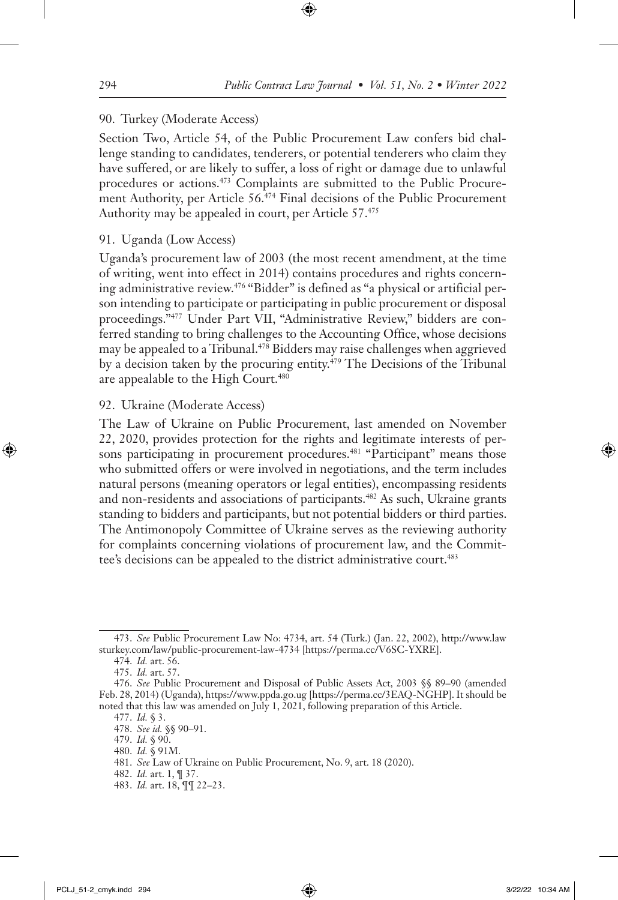### 90. Turkey (Moderate Access)

Section Two, Article 54, of the Public Procurement Law confers bid challenge standing to candidates, tenderers, or potential tenderers who claim they have suffered, or are likely to suffer, a loss of right or damage due to unlawful procedures or actions.[473] Complaints are submitted to the Public Procurement Authority, per Article 56.[474] Final decisions of the Public Procurement Authority may be appealed in court, per Article 57.[475]

### 91. Uganda (Low Access)

Uganda's procurement law of 2003 (the most recent amendment, at the time of writing, went into effect in 2014) contains procedures and rights concerning administrative review.[476] "Bidder" is defined as "a physical or artificial person intending to participate or participating in public procurement or disposal proceedings."[477] Under Part VII, "Administrative Review," bidders are conferred standing to bring challenges to the Accounting Office, whose decisions may be appealed to a Tribunal.[478] Bidders may raise challenges when aggrieved by a decision taken by the procuring entity.[479] The Decisions of the Tribunal are appealable to the High Court.[480]

### 92. Ukraine (Moderate Access)

The Law of Ukraine on Public Procurement, last amended on November 22, 2020, provides protection for the rights and legitimate interests of persons participating in procurement procedures.[481] "Participant" means those who submitted offers or were involved in negotiations, and the term includes natural persons (meaning operators or legal entities), encompassing residents and non-residents and associations of participants.[482] As such, Ukraine grants standing to bidders and participants, but not potential bidders or third parties. The Antimonopoly Committee of Ukraine serves as the reviewing authority for complaints concerning violations of procurement law, and the Committee's decisions can be appealed to the district administrative court.[483]

---

473. *See* Public Procurement Law No: 4734, art. 54 (Turk.) (Jan. 22, 2002), http://www.lawsturkey.com/law/public-procurement-law-4734 [https://perma.cc/V6SC-YXRE].

474. *Id.* art. 56.

475. *Id.* art. 57.

476. *See* Public Procurement and Disposal of Public Assets Act, 2003 §§ 89–90 (amended Feb. 28, 2014) (Uganda), https://www.ppda.go.ug [https://perma.cc/3EAQ-NGHP]. It should be noted that this law was amended on July 1, 2021, following preparation of this Article.

477. *Id.* § 3.

478. *See id.* §§ 90–91.

479. *Id.* § 90.

480. *Id.* § 91M.

481. *See* Law of Ukraine on Public Procurement, No. 9, art. 18 (2020).

482. *Id.* art. 1, ¶ 37.

483. *Id.* art. 18, ¶¶ 22–23.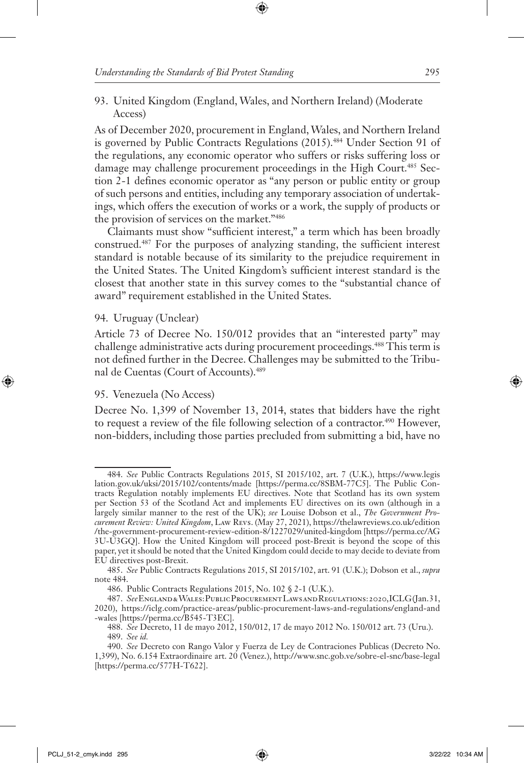93. United Kingdom (England, Wales, and Northern Ireland) (Moderate Access)

As of December 2020, procurement in England, Wales, and Northern Ireland is governed by Public Contracts Regulations (2015).[484] Under Section 91 of the regulations, any economic operator who suffers or risks suffering loss or damage may challenge procurement proceedings in the High Court.[485] Section 2-1 defines economic operator as "any person or public entity or group of such persons and entities, including any temporary association of undertakings, which offers the execution of works or a work, the supply of products or the provision of services on the market."[486]

Claimants must show "sufficient interest," a term which has been broadly construed.[487] For the purposes of analyzing standing, the sufficient interest standard is notable because of its similarity to the prejudice requirement in the United States. The United Kingdom's sufficient interest standard is the closest that another state in this survey comes to the "substantial chance of award" requirement established in the United States.

94. Uruguay (Unclear)

Article 73 of Decree No. 150/012 provides that an "interested party" may challenge administrative acts during procurement proceedings.[488] This term is not defined further in the Decree. Challenges may be submitted to the Tribunal de Cuentas (Court of Accounts).[489]

95. Venezuela (No Access)

Decree No. 1,399 of November 13, 2014, states that bidders have the right to request a review of the file following selection of a contractor.[490] However, non-bidders, including those parties precluded from submitting a bid, have no

---

484. *See* Public Contracts Regulations 2015, SI 2015/102, art. 7 (U.K.), https://www.legislation.gov.uk/uksi/2015/102/contents/made [https://perma.cc/8SBM-77C5]. The Public Contracts Regulation notably implements EU directives. Note that Scotland has its own system per Section 53 of the Scotland Act and implements EU directives on its own (although in a largely similar manner to the rest of the UK); *see* Louise Dobson et al., *The Government Procurement Review: United Kingdom*, Law Revs. (May 27, 2021), https://thelawreviews.co.uk/edition/the-government-procurement-review-edition-8/1227029/united-kingdom [https://perma.cc/AG3U-U3GQ]. How the United Kingdom will proceed post-Brexit is beyond the scope of this paper, yet it should be noted that the United Kingdom could decide to may decide to deviate from EU directives post-Brexit.

485. *See* Public Contracts Regulations 2015, SI 2015/102, art. 91 (U.K.); Dobson et al., *supra* note 484.

486. Public Contracts Regulations 2015, No. 102 § 2-1 (U.K.).

487. *See* England & Wales: Public Procurement Laws and Regulations: 2020, ICLG (Jan. 31, 2020), https://iclg.com/practice-areas/public-procurement-laws-and-regulations/england-and-wales [https://perma.cc/B545-T3EC].

488. *See* Decreto, 11 de mayo 2012, 150/012, 17 de mayo 2012 No. 150/012 art. 73 (Uru.).

489. *See id.*

490. *See* Decreto con Rango Valor y Fuerza de Ley de Contraciones Publicas (Decreto No. 1,399), No. 6.154 Extraordinaire art. 20 (Venez.), http://www.snc.gob.ve/sobre-el-snc/base-legal [https://perma.cc/577H-T622].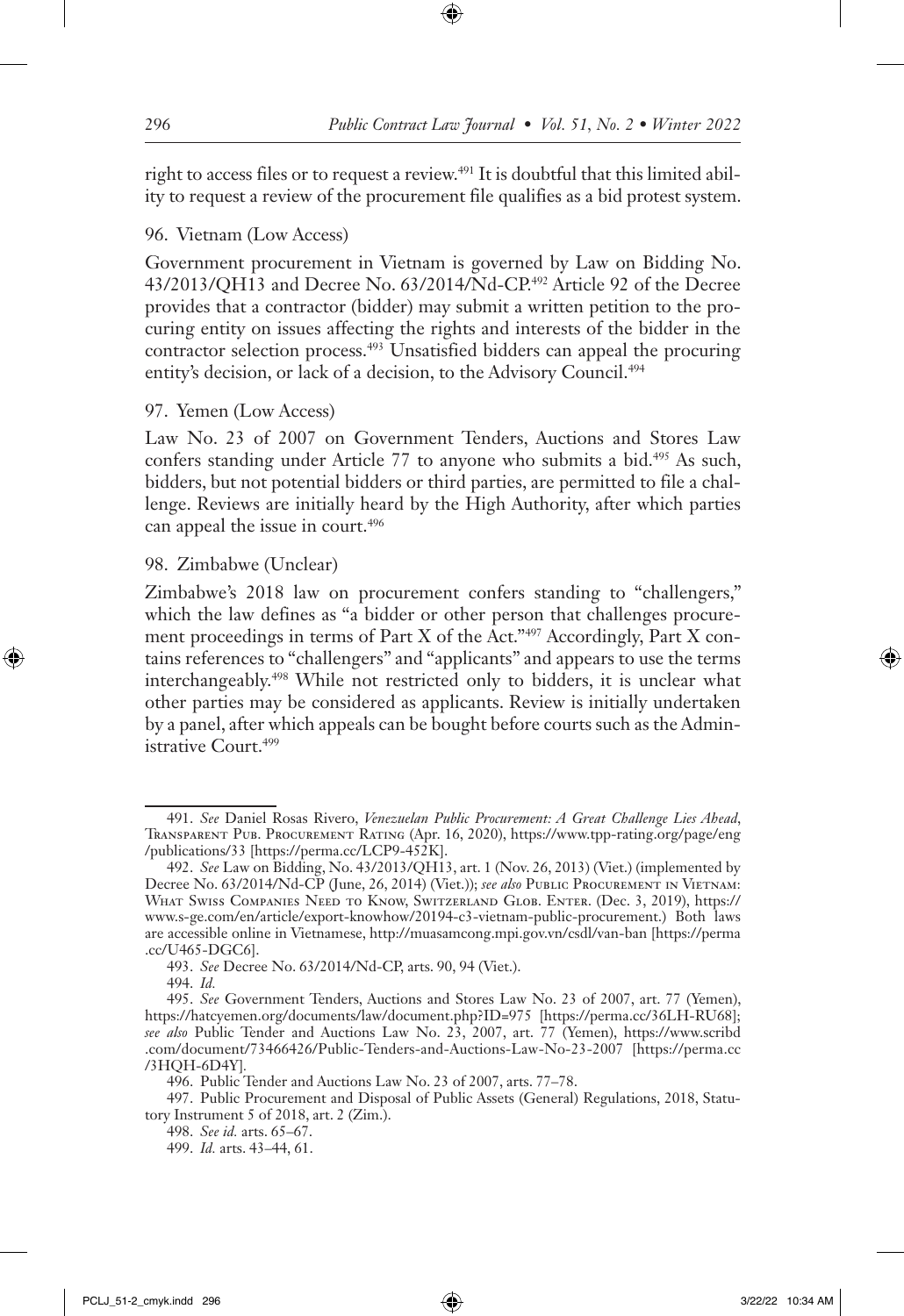right to access files or to request a review.[491] It is doubtful that this limited ability to request a review of the procurement file qualifies as a bid protest system.

### 96. Vietnam (Low Access)

Government procurement in Vietnam is governed by Law on Bidding No. 43/2013/QH13 and Decree No. 63/2014/Nd-CP.[492] Article 92 of the Decree provides that a contractor (bidder) may submit a written petition to the procuring entity on issues affecting the rights and interests of the bidder in the contractor selection process.[493] Unsatisfied bidders can appeal the procuring entity's decision, or lack of a decision, to the Advisory Council.[494]

### 97. Yemen (Low Access)

Law No. 23 of 2007 on Government Tenders, Auctions and Stores Law confers standing under Article 77 to anyone who submits a bid.[495] As such, bidders, but not potential bidders or third parties, are permitted to file a challenge. Reviews are initially heard by the High Authority, after which parties can appeal the issue in court.[496]

### 98. Zimbabwe (Unclear)

Zimbabwe's 2018 law on procurement confers standing to "challengers," which the law defines as "a bidder or other person that challenges procurement proceedings in terms of Part X of the Act."[497] Accordingly, Part X contains references to "challengers" and "applicants" and appears to use the terms interchangeably.[498] While not restricted only to bidders, it is unclear what other parties may be considered as applicants. Review is initially undertaken by a panel, after which appeals can be bought before courts such as the Administrative Court.[499]

---

491. *See* Daniel Rosas Rivero, *Venezuelan Public Procurement: A Great Challenge Lies Ahead*, Transparent Pub. Procurement Rating (Apr. 16, 2020), https://www.tpp-rating.org/page/eng/publications/33 [https://perma.cc/LCP9-452K].

492. *See* Law on Bidding, No. 43/2013/QH13, art. 1 (Nov. 26, 2013) (Viet.) (implemented by Decree No. 63/2014/Nd-CP (June, 26, 2014) (Viet.)); *see also* Public Procurement in Vietnam: What Swiss Companies Need to Know, Switzerland Glob. Enter. (Dec. 3, 2019), https://www.s-ge.com/en/article/export-knowhow/20194-c3-vietnam-public-procurement.) Both laws are accessible online in Vietnamese, http://muasamcong.mpi.gov.vn/csdl/van-ban [https://perma.cc/U465-DGC6].

493. *See* Decree No. 63/2014/Nd-CP, arts. 90, 94 (Viet.).

494. *Id.*

495. *See* Government Tenders, Auctions and Stores Law No. 23 of 2007, art. 77 (Yemen), https://hatcyemen.org/documents/law/document.php?ID=975 [https://perma.cc/36LH-RU68]; *see also* Public Tender and Auctions Law No. 23, 2007, art. 77 (Yemen), https://www.scribd.com/document/73466426/Public-Tenders-and-Auctions-Law-No-23-2007 [https://perma.cc/3HQH-6D4Y].

496. Public Tender and Auctions Law No. 23 of 2007, arts. 77–78.

497. Public Procurement and Disposal of Public Assets (General) Regulations, 2018, Statutory Instrument 5 of 2018, art. 2 (Zim.).

498. *See id.* arts. 65–67.

499. *Id.* arts. 43–44, 61.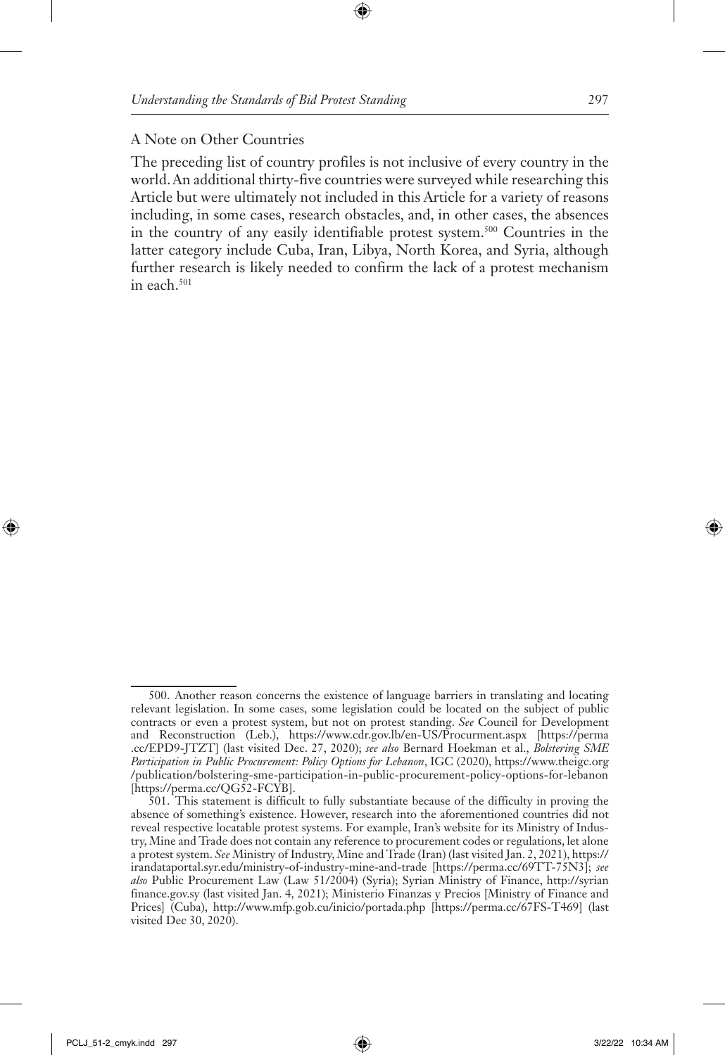### A Note on Other Countries

The preceding list of country profiles is not inclusive of every country in the world. An additional thirty-five countries were surveyed while researching this Article but were ultimately not included in this Article for a variety of reasons including, in some cases, research obstacles, and, in other cases, the absences in the country of any easily identifiable protest system.[500] Countries in the latter category include Cuba, Iran, Libya, North Korea, and Syria, although further research is likely needed to confirm the lack of a protest mechanism in each.[501]

---

500. Another reason concerns the existence of language barriers in translating and locating relevant legislation. In some cases, some legislation could be located on the subject of public contracts or even a protest system, but not on protest standing. *See* Council for Development and Reconstruction (Leb.), https://www.cdr.gov.lb/en-US/Procurment.aspx [https://perma.cc/EPD9-JTZT] (last visited Dec. 27, 2020); *see also* Bernard Hoekman et al., *Bolstering SME Participation in Public Procurement: Policy Options for Lebanon*, IGC (2020), https://www.theigc.org/publication/bolstering-sme-participation-in-public-procurement-policy-options-for-lebanon [https://perma.cc/QG52-FCYB].

501. This statement is difficult to fully substantiate because of the difficulty in proving the absence of something's existence. However, research into the aforementioned countries did not reveal respective locatable protest systems. For example, Iran's website for its Ministry of Industry, Mine and Trade does not contain any reference to procurement codes or regulations, let alone a protest system. *See* Ministry of Industry, Mine and Trade (Iran) (last visited Jan. 2, 2021), https://irandataportal.syr.edu/ministry-of-industry-mine-and-trade [https://perma.cc/69TT-75N3]; *see also* Public Procurement Law (Law 51/2004) (Syria); Syrian Ministry of Finance, http://syrianfinance.gov.sy (last visited Jan. 4, 2021); Ministerio Finanzas y Precios [Ministry of Finance and Prices] (Cuba), http://www.mfp.gob.cu/inicio/portada.php [https://perma.cc/67FS-T469] (last visited Dec 30, 2020).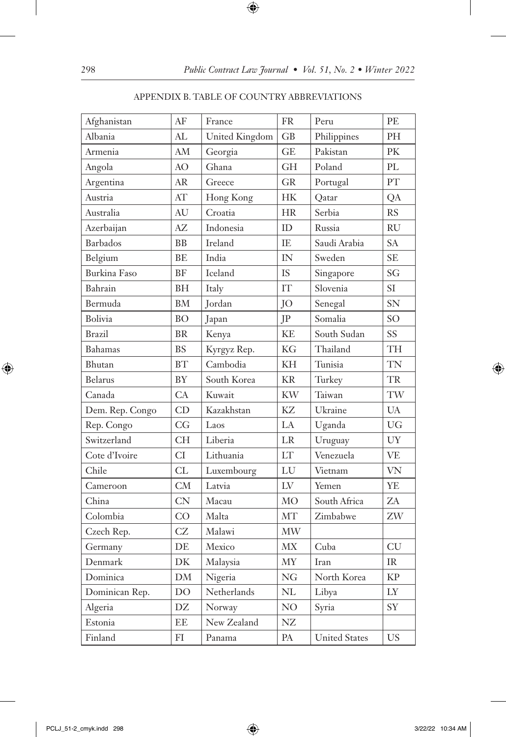## APPENDIX B. TABLE OF COUNTRY ABBREVIATIONS

| | | | | | |
|---|---|---|---|---|---|
| Afghanistan | AF | France | FR | Peru | PE |
| Albania | AL | United Kingdom | GB | Philippines | PH |
| Armenia | AM | Georgia | GE | Pakistan | PK |
| Angola | AO | Ghana | GH | Poland | PL |
| Argentina | AR | Greece | GR | Portugal | PT |
| Austria | AT | Hong Kong | HK | Qatar | QA |
| Australia | AU | Croatia | HR | Serbia | RS |
| Azerbaijan | AZ | Indonesia | ID | Russia | RU |
| Barbados | BB | Ireland | IE | Saudi Arabia | SA |
| Belgium | BE | India | IN | Sweden | SE |
| Burkina Faso | BF | Iceland | IS | Singapore | SG |
| Bahrain | BH | Italy | IT | Slovenia | SI |
| Bermuda | BM | Jordan | JO | Senegal | SN |
| Bolivia | BO | Japan | JP | Somalia | SO |
| Brazil | BR | Kenya | KE | South Sudan | SS |
| Bahamas | BS | Kyrgyz Rep. | KG | Thailand | TH |
| Bhutan | BT | Cambodia | KH | Tunisia | TN |
| Belarus | BY | South Korea | KR | Turkey | TR |
| Canada | CA | Kuwait | KW | Taiwan | TW |
| Dem. Rep. Congo | CD | Kazakhstan | KZ | Ukraine | UA |
| Rep. Congo | CG | Laos | LA | Uganda | UG |
| Switzerland | CH | Liberia | LR | Uruguay | UY |
| Cote d'Ivoire | CI | Lithuania | LT | Venezuela | VE |
| Chile | CL | Luxembourg | LU | Vietnam | VN |
| Cameroon | CM | Latvia | LV | Yemen | YE |
| China | CN | Macau | MO | South Africa | ZA |
| Colombia | CO | Malta | MT | Zimbabwe | ZW |
| Czech Rep. | CZ | Malawi | MW | | |
| Germany | DE | Mexico | MX | Cuba | CU |
| Denmark | DK | Malaysia | MY | Iran | IR |
| Dominica | DM | Nigeria | NG | North Korea | KP |
| Dominican Rep. | DO | Netherlands | NL | Libya | LY |
| Algeria | DZ | Norway | NO | Syria | SY |
| Estonia | EE | New Zealand | NZ | | |
| Finland | FI | Panama | PA | United States | US |